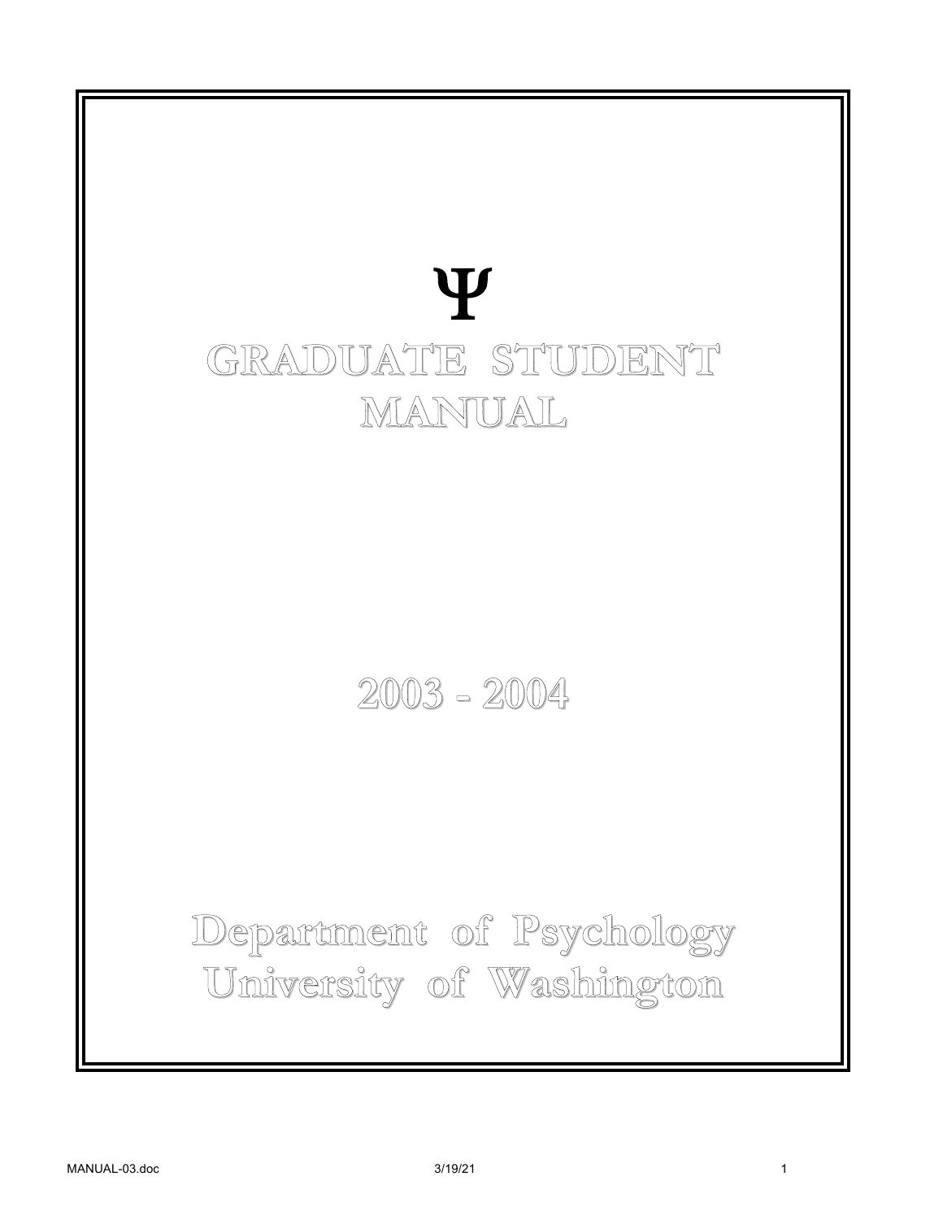# Ψ

# GRADUATE STUDENT MANUAL

## 2003 - 2004

## Department of Psychology
## University of Washington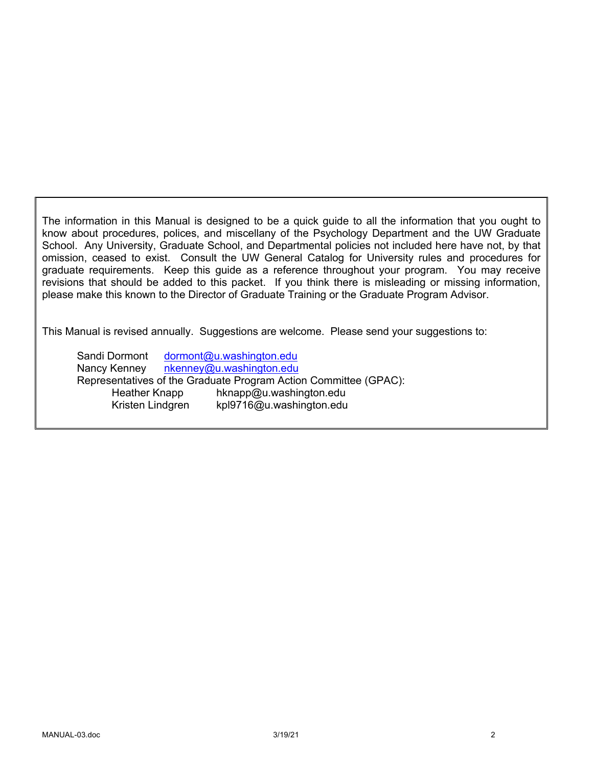The information in this Manual is designed to be a quick guide to all the information that you ought to know about procedures, polices, and miscellany of the Psychology Department and the UW Graduate School. Any University, Graduate School, and Departmental policies not included here have not, by that omission, ceased to exist. Consult the UW General Catalog for University rules and procedures for graduate requirements. Keep this guide as a reference throughout your program. You may receive revisions that should be added to this packet. If you think there is misleading or missing information, please make this known to the Director of Graduate Training or the Graduate Program Advisor.

This Manual is revised annually. Suggestions are welcome. Please send your suggestions to:

Sandi Dormont dormont@u.washington.edu
Nancy Kenney nkenney@u.washington.edu
Representatives of the Graduate Program Action Committee (GPAC):
- Heather Knapp hknapp@u.washington.edu
- Kristen Lindgren kpl9716@u.washington.edu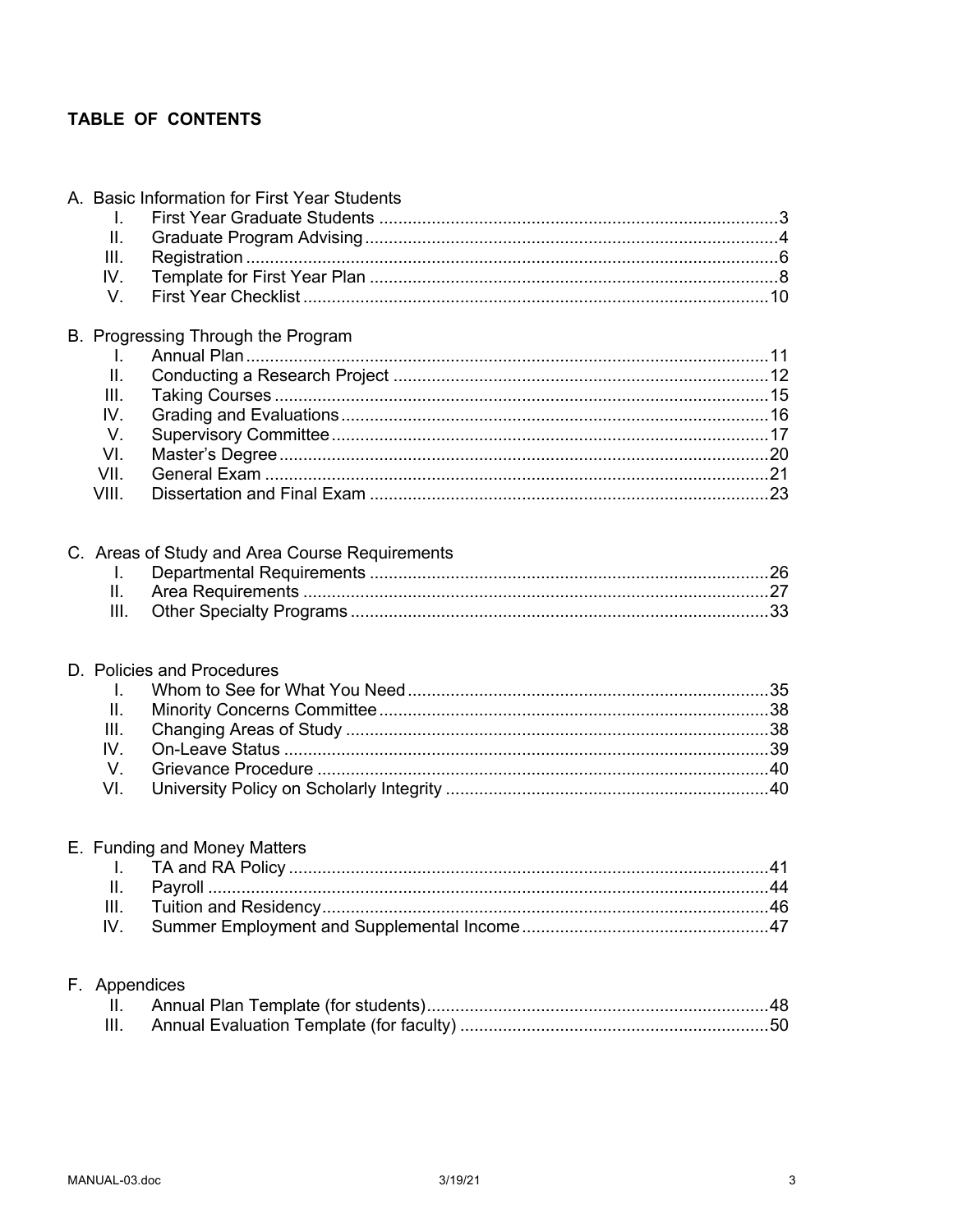# TABLE OF CONTENTS

A. Basic Information for First Year Students

- I. First Year Graduate Students ....................................................................................3
- II. Graduate Program Advising......................................................................................4
- III. Registration ...............................................................................................................6
- IV. Template for First Year Plan .....................................................................................8
- V. First Year Checklist .................................................................................................10

B. Progressing Through the Program

- I. Annual Plan.............................................................................................................11
- II. Conducting a Research Project ..............................................................................12
- III. Taking Courses .......................................................................................................15
- IV. Grading and Evaluations.........................................................................................16
- V. Supervisory Committee...........................................................................................17
- VI. Master's Degree......................................................................................................20
- VII. General Exam .........................................................................................................21
- VIII. Dissertation and Final Exam ...................................................................................23

C. Areas of Study and Area Course Requirements

- I. Departmental Requirements ...................................................................................26
- II. Area Requirements .................................................................................................27
- III. Other Specialty Programs .......................................................................................33

D. Policies and Procedures

- I. Whom to See for What You Need...........................................................................35
- II. Minority Concerns Committee.................................................................................38
- III. Changing Areas of Study ........................................................................................38
- IV. On-Leave Status .....................................................................................................39
- V. Grievance Procedure ..............................................................................................40
- VI. University Policy on Scholarly Integrity ...................................................................40

E. Funding and Money Matters

- I. TA and RA Policy ....................................................................................................41
- II. Payroll .....................................................................................................................44
- III. Tuition and Residency.............................................................................................46
- IV. Summer Employment and Supplemental Income....................................................47

F. Appendices

- II. Annual Plan Template (for students)........................................................................48
- III. Annual Evaluation Template (for faculty) .................................................................50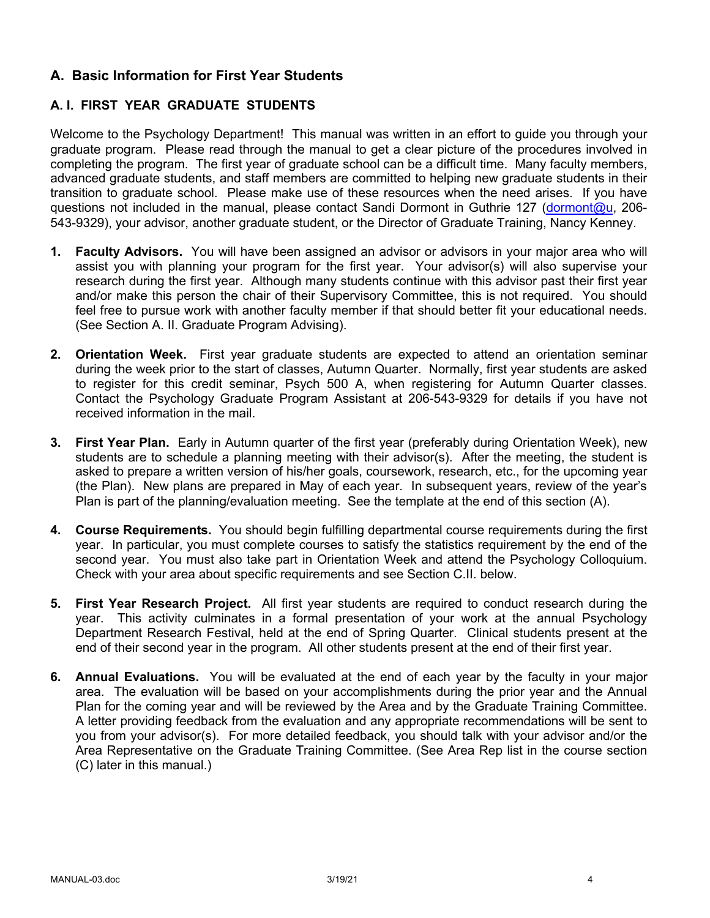## A. Basic Information for First Year Students

### A. I. FIRST YEAR GRADUATE STUDENTS

Welcome to the Psychology Department! This manual was written in an effort to guide you through your graduate program. Please read through the manual to get a clear picture of the procedures involved in completing the program. The first year of graduate school can be a difficult time. Many faculty members, advanced graduate students, and staff members are committed to helping new graduate students in their transition to graduate school. Please make use of these resources when the need arises. If you have questions not included in the manual, please contact Sandi Dormont in Guthrie 127 (dormont@u, 206-543-9329), your advisor, another graduate student, or the Director of Graduate Training, Nancy Kenney.

1. **Faculty Advisors.** You will have been assigned an advisor or advisors in your major area who will assist you with planning your program for the first year. Your advisor(s) will also supervise your research during the first year. Although many students continue with this advisor past their first year and/or make this person the chair of their Supervisory Committee, this is not required. You should feel free to pursue work with another faculty member if that should better fit your educational needs. (See Section A. II. Graduate Program Advising).

2. **Orientation Week.** First year graduate students are expected to attend an orientation seminar during the week prior to the start of classes, Autumn Quarter. Normally, first year students are asked to register for this credit seminar, Psych 500 A, when registering for Autumn Quarter classes. Contact the Psychology Graduate Program Assistant at 206-543-9329 for details if you have not received information in the mail.

3. **First Year Plan.** Early in Autumn quarter of the first year (preferably during Orientation Week), new students are to schedule a planning meeting with their advisor(s). After the meeting, the student is asked to prepare a written version of his/her goals, coursework, research, etc., for the upcoming year (the Plan). New plans are prepared in May of each year. In subsequent years, review of the year's Plan is part of the planning/evaluation meeting. See the template at the end of this section (A).

4. **Course Requirements.** You should begin fulfilling departmental course requirements during the first year. In particular, you must complete courses to satisfy the statistics requirement by the end of the second year. You must also take part in Orientation Week and attend the Psychology Colloquium. Check with your area about specific requirements and see Section C.II. below.

5. **First Year Research Project.** All first year students are required to conduct research during the year. This activity culminates in a formal presentation of your work at the annual Psychology Department Research Festival, held at the end of Spring Quarter. Clinical students present at the end of their second year in the program. All other students present at the end of their first year.

6. **Annual Evaluations.** You will be evaluated at the end of each year by the faculty in your major area. The evaluation will be based on your accomplishments during the prior year and the Annual Plan for the coming year and will be reviewed by the Area and by the Graduate Training Committee. A letter providing feedback from the evaluation and any appropriate recommendations will be sent to you from your advisor(s). For more detailed feedback, you should talk with your advisor and/or the Area Representative on the Graduate Training Committee. (See Area Rep list in the course section (C) later in this manual.)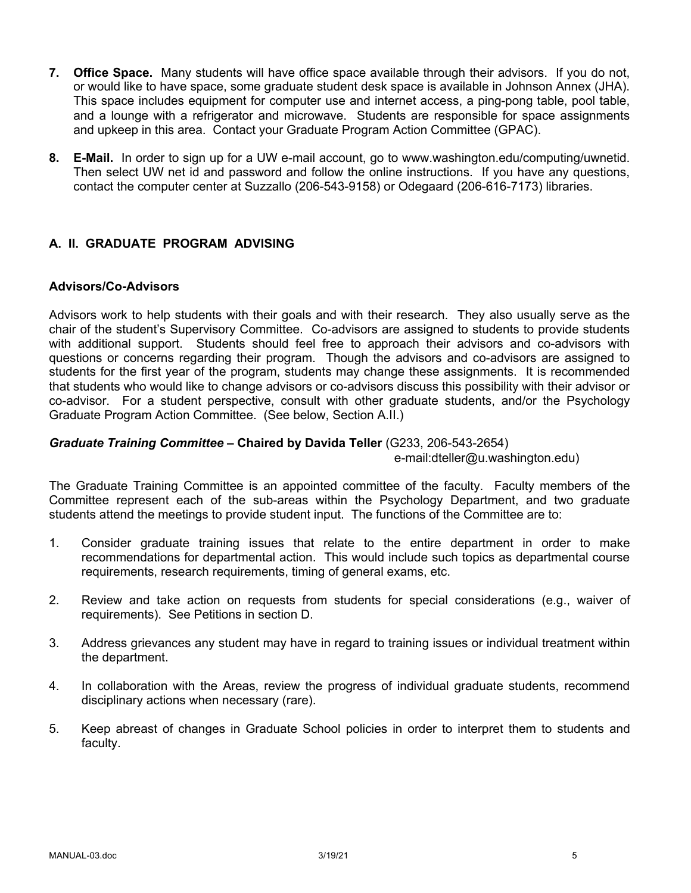**7. Office Space.** Many students will have office space available through their advisors. If you do not, or would like to have space, some graduate student desk space is available in Johnson Annex (JHA). This space includes equipment for computer use and internet access, a ping-pong table, pool table, and a lounge with a refrigerator and microwave. Students are responsible for space assignments and upkeep in this area. Contact your Graduate Program Action Committee (GPAC).

**8. E-Mail.** In order to sign up for a UW e-mail account, go to www.washington.edu/computing/uwnetid. Then select UW net id and password and follow the online instructions. If you have any questions, contact the computer center at Suzzallo (206-543-9158) or Odegaard (206-616-7173) libraries.

## A. II. GRADUATE PROGRAM ADVISING

### Advisors/Co-Advisors

Advisors work to help students with their goals and with their research. They also usually serve as the chair of the student's Supervisory Committee. Co-advisors are assigned to students to provide students with additional support. Students should feel free to approach their advisors and co-advisors with questions or concerns regarding their program. Though the advisors and co-advisors are assigned to students for the first year of the program, students may change these assignments. It is recommended that students who would like to change advisors or co-advisors discuss this possibility with their advisor or co-advisor. For a student perspective, consult with other graduate students, and/or the Psychology Graduate Program Action Committee. (See below, Section A.II.)

***Graduate Training Committee* – Chaired by Davida Teller** (G233, 206-543-2654)
e-mail:dteller@u.washington.edu)

The Graduate Training Committee is an appointed committee of the faculty. Faculty members of the Committee represent each of the sub-areas within the Psychology Department, and two graduate students attend the meetings to provide student input. The functions of the Committee are to:

1. Consider graduate training issues that relate to the entire department in order to make recommendations for departmental action. This would include such topics as departmental course requirements, research requirements, timing of general exams, etc.

2. Review and take action on requests from students for special considerations (e.g., waiver of requirements). See Petitions in section D.

3. Address grievances any student may have in regard to training issues or individual treatment within the department.

4. In collaboration with the Areas, review the progress of individual graduate students, recommend disciplinary actions when necessary (rare).

5. Keep abreast of changes in Graduate School policies in order to interpret them to students and faculty.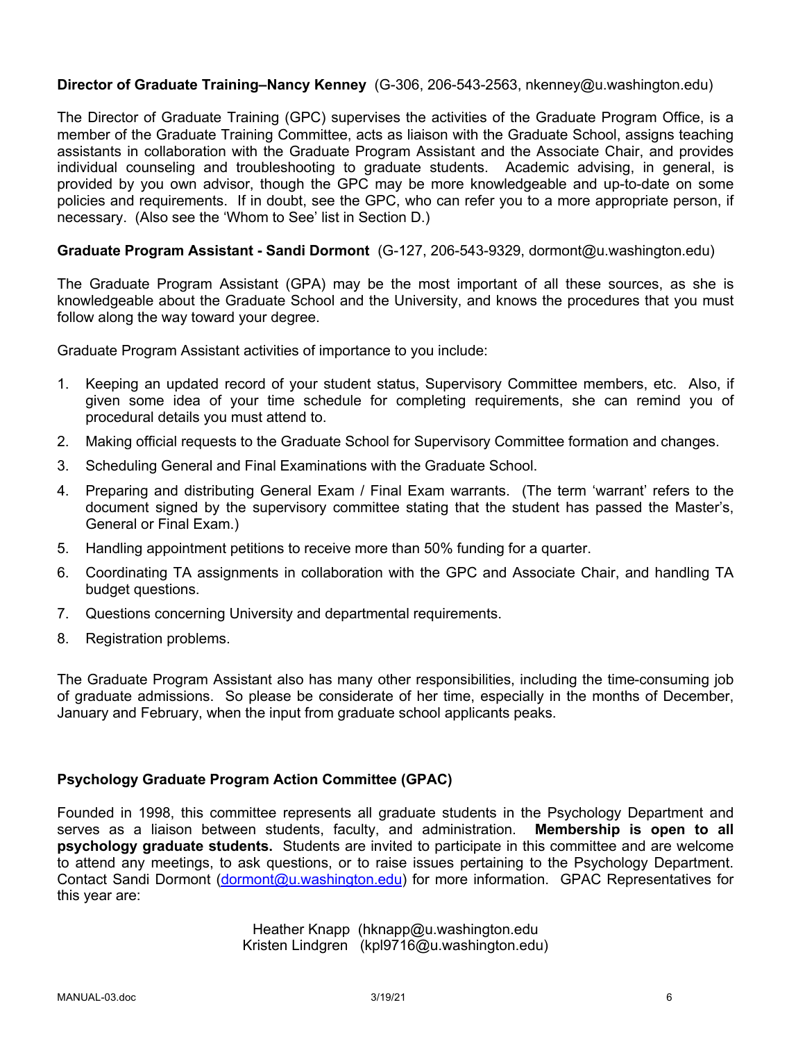**Director of Graduate Training–Nancy Kenney** (G-306, 206-543-2563, nkenney@u.washington.edu)

The Director of Graduate Training (GPC) supervises the activities of the Graduate Program Office, is a member of the Graduate Training Committee, acts as liaison with the Graduate School, assigns teaching assistants in collaboration with the Graduate Program Assistant and the Associate Chair, and provides individual counseling and troubleshooting to graduate students. Academic advising, in general, is provided by you own advisor, though the GPC may be more knowledgeable and up-to-date on some policies and requirements. If in doubt, see the GPC, who can refer you to a more appropriate person, if necessary. (Also see the 'Whom to See' list in Section D.)

**Graduate Program Assistant - Sandi Dormont** (G-127, 206-543-9329, dormont@u.washington.edu)

The Graduate Program Assistant (GPA) may be the most important of all these sources, as she is knowledgeable about the Graduate School and the University, and knows the procedures that you must follow along the way toward your degree.

Graduate Program Assistant activities of importance to you include:

1. Keeping an updated record of your student status, Supervisory Committee members, etc. Also, if given some idea of your time schedule for completing requirements, she can remind you of procedural details you must attend to.
2. Making official requests to the Graduate School for Supervisory Committee formation and changes.
3. Scheduling General and Final Examinations with the Graduate School.
4. Preparing and distributing General Exam / Final Exam warrants. (The term 'warrant' refers to the document signed by the supervisory committee stating that the student has passed the Master's, General or Final Exam.)
5. Handling appointment petitions to receive more than 50% funding for a quarter.
6. Coordinating TA assignments in collaboration with the GPC and Associate Chair, and handling TA budget questions.
7. Questions concerning University and departmental requirements.
8. Registration problems.

The Graduate Program Assistant also has many other responsibilities, including the time-consuming job of graduate admissions. So please be considerate of her time, especially in the months of December, January and February, when the input from graduate school applicants peaks.

**Psychology Graduate Program Action Committee (GPAC)**

Founded in 1998, this committee represents all graduate students in the Psychology Department and serves as a liaison between students, faculty, and administration. **Membership is open to all psychology graduate students.** Students are invited to participate in this committee and are welcome to attend any meetings, to ask questions, or to raise issues pertaining to the Psychology Department. Contact Sandi Dormont (dormont@u.washington.edu) for more information. GPAC Representatives for this year are:

Heather Knapp (hknapp@u.washington.edu
Kristen Lindgren (kpl9716@u.washington.edu)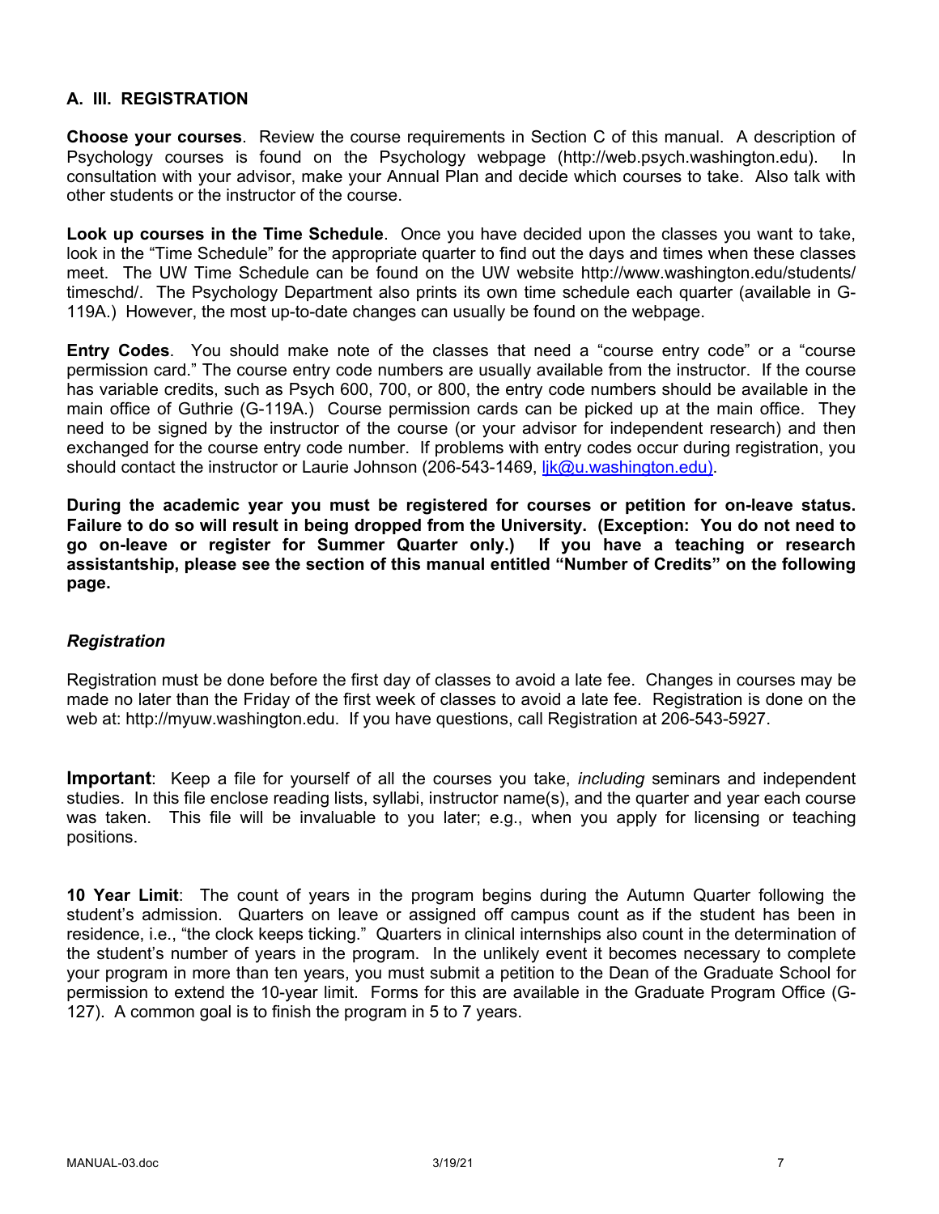## A. III. REGISTRATION

**Choose your courses**. Review the course requirements in Section C of this manual. A description of Psychology courses is found on the Psychology webpage (http://web.psych.washington.edu). In consultation with your advisor, make your Annual Plan and decide which courses to take. Also talk with other students or the instructor of the course.

**Look up courses in the Time Schedule**. Once you have decided upon the classes you want to take, look in the "Time Schedule" for the appropriate quarter to find out the days and times when these classes meet. The UW Time Schedule can be found on the UW website http://www.washington.edu/students/timeschd/. The Psychology Department also prints its own time schedule each quarter (available in G-119A.) However, the most up-to-date changes can usually be found on the webpage.

**Entry Codes**. You should make note of the classes that need a "course entry code" or a "course permission card." The course entry code numbers are usually available from the instructor. If the course has variable credits, such as Psych 600, 700, or 800, the entry code numbers should be available in the main office of Guthrie (G-119A.) Course permission cards can be picked up at the main office. They need to be signed by the instructor of the course (or your advisor for independent research) and then exchanged for the course entry code number. If problems with entry codes occur during registration, you should contact the instructor or Laurie Johnson (206-543-1469, ljk@u.washington.edu).

**During the academic year you must be registered for courses or petition for on-leave status. Failure to do so will result in being dropped from the University. (Exception: You do not need to go on-leave or register for Summer Quarter only.) If you have a teaching or research assistantship, please see the section of this manual entitled "Number of Credits" on the following page.**

### *Registration*

Registration must be done before the first day of classes to avoid a late fee. Changes in courses may be made no later than the Friday of the first week of classes to avoid a late fee. Registration is done on the web at: http://myuw.washington.edu. If you have questions, call Registration at 206-543-5927.

**Important**: Keep a file for yourself of all the courses you take, *including* seminars and independent studies. In this file enclose reading lists, syllabi, instructor name(s), and the quarter and year each course was taken. This file will be invaluable to you later; e.g., when you apply for licensing or teaching positions.

**10 Year Limit**: The count of years in the program begins during the Autumn Quarter following the student's admission. Quarters on leave or assigned off campus count as if the student has been in residence, i.e., "the clock keeps ticking." Quarters in clinical internships also count in the determination of the student's number of years in the program. In the unlikely event it becomes necessary to complete your program in more than ten years, you must submit a petition to the Dean of the Graduate School for permission to extend the 10-year limit. Forms for this are available in the Graduate Program Office (G-127). A common goal is to finish the program in 5 to 7 years.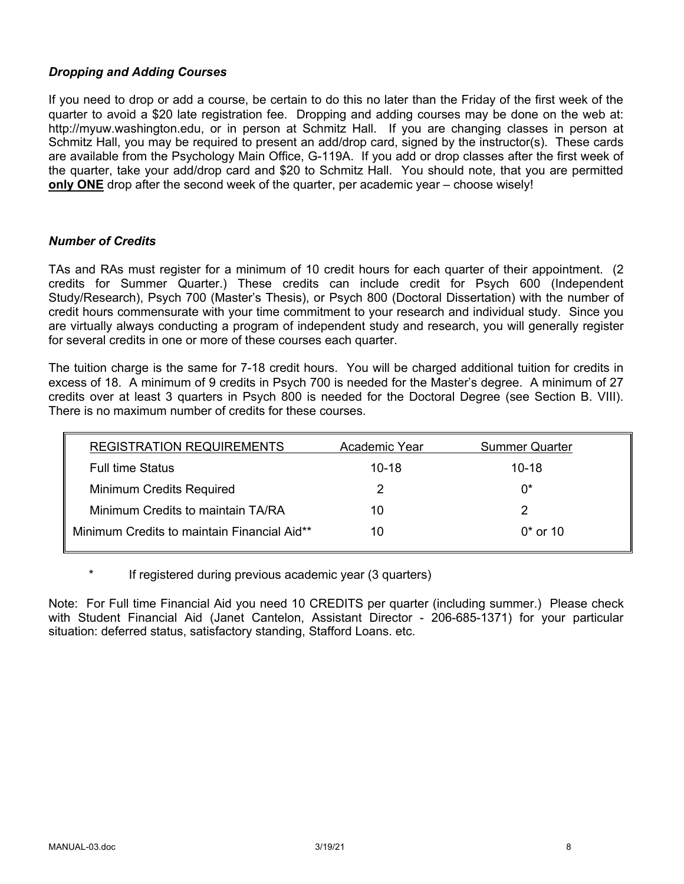### *Dropping and Adding Courses*

If you need to drop or add a course, be certain to do this no later than the Friday of the first week of the quarter to avoid a $20 late registration fee. Dropping and adding courses may be done on the web at: http://myuw.washington.edu, or in person at Schmitz Hall. If you are changing classes in person at Schmitz Hall, you may be required to present an add/drop card, signed by the instructor(s). These cards are available from the Psychology Main Office, G-119A. If you add or drop classes after the first week of the quarter, take your add/drop card and $20 to Schmitz Hall. You should note, that you are permitted **only ONE** drop after the second week of the quarter, per academic year – choose wisely!

### *Number of Credits*

TAs and RAs must register for a minimum of 10 credit hours for each quarter of their appointment. (2 credits for Summer Quarter.) These credits can include credit for Psych 600 (Independent Study/Research), Psych 700 (Master's Thesis), or Psych 800 (Doctoral Dissertation) with the number of credit hours commensurate with your time commitment to your research and individual study. Since you are virtually always conducting a program of independent study and research, you will generally register for several credits in one or more of these courses each quarter.

The tuition charge is the same for 7-18 credit hours. You will be charged additional tuition for credits in excess of 18. A minimum of 9 credits in Psych 700 is needed for the Master's degree. A minimum of 27 credits over at least 3 quarters in Psych 800 is needed for the Doctoral Degree (see Section B. VIII). There is no maximum number of credits for these courses.

| REGISTRATION REQUIREMENTS | Academic Year | Summer Quarter |
|---|---|---|
| Full time Status | 10-18 | 10-18 |
| Minimum Credits Required | 2 | 0* |
| Minimum Credits to maintain TA/RA | 10 | 2 |
| Minimum Credits to maintain Financial Aid** | 10 | 0* or 10 |

\* If registered during previous academic year (3 quarters)

Note: For Full time Financial Aid you need 10 CREDITS per quarter (including summer.) Please check with Student Financial Aid (Janet Cantelon, Assistant Director - 206-685-1371) for your particular situation: deferred status, satisfactory standing, Stafford Loans. etc.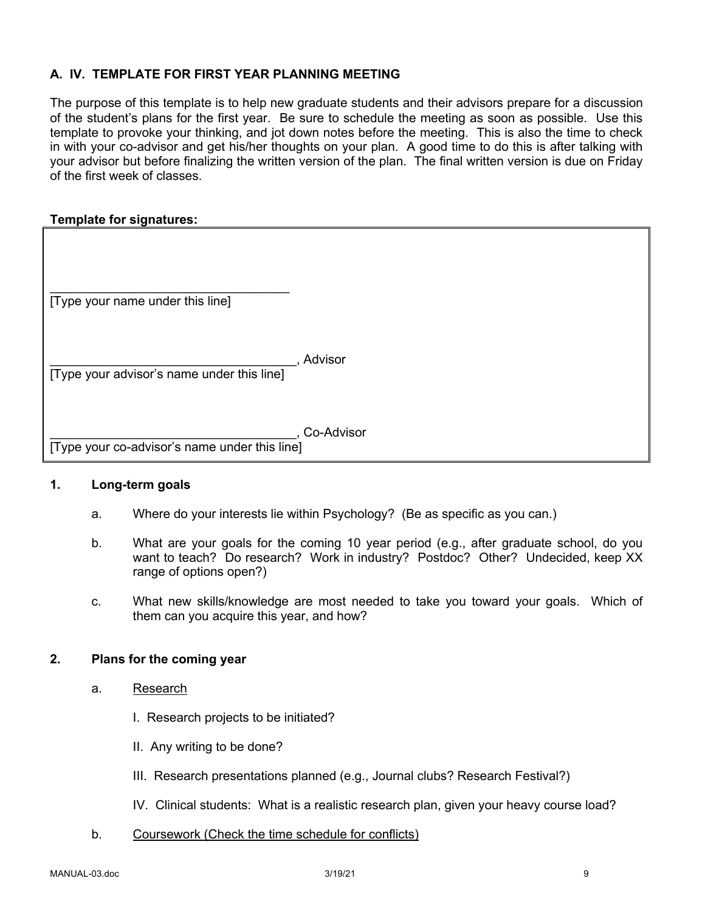## A. IV. TEMPLATE FOR FIRST YEAR PLANNING MEETING

The purpose of this template is to help new graduate students and their advisors prepare for a discussion of the student's plans for the first year. Be sure to schedule the meeting as soon as possible. Use this template to provoke your thinking, and jot down notes before the meeting. This is also the time to check in with your co-advisor and get his/her thoughts on your plan. A good time to do this is after talking with your advisor but before finalizing the written version of the plan. The final written version is due on Friday of the first week of classes.

**Template for signatures:**

___________________________________
[Type your name under this line]

___________________________________, Advisor
[Type your advisor's name under this line]

___________________________________, Co-Advisor
[Type your co-advisor's name under this line]

### 1. Long-term goals

a. Where do your interests lie within Psychology? (Be as specific as you can.)

b. What are your goals for the coming 10 year period (e.g., after graduate school, do you want to teach? Do research? Work in industry? Postdoc? Other? Undecided, keep XX range of options open?)

c. What new skills/knowledge are most needed to take you toward your goals. Which of them can you acquire this year, and how?

### 2. Plans for the coming year

a. Research

I. Research projects to be initiated?

II. Any writing to be done?

III. Research presentations planned (e.g., Journal clubs? Research Festival?)

IV. Clinical students: What is a realistic research plan, given your heavy course load?

b. Coursework (Check the time schedule for conflicts)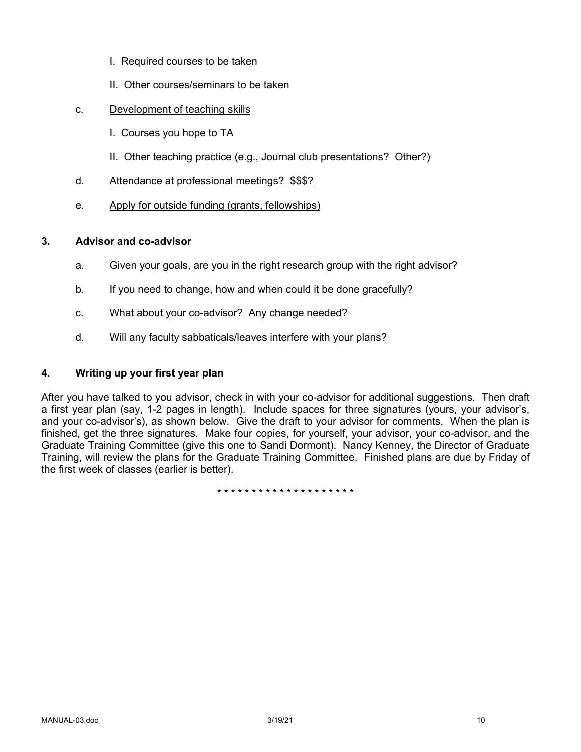I. Required courses to be taken

   II. Other courses/seminars to be taken

c. <u>Development of teaching skills</u>

   I. Courses you hope to TA

   II. Other teaching practice (e.g., Journal club presentations? Other?)

d. <u>Attendance at professional meetings? $$$?</u>

e. <u>Apply for outside funding (grants, fellowships)</u>

**3. Advisor and co-advisor**

a. Given your goals, are you in the right research group with the right advisor?

b. If you need to change, how and when could it be done gracefully?

c. What about your co-advisor? Any change needed?

d. Will any faculty sabbaticals/leaves interfere with your plans?

**4. Writing up your first year plan**

After you have talked to you advisor, check in with your co-advisor for additional suggestions. Then draft a first year plan (say, 1-2 pages in length). Include spaces for three signatures (yours, your advisor's, and your co-advisor's), as shown below. Give the draft to your advisor for comments. When the plan is finished, get the three signatures. Make four copies, for yourself, your advisor, your co-advisor, and the Graduate Training Committee (give this one to Sandi Dormont). Nancy Kenney, the Director of Graduate Training, will review the plans for the Graduate Training Committee. Finished plans are due by Friday of the first week of classes (earlier is better).

* * * * * * * * * * * * * * * * * * * *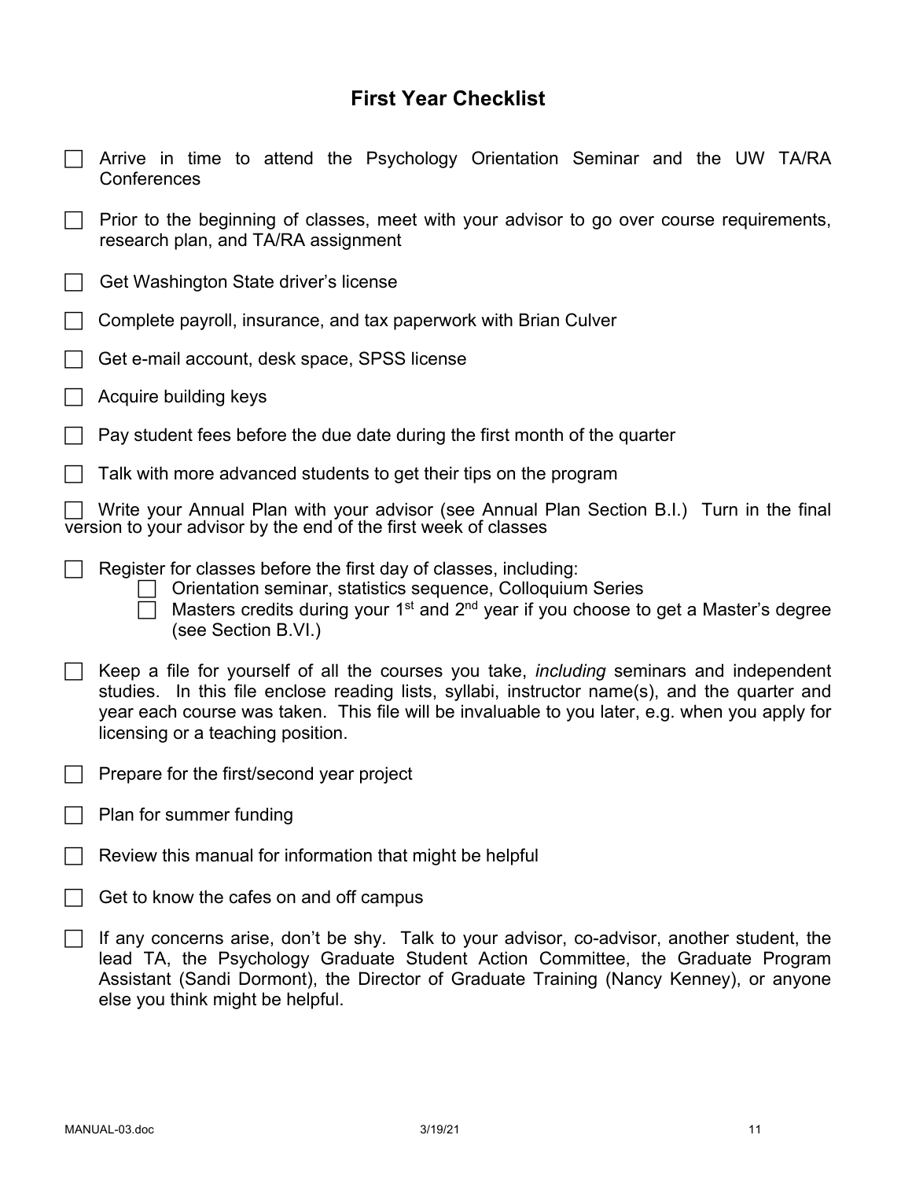## First Year Checklist

- [ ] Arrive in time to attend the Psychology Orientation Seminar and the UW TA/RA Conferences
- [ ] Prior to the beginning of classes, meet with your advisor to go over course requirements, research plan, and TA/RA assignment
- [ ] Get Washington State driver's license
- [ ] Complete payroll, insurance, and tax paperwork with Brian Culver
- [ ] Get e-mail account, desk space, SPSS license
- [ ] Acquire building keys
- [ ] Pay student fees before the due date during the first month of the quarter
- [ ] Talk with more advanced students to get their tips on the program
- [ ] Write your Annual Plan with your advisor (see Annual Plan Section B.I.) Turn in the final version to your advisor by the end of the first week of classes
- [ ] Register for classes before the first day of classes, including:
    - [ ] Orientation seminar, statistics sequence, Colloquium Series
    - [ ] Masters credits during your 1st and 2nd year if you choose to get a Master's degree (see Section B.VI.)
- [ ] Keep a file for yourself of all the courses you take, *including* seminars and independent studies. In this file enclose reading lists, syllabi, instructor name(s), and the quarter and year each course was taken. This file will be invaluable to you later, e.g. when you apply for licensing or a teaching position.
- [ ] Prepare for the first/second year project
- [ ] Plan for summer funding
- [ ] Review this manual for information that might be helpful
- [ ] Get to know the cafes on and off campus
- [ ] If any concerns arise, don't be shy. Talk to your advisor, co-advisor, another student, the lead TA, the Psychology Graduate Student Action Committee, the Graduate Program Assistant (Sandi Dormont), the Director of Graduate Training (Nancy Kenney), or anyone else you think might be helpful.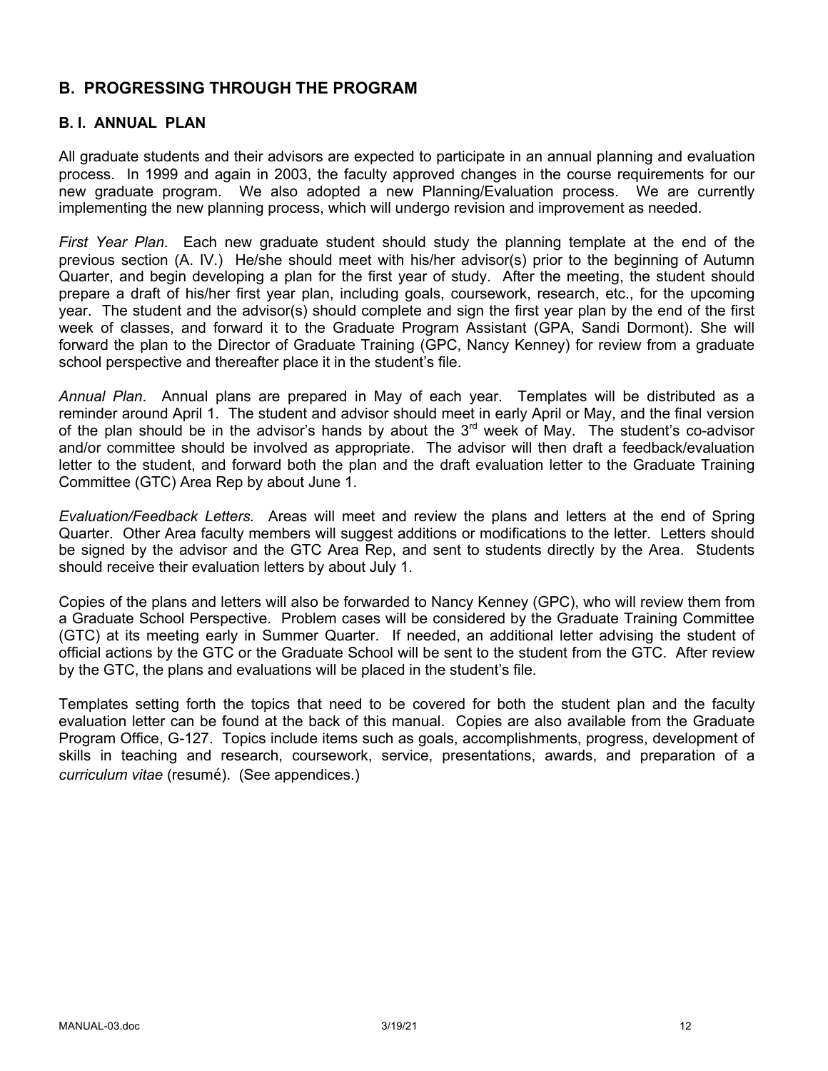## B. PROGRESSING THROUGH THE PROGRAM

### B. I. ANNUAL PLAN

All graduate students and their advisors are expected to participate in an annual planning and evaluation process. In 1999 and again in 2003, the faculty approved changes in the course requirements for our new graduate program. We also adopted a new Planning/Evaluation process. We are currently implementing the new planning process, which will undergo revision and improvement as needed.

*First Year Plan*. Each new graduate student should study the planning template at the end of the previous section (A. IV.) He/she should meet with his/her advisor(s) prior to the beginning of Autumn Quarter, and begin developing a plan for the first year of study. After the meeting, the student should prepare a draft of his/her first year plan, including goals, coursework, research, etc., for the upcoming year. The student and the advisor(s) should complete and sign the first year plan by the end of the first week of classes, and forward it to the Graduate Program Assistant (GPA, Sandi Dormont). She will forward the plan to the Director of Graduate Training (GPC, Nancy Kenney) for review from a graduate school perspective and thereafter place it in the student's file.

*Annual Plan*. Annual plans are prepared in May of each year. Templates will be distributed as a reminder around April 1. The student and advisor should meet in early April or May, and the final version of the plan should be in the advisor's hands by about the 3rd week of May. The student's co-advisor and/or committee should be involved as appropriate. The advisor will then draft a feedback/evaluation letter to the student, and forward both the plan and the draft evaluation letter to the Graduate Training Committee (GTC) Area Rep by about June 1.

*Evaluation/Feedback Letters.* Areas will meet and review the plans and letters at the end of Spring Quarter. Other Area faculty members will suggest additions or modifications to the letter. Letters should be signed by the advisor and the GTC Area Rep, and sent to students directly by the Area. Students should receive their evaluation letters by about July 1.

Copies of the plans and letters will also be forwarded to Nancy Kenney (GPC), who will review them from a Graduate School Perspective. Problem cases will be considered by the Graduate Training Committee (GTC) at its meeting early in Summer Quarter. If needed, an additional letter advising the student of official actions by the GTC or the Graduate School will be sent to the student from the GTC. After review by the GTC, the plans and evaluations will be placed in the student's file.

Templates setting forth the topics that need to be covered for both the student plan and the faculty evaluation letter can be found at the back of this manual. Copies are also available from the Graduate Program Office, G-127. Topics include items such as goals, accomplishments, progress, development of skills in teaching and research, coursework, service, presentations, awards, and preparation of a *curriculum vitae* (resumé). (See appendices.)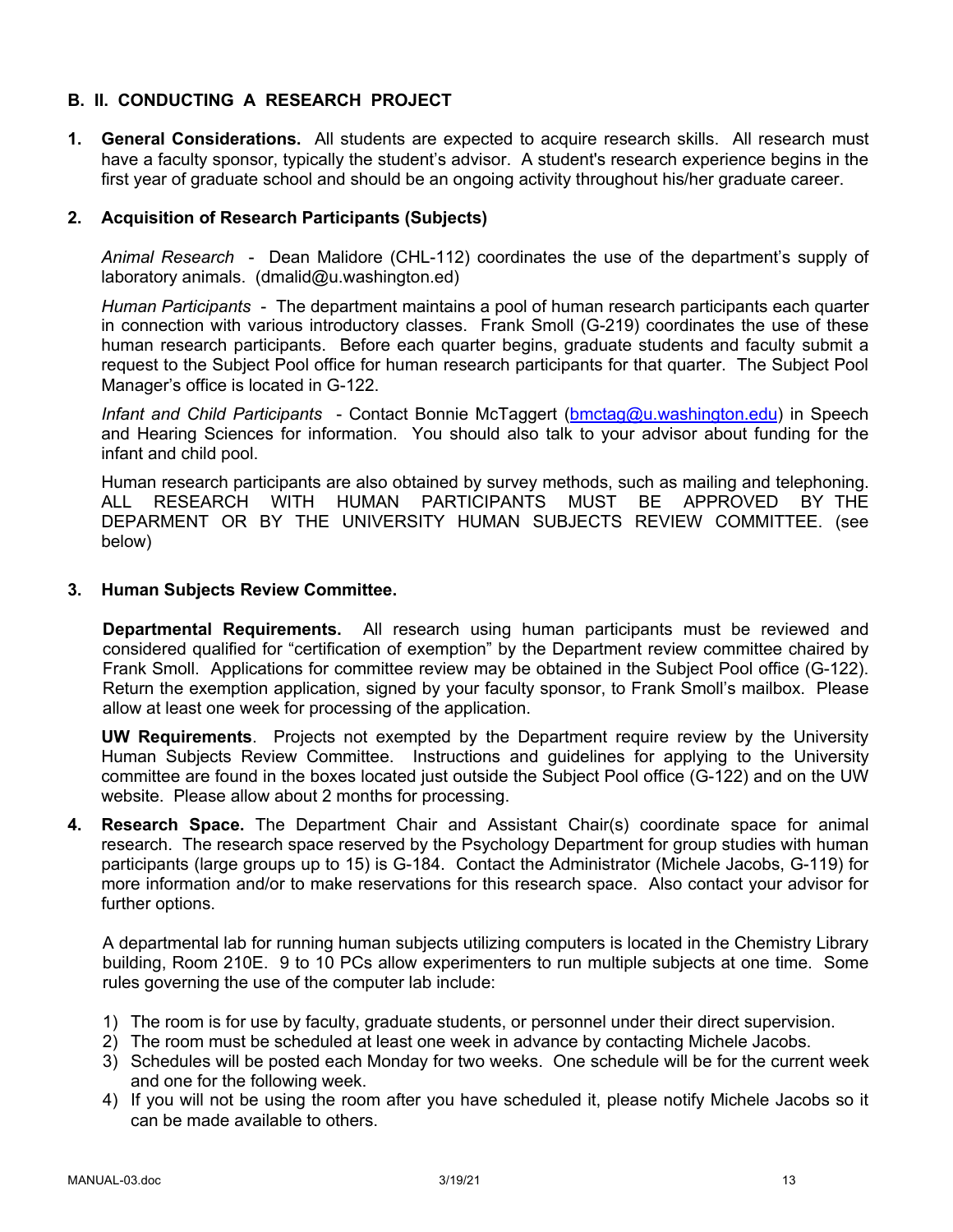## B. II. CONDUCTING A RESEARCH PROJECT

1. **General Considerations.** All students are expected to acquire research skills. All research must have a faculty sponsor, typically the student's advisor. A student's research experience begins in the first year of graduate school and should be an ongoing activity throughout his/her graduate career.

2. **Acquisition of Research Participants (Subjects)**

   *Animal Research* - Dean Malidore (CHL-112) coordinates the use of the department's supply of laboratory animals. (dmalid@u.washington.ed)

   *Human Participants* - The department maintains a pool of human research participants each quarter in connection with various introductory classes. Frank Smoll (G-219) coordinates the use of these human research participants. Before each quarter begins, graduate students and faculty submit a request to the Subject Pool office for human research participants for that quarter. The Subject Pool Manager's office is located in G-122.

   *Infant and Child Participants* - Contact Bonnie McTaggert (bmctag@u.washington.edu) in Speech and Hearing Sciences for information. You should also talk to your advisor about funding for the infant and child pool.

   Human research participants are also obtained by survey methods, such as mailing and telephoning. ALL RESEARCH WITH HUMAN PARTICIPANTS MUST BE APPROVED BY THE DEPARMENT OR BY THE UNIVERSITY HUMAN SUBJECTS REVIEW COMMITTEE. (see below)

3. **Human Subjects Review Committee.**

   **Departmental Requirements.** All research using human participants must be reviewed and considered qualified for "certification of exemption" by the Department review committee chaired by Frank Smoll. Applications for committee review may be obtained in the Subject Pool office (G-122). Return the exemption application, signed by your faculty sponsor, to Frank Smoll's mailbox. Please allow at least one week for processing of the application.

   **UW Requirements**. Projects not exempted by the Department require review by the University Human Subjects Review Committee. Instructions and guidelines for applying to the University committee are found in the boxes located just outside the Subject Pool office (G-122) and on the UW website. Please allow about 2 months for processing.

4. **Research Space.** The Department Chair and Assistant Chair(s) coordinate space for animal research. The research space reserved by the Psychology Department for group studies with human participants (large groups up to 15) is G-184. Contact the Administrator (Michele Jacobs, G-119) for more information and/or to make reservations for this research space. Also contact your advisor for further options.

   A departmental lab for running human subjects utilizing computers is located in the Chemistry Library building, Room 210E. 9 to 10 PCs allow experimenters to run multiple subjects at one time. Some rules governing the use of the computer lab include:

   1) The room is for use by faculty, graduate students, or personnel under their direct supervision.
   2) The room must be scheduled at least one week in advance by contacting Michele Jacobs.
   3) Schedules will be posted each Monday for two weeks. One schedule will be for the current week and one for the following week.
   4) If you will not be using the room after you have scheduled it, please notify Michele Jacobs so it can be made available to others.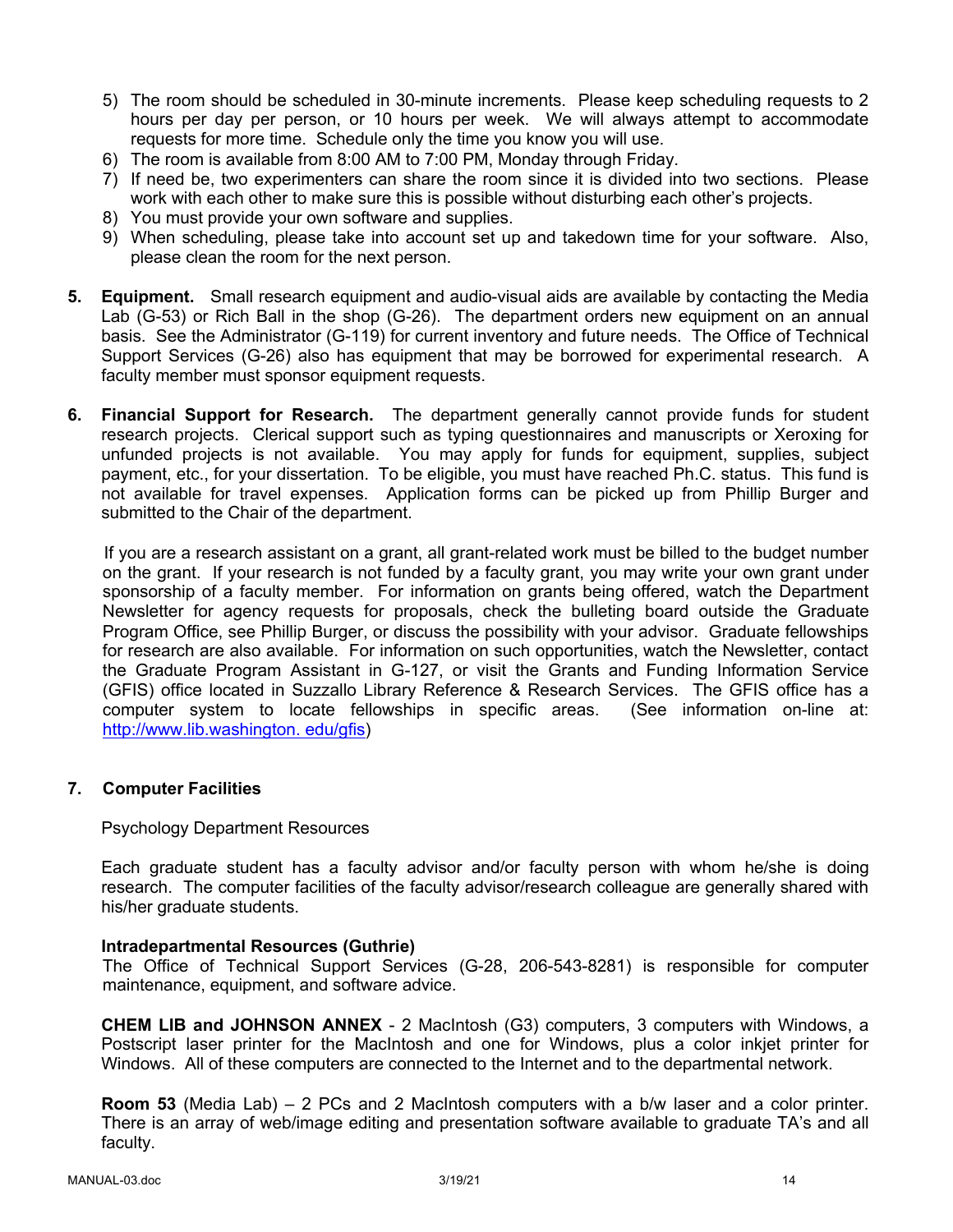5) The room should be scheduled in 30-minute increments. Please keep scheduling requests to 2 hours per day per person, or 10 hours per week. We will always attempt to accommodate requests for more time. Schedule only the time you know you will use.
6) The room is available from 8:00 AM to 7:00 PM, Monday through Friday.
7) If need be, two experimenters can share the room since it is divided into two sections. Please work with each other to make sure this is possible without disturbing each other's projects.
8) You must provide your own software and supplies.
9) When scheduling, please take into account set up and takedown time for your software. Also, please clean the room for the next person.

**5. Equipment.** Small research equipment and audio-visual aids are available by contacting the Media Lab (G-53) or Rich Ball in the shop (G-26). The department orders new equipment on an annual basis. See the Administrator (G-119) for current inventory and future needs. The Office of Technical Support Services (G-26) also has equipment that may be borrowed for experimental research. A faculty member must sponsor equipment requests.

**6. Financial Support for Research.** The department generally cannot provide funds for student research projects. Clerical support such as typing questionnaires and manuscripts or Xeroxing for unfunded projects is not available. You may apply for funds for equipment, supplies, subject payment, etc., for your dissertation. To be eligible, you must have reached Ph.C. status. This fund is not available for travel expenses. Application forms can be picked up from Phillip Burger and submitted to the Chair of the department.

If you are a research assistant on a grant, all grant-related work must be billed to the budget number on the grant. If your research is not funded by a faculty grant, you may write your own grant under sponsorship of a faculty member. For information on grants being offered, watch the Department Newsletter for agency requests for proposals, check the bulleting board outside the Graduate Program Office, see Phillip Burger, or discuss the possibility with your advisor. Graduate fellowships for research are also available. For information on such opportunities, watch the Newsletter, contact the Graduate Program Assistant in G-127, or visit the Grants and Funding Information Service (GFIS) office located in Suzzallo Library Reference & Research Services. The GFIS office has a computer system to locate fellowships in specific areas. (See information on-line at: http://www.lib.washington. edu/gfis)

## 7. Computer Facilities

Psychology Department Resources

Each graduate student has a faculty advisor and/or faculty person with whom he/she is doing research. The computer facilities of the faculty advisor/research colleague are generally shared with his/her graduate students.

**Intradepartmental Resources (Guthrie)**

The Office of Technical Support Services (G-28, 206-543-8281) is responsible for computer maintenance, equipment, and software advice.

**CHEM LIB and JOHNSON ANNEX** - 2 MacIntosh (G3) computers, 3 computers with Windows, a Postscript laser printer for the MacIntosh and one for Windows, plus a color inkjet printer for Windows. All of these computers are connected to the Internet and to the departmental network.

**Room 53** (Media Lab) – 2 PCs and 2 MacIntosh computers with a b/w laser and a color printer. There is an array of web/image editing and presentation software available to graduate TA's and all faculty.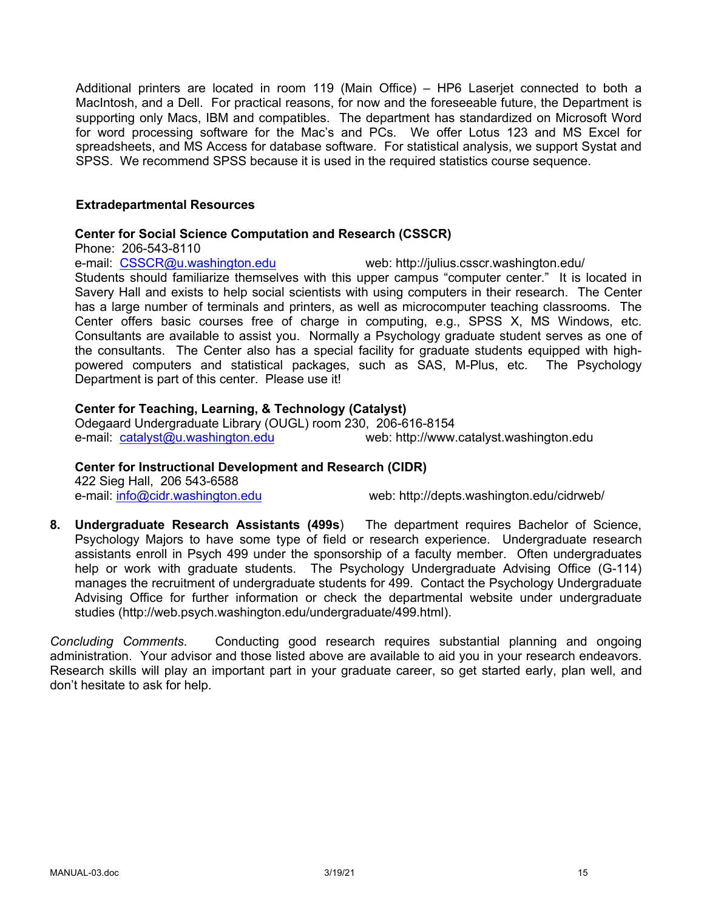Additional printers are located in room 119 (Main Office) – HP6 Laserjet connected to both a MacIntosh, and a Dell. For practical reasons, for now and the foreseeable future, the Department is supporting only Macs, IBM and compatibles. The department has standardized on Microsoft Word for word processing software for the Mac's and PCs. We offer Lotus 123 and MS Excel for spreadsheets, and MS Access for database software. For statistical analysis, we support Systat and SPSS. We recommend SPSS because it is used in the required statistics course sequence.

### Extradepartmental Resources

**Center for Social Science Computation and Research (CSSCR)**
Phone: 206-543-8110
e-mail: CSSCR@u.washington.edu web: http://julius.csscr.washington.edu/
Students should familiarize themselves with this upper campus "computer center." It is located in Savery Hall and exists to help social scientists with using computers in their research. The Center has a large number of terminals and printers, as well as microcomputer teaching classrooms. The Center offers basic courses free of charge in computing, e.g., SPSS X, MS Windows, etc. Consultants are available to assist you. Normally a Psychology graduate student serves as one of the consultants. The Center also has a special facility for graduate students equipped with high-powered computers and statistical packages, such as SAS, M-Plus, etc. The Psychology Department is part of this center. Please use it!

**Center for Teaching, Learning, & Technology (Catalyst)**
Odegaard Undergraduate Library (OUGL) room 230, 206-616-8154
e-mail: catalyst@u.washington.edu web: http://www.catalyst.washington.edu

**Center for Instructional Development and Research (CIDR)**
422 Sieg Hall, 206 543-6588
e-mail: info@cidr.washington.edu web: http://depts.washington.edu/cidrweb/

8. **Undergraduate Research Assistants (499s**) The department requires Bachelor of Science, Psychology Majors to have some type of field or research experience. Undergraduate research assistants enroll in Psych 499 under the sponsorship of a faculty member. Often undergraduates help or work with graduate students. The Psychology Undergraduate Advising Office (G-114) manages the recruitment of undergraduate students for 499. Contact the Psychology Undergraduate Advising Office for further information or check the departmental website under undergraduate studies (http://web.psych.washington.edu/undergraduate/499.html).

*Concluding Comments.* Conducting good research requires substantial planning and ongoing administration. Your advisor and those listed above are available to aid you in your research endeavors. Research skills will play an important part in your graduate career, so get started early, plan well, and don't hesitate to ask for help.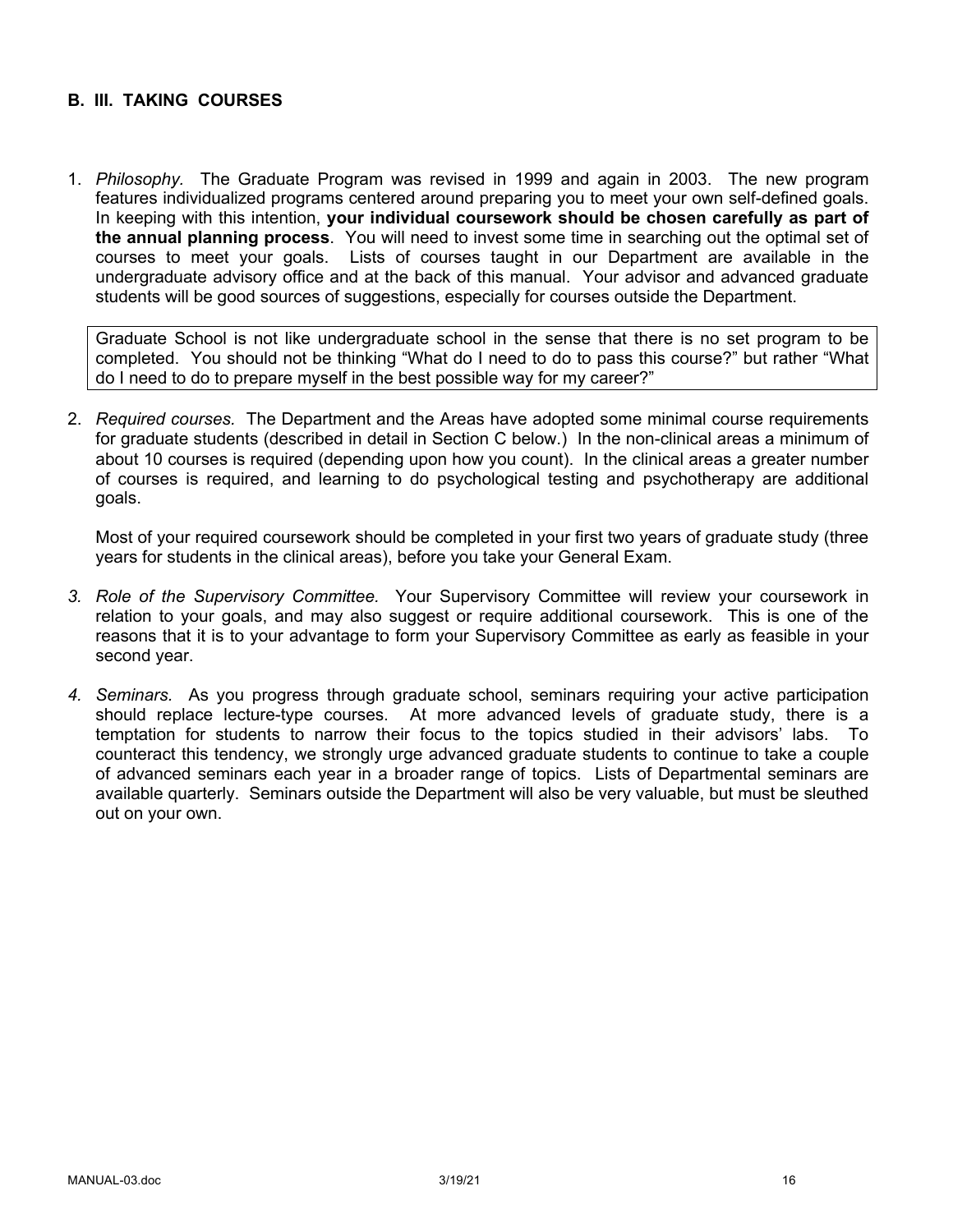## B. III. TAKING COURSES

1. *Philosophy.* The Graduate Program was revised in 1999 and again in 2003. The new program features individualized programs centered around preparing you to meet your own self-defined goals. In keeping with this intention, **your individual coursework should be chosen carefully as part of the annual planning process**. You will need to invest some time in searching out the optimal set of courses to meet your goals. Lists of courses taught in our Department are available in the undergraduate advisory office and at the back of this manual. Your advisor and advanced graduate students will be good sources of suggestions, especially for courses outside the Department.

   > Graduate School is not like undergraduate school in the sense that there is no set program to be completed. You should not be thinking "What do I need to do to pass this course?" but rather "What do I need to do to prepare myself in the best possible way for my career?"

2. *Required courses.* The Department and the Areas have adopted some minimal course requirements for graduate students (described in detail in Section C below.) In the non-clinical areas a minimum of about 10 courses is required (depending upon how you count). In the clinical areas a greater number of courses is required, and learning to do psychological testing and psychotherapy are additional goals.

   Most of your required coursework should be completed in your first two years of graduate study (three years for students in the clinical areas), before you take your General Exam.

3. *Role of the Supervisory Committee.* Your Supervisory Committee will review your coursework in relation to your goals, and may also suggest or require additional coursework. This is one of the reasons that it is to your advantage to form your Supervisory Committee as early as feasible in your second year.

4. *Seminars.* As you progress through graduate school, seminars requiring your active participation should replace lecture-type courses. At more advanced levels of graduate study, there is a temptation for students to narrow their focus to the topics studied in their advisors' labs. To counteract this tendency, we strongly urge advanced graduate students to continue to take a couple of advanced seminars each year in a broader range of topics. Lists of Departmental seminars are available quarterly. Seminars outside the Department will also be very valuable, but must be sleuthed out on your own.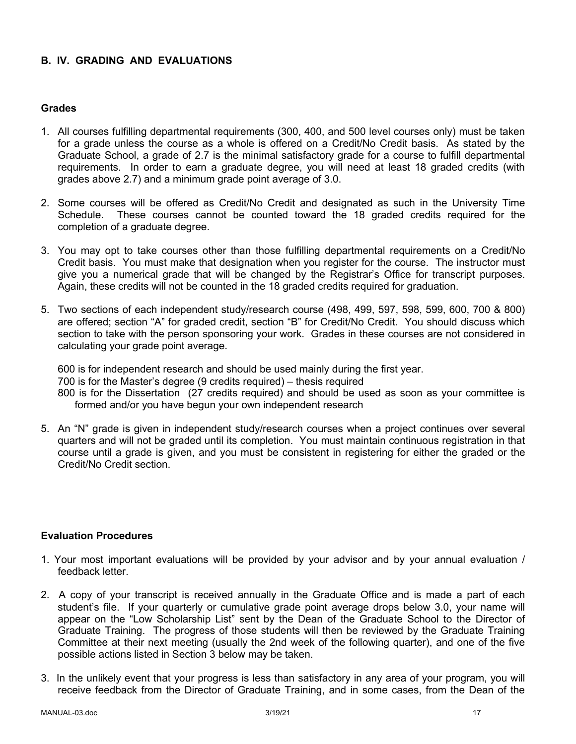## B. IV. GRADING AND EVALUATIONS

### Grades

1. All courses fulfilling departmental requirements (300, 400, and 500 level courses only) must be taken for a grade unless the course as a whole is offered on a Credit/No Credit basis. As stated by the Graduate School, a grade of 2.7 is the minimal satisfactory grade for a course to fulfill departmental requirements. In order to earn a graduate degree, you will need at least 18 graded credits (with grades above 2.7) and a minimum grade point average of 3.0.

2. Some courses will be offered as Credit/No Credit and designated as such in the University Time Schedule. These courses cannot be counted toward the 18 graded credits required for the completion of a graduate degree.

3. You may opt to take courses other than those fulfilling departmental requirements on a Credit/No Credit basis. You must make that designation when you register for the course. The instructor must give you a numerical grade that will be changed by the Registrar's Office for transcript purposes. Again, these credits will not be counted in the 18 graded credits required for graduation.

5. Two sections of each independent study/research course (498, 499, 597, 598, 599, 600, 700 & 800) are offered; section "A" for graded credit, section "B" for Credit/No Credit. You should discuss which section to take with the person sponsoring your work. Grades in these courses are not considered in calculating your grade point average.

   600 is for independent research and should be used mainly during the first year.
   700 is for the Master's degree (9 credits required) – thesis required
   800 is for the Dissertation (27 credits required) and should be used as soon as your committee is formed and/or you have begun your own independent research

5. An "N" grade is given in independent study/research courses when a project continues over several quarters and will not be graded until its completion. You must maintain continuous registration in that course until a grade is given, and you must be consistent in registering for either the graded or the Credit/No Credit section.

### Evaluation Procedures

1. Your most important evaluations will be provided by your advisor and by your annual evaluation / feedback letter.

2. A copy of your transcript is received annually in the Graduate Office and is made a part of each student's file. If your quarterly or cumulative grade point average drops below 3.0, your name will appear on the "Low Scholarship List" sent by the Dean of the Graduate School to the Director of Graduate Training. The progress of those students will then be reviewed by the Graduate Training Committee at their next meeting (usually the 2nd week of the following quarter), and one of the five possible actions listed in Section 3 below may be taken.

3. In the unlikely event that your progress is less than satisfactory in any area of your program, you will receive feedback from the Director of Graduate Training, and in some cases, from the Dean of the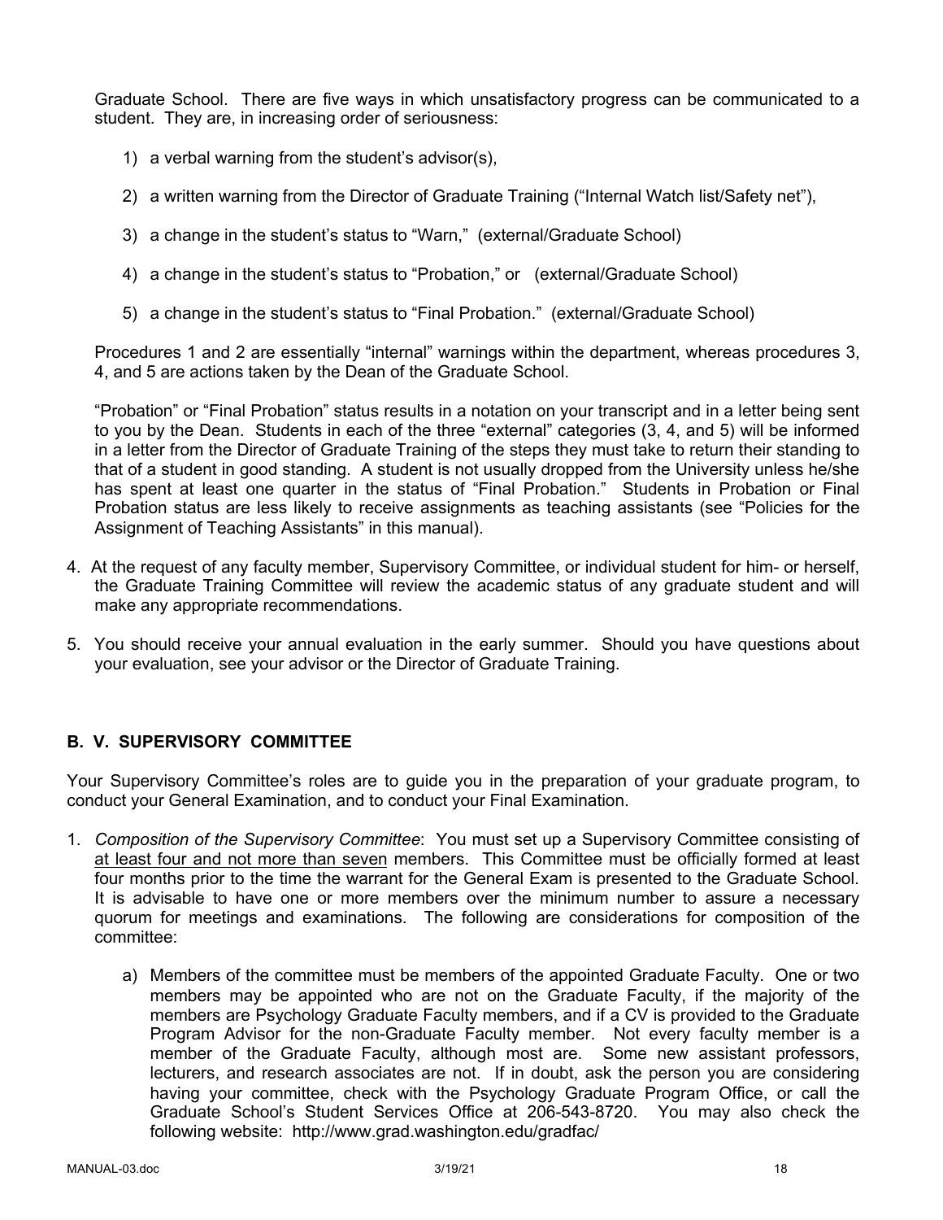Graduate School. There are five ways in which unsatisfactory progress can be communicated to a student. They are, in increasing order of seriousness:

1) a verbal warning from the student's advisor(s),

2) a written warning from the Director of Graduate Training ("Internal Watch list/Safety net"),

3) a change in the student's status to "Warn," (external/Graduate School)

4) a change in the student's status to "Probation," or (external/Graduate School)

5) a change in the student's status to "Final Probation." (external/Graduate School)

Procedures 1 and 2 are essentially "internal" warnings within the department, whereas procedures 3, 4, and 5 are actions taken by the Dean of the Graduate School.

"Probation" or "Final Probation" status results in a notation on your transcript and in a letter being sent to you by the Dean. Students in each of the three "external" categories (3, 4, and 5) will be informed in a letter from the Director of Graduate Training of the steps they must take to return their standing to that of a student in good standing. A student is not usually dropped from the University unless he/she has spent at least one quarter in the status of "Final Probation." Students in Probation or Final Probation status are less likely to receive assignments as teaching assistants (see "Policies for the Assignment of Teaching Assistants" in this manual).

4. At the request of any faculty member, Supervisory Committee, or individual student for him- or herself, the Graduate Training Committee will review the academic status of any graduate student and will make any appropriate recommendations.

5. You should receive your annual evaluation in the early summer. Should you have questions about your evaluation, see your advisor or the Director of Graduate Training.

## B. V. SUPERVISORY COMMITTEE

Your Supervisory Committee's roles are to guide you in the preparation of your graduate program, to conduct your General Examination, and to conduct your Final Examination.

1. *Composition of the Supervisory Committee*: You must set up a Supervisory Committee consisting of <u>at least four and not more than seven</u> members. This Committee must be officially formed at least four months prior to the time the warrant for the General Exam is presented to the Graduate School. It is advisable to have one or more members over the minimum number to assure a necessary quorum for meetings and examinations. The following are considerations for composition of the committee:

    a) Members of the committee must be members of the appointed Graduate Faculty. One or two members may be appointed who are not on the Graduate Faculty, if the majority of the members are Psychology Graduate Faculty members, and if a CV is provided to the Graduate Program Advisor for the non-Graduate Faculty member. Not every faculty member is a member of the Graduate Faculty, although most are. Some new assistant professors, lecturers, and research associates are not. If in doubt, ask the person you are considering having your committee, check with the Psychology Graduate Program Office, or call the Graduate School's Student Services Office at 206-543-8720. You may also check the following website: http://www.grad.washington.edu/gradfac/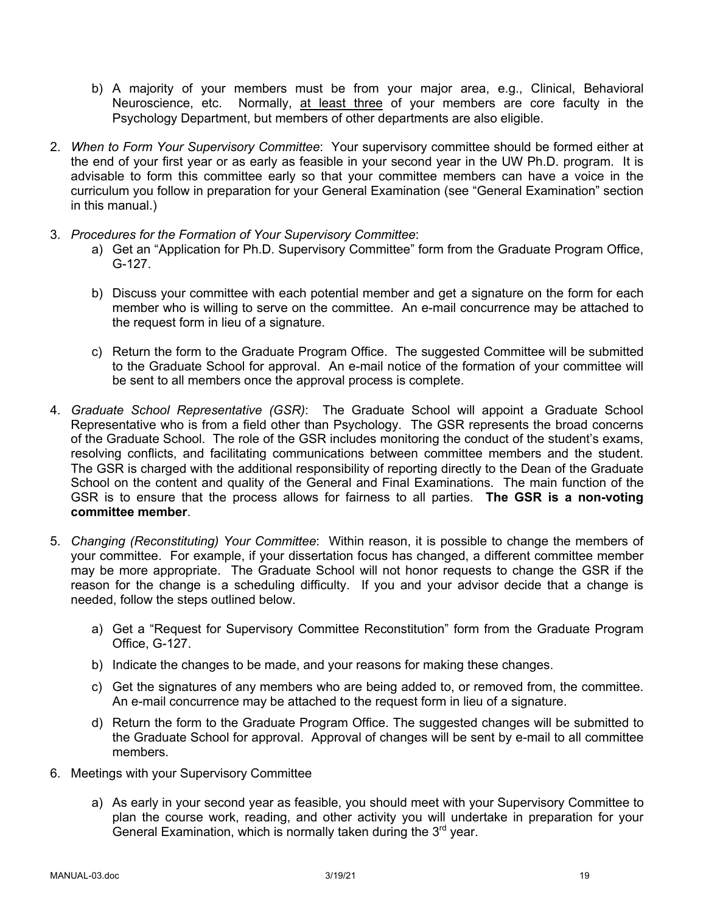b) A majority of your members must be from your major area, e.g., Clinical, Behavioral Neuroscience, etc. Normally, <u>at least three</u> of your members are core faculty in the Psychology Department, but members of other departments are also eligible.

2. *When to Form Your Supervisory Committee*: Your supervisory committee should be formed either at the end of your first year or as early as feasible in your second year in the UW Ph.D. program. It is advisable to form this committee early so that your committee members can have a voice in the curriculum you follow in preparation for your General Examination (see "General Examination" section in this manual.)

3. *Procedures for the Formation of Your Supervisory Committee*:
   a) Get an "Application for Ph.D. Supervisory Committee" form from the Graduate Program Office, G-127.

   b) Discuss your committee with each potential member and get a signature on the form for each member who is willing to serve on the committee. An e-mail concurrence may be attached to the request form in lieu of a signature.

   c) Return the form to the Graduate Program Office. The suggested Committee will be submitted to the Graduate School for approval. An e-mail notice of the formation of your committee will be sent to all members once the approval process is complete.

4. *Graduate School Representative (GSR)*: The Graduate School will appoint a Graduate School Representative who is from a field other than Psychology. The GSR represents the broad concerns of the Graduate School. The role of the GSR includes monitoring the conduct of the student's exams, resolving conflicts, and facilitating communications between committee members and the student. The GSR is charged with the additional responsibility of reporting directly to the Dean of the Graduate School on the content and quality of the General and Final Examinations. The main function of the GSR is to ensure that the process allows for fairness to all parties. **The GSR is a non-voting committee member**.

5. *Changing (Reconstituting) Your Committee*: Within reason, it is possible to change the members of your committee. For example, if your dissertation focus has changed, a different committee member may be more appropriate. The Graduate School will not honor requests to change the GSR if the reason for the change is a scheduling difficulty. If you and your advisor decide that a change is needed, follow the steps outlined below.

   a) Get a "Request for Supervisory Committee Reconstitution" form from the Graduate Program Office, G-127.

   b) Indicate the changes to be made, and your reasons for making these changes.

   c) Get the signatures of any members who are being added to, or removed from, the committee. An e-mail concurrence may be attached to the request form in lieu of a signature.

   d) Return the form to the Graduate Program Office. The suggested changes will be submitted to the Graduate School for approval. Approval of changes will be sent by e-mail to all committee members.

6. Meetings with your Supervisory Committee

   a) As early in your second year as feasible, you should meet with your Supervisory Committee to plan the course work, reading, and other activity you will undertake in preparation for your General Examination, which is normally taken during the 3rd year.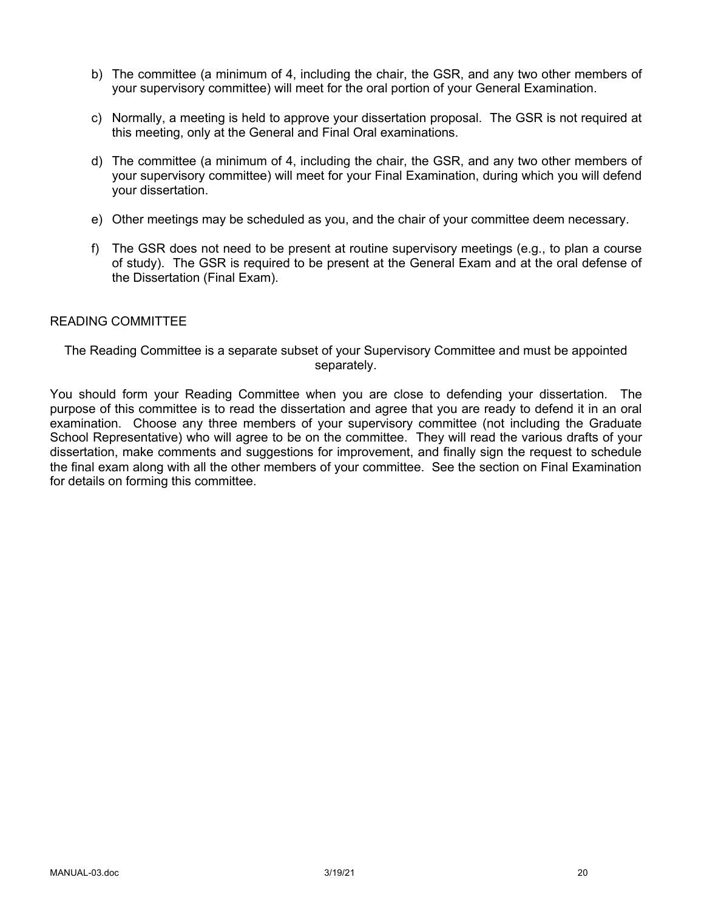b) The committee (a minimum of 4, including the chair, the GSR, and any two other members of your supervisory committee) will meet for the oral portion of your General Examination.

c) Normally, a meeting is held to approve your dissertation proposal. The GSR is not required at this meeting, only at the General and Final Oral examinations.

d) The committee (a minimum of 4, including the chair, the GSR, and any two other members of your supervisory committee) will meet for your Final Examination, during which you will defend your dissertation.

e) Other meetings may be scheduled as you, and the chair of your committee deem necessary.

f) The GSR does not need to be present at routine supervisory meetings (e.g., to plan a course of study). The GSR is required to be present at the General Exam and at the oral defense of the Dissertation (Final Exam).

## READING COMMITTEE

The Reading Committee is a separate subset of your Supervisory Committee and must be appointed separately.

You should form your Reading Committee when you are close to defending your dissertation. The purpose of this committee is to read the dissertation and agree that you are ready to defend it in an oral examination. Choose any three members of your supervisory committee (not including the Graduate School Representative) who will agree to be on the committee. They will read the various drafts of your dissertation, make comments and suggestions for improvement, and finally sign the request to schedule the final exam along with all the other members of your committee. See the section on Final Examination for details on forming this committee.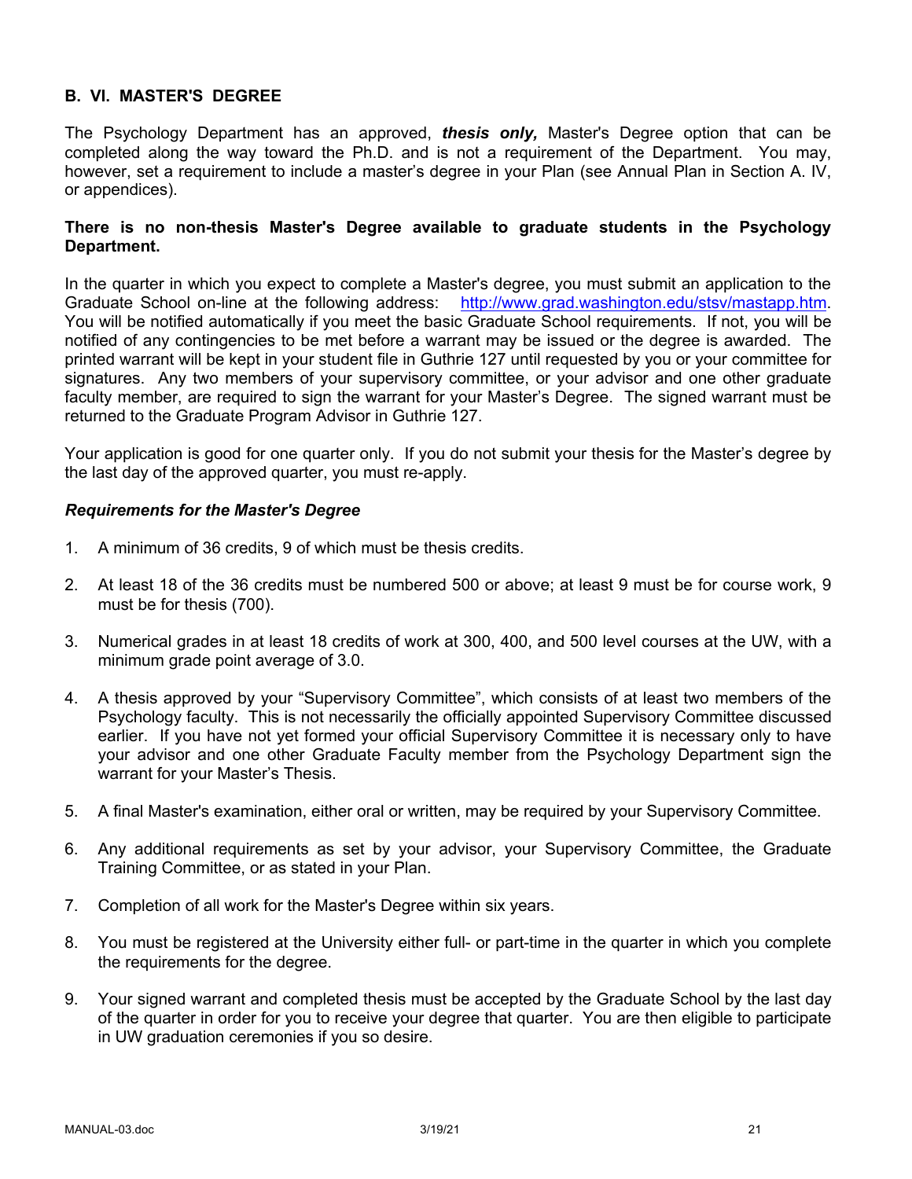## B. VI. MASTER'S DEGREE

The Psychology Department has an approved, ***thesis only,*** Master's Degree option that can be completed along the way toward the Ph.D. and is not a requirement of the Department. You may, however, set a requirement to include a master's degree in your Plan (see Annual Plan in Section A. IV, or appendices).

**There is no non-thesis Master's Degree available to graduate students in the Psychology Department.**

In the quarter in which you expect to complete a Master's degree, you must submit an application to the Graduate School on-line at the following address: http://www.grad.washington.edu/stsv/mastapp.htm. You will be notified automatically if you meet the basic Graduate School requirements. If not, you will be notified of any contingencies to be met before a warrant may be issued or the degree is awarded. The printed warrant will be kept in your student file in Guthrie 127 until requested by you or your committee for signatures. Any two members of your supervisory committee, or your advisor and one other graduate faculty member, are required to sign the warrant for your Master's Degree. The signed warrant must be returned to the Graduate Program Advisor in Guthrie 127.

Your application is good for one quarter only. If you do not submit your thesis for the Master's degree by the last day of the approved quarter, you must re-apply.

### *Requirements for the Master's Degree*

1. A minimum of 36 credits, 9 of which must be thesis credits.
2. At least 18 of the 36 credits must be numbered 500 or above; at least 9 must be for course work, 9 must be for thesis (700).
3. Numerical grades in at least 18 credits of work at 300, 400, and 500 level courses at the UW, with a minimum grade point average of 3.0.
4. A thesis approved by your "Supervisory Committee", which consists of at least two members of the Psychology faculty. This is not necessarily the officially appointed Supervisory Committee discussed earlier. If you have not yet formed your official Supervisory Committee it is necessary only to have your advisor and one other Graduate Faculty member from the Psychology Department sign the warrant for your Master's Thesis.
5. A final Master's examination, either oral or written, may be required by your Supervisory Committee.
6. Any additional requirements as set by your advisor, your Supervisory Committee, the Graduate Training Committee, or as stated in your Plan.
7. Completion of all work for the Master's Degree within six years.
8. You must be registered at the University either full- or part-time in the quarter in which you complete the requirements for the degree.
9. Your signed warrant and completed thesis must be accepted by the Graduate School by the last day of the quarter in order for you to receive your degree that quarter. You are then eligible to participate in UW graduation ceremonies if you so desire.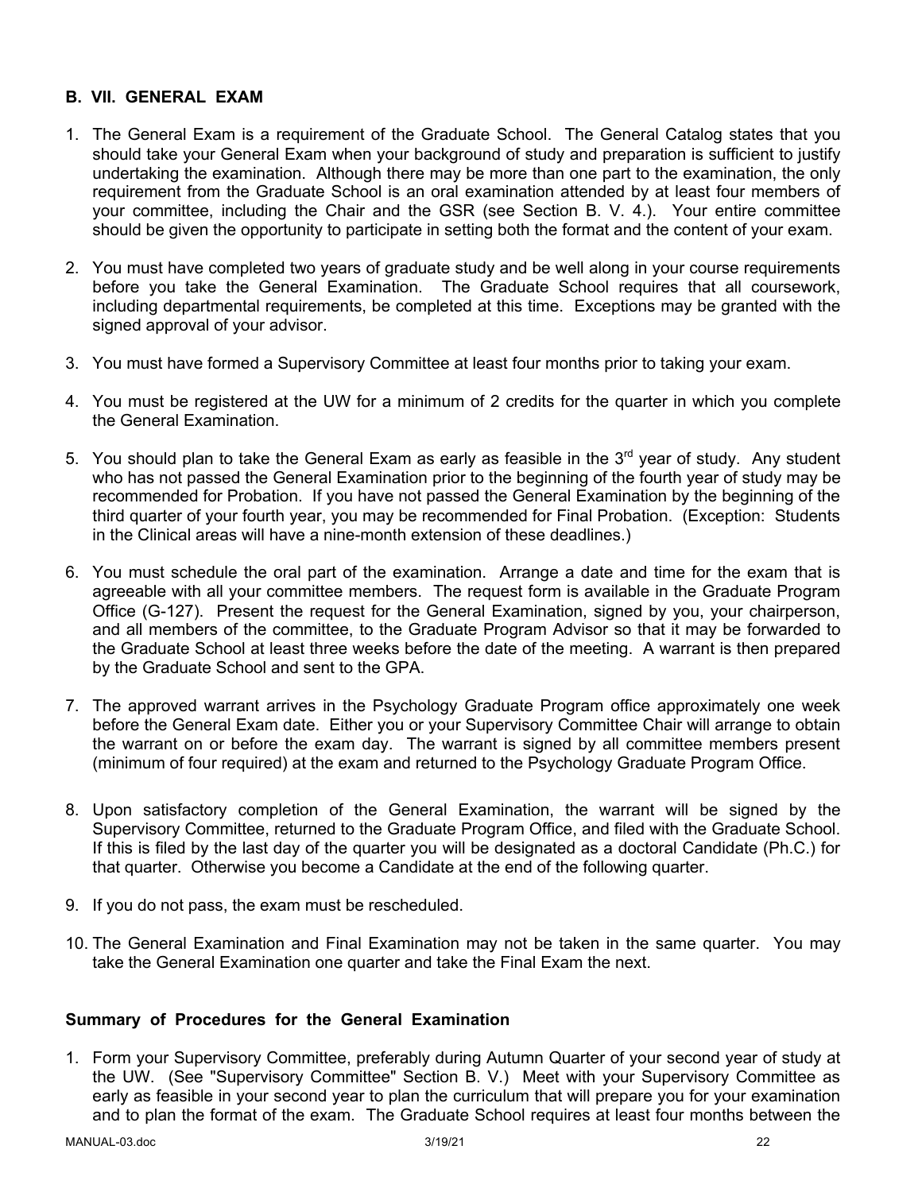## B. VII. GENERAL EXAM

1. The General Exam is a requirement of the Graduate School. The General Catalog states that you should take your General Exam when your background of study and preparation is sufficient to justify undertaking the examination. Although there may be more than one part to the examination, the only requirement from the Graduate School is an oral examination attended by at least four members of your committee, including the Chair and the GSR (see Section B. V. 4.). Your entire committee should be given the opportunity to participate in setting both the format and the content of your exam.

2. You must have completed two years of graduate study and be well along in your course requirements before you take the General Examination. The Graduate School requires that all coursework, including departmental requirements, be completed at this time. Exceptions may be granted with the signed approval of your advisor.

3. You must have formed a Supervisory Committee at least four months prior to taking your exam.

4. You must be registered at the UW for a minimum of 2 credits for the quarter in which you complete the General Examination.

5. You should plan to take the General Exam as early as feasible in the 3rd year of study. Any student who has not passed the General Examination prior to the beginning of the fourth year of study may be recommended for Probation. If you have not passed the General Examination by the beginning of the third quarter of your fourth year, you may be recommended for Final Probation. (Exception: Students in the Clinical areas will have a nine-month extension of these deadlines.)

6. You must schedule the oral part of the examination. Arrange a date and time for the exam that is agreeable with all your committee members. The request form is available in the Graduate Program Office (G-127). Present the request for the General Examination, signed by you, your chairperson, and all members of the committee, to the Graduate Program Advisor so that it may be forwarded to the Graduate School at least three weeks before the date of the meeting. A warrant is then prepared by the Graduate School and sent to the GPA.

7. The approved warrant arrives in the Psychology Graduate Program office approximately one week before the General Exam date. Either you or your Supervisory Committee Chair will arrange to obtain the warrant on or before the exam day. The warrant is signed by all committee members present (minimum of four required) at the exam and returned to the Psychology Graduate Program Office.

8. Upon satisfactory completion of the General Examination, the warrant will be signed by the Supervisory Committee, returned to the Graduate Program Office, and filed with the Graduate School. If this is filed by the last day of the quarter you will be designated as a doctoral Candidate (Ph.C.) for that quarter. Otherwise you become a Candidate at the end of the following quarter.

9. If you do not pass, the exam must be rescheduled.

10. The General Examination and Final Examination may not be taken in the same quarter. You may take the General Examination one quarter and take the Final Exam the next.

### Summary of Procedures for the General Examination

1. Form your Supervisory Committee, preferably during Autumn Quarter of your second year of study at the UW. (See "Supervisory Committee" Section B. V.) Meet with your Supervisory Committee as early as feasible in your second year to plan the curriculum that will prepare you for your examination and to plan the format of the exam. The Graduate School requires at least four months between the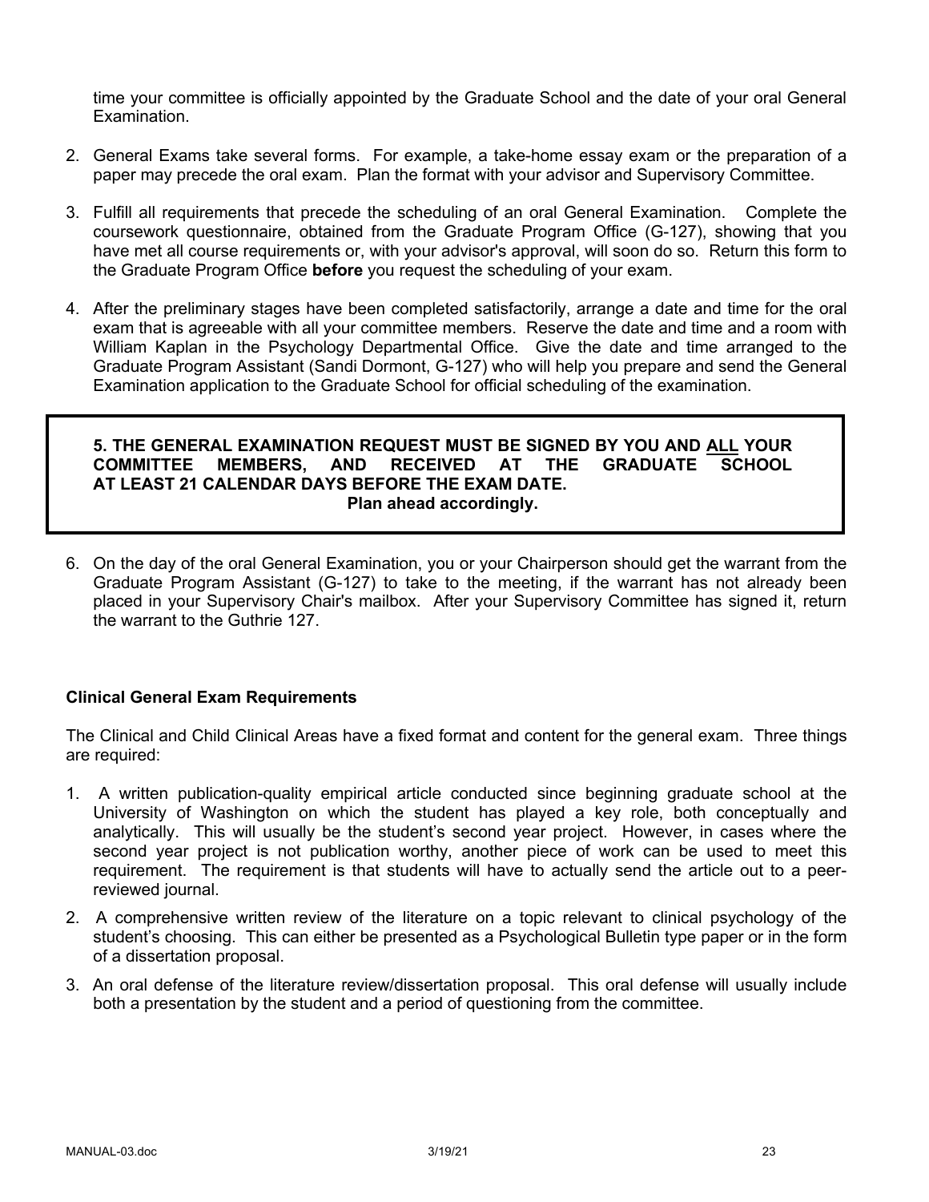time your committee is officially appointed by the Graduate School and the date of your oral General Examination.

2. General Exams take several forms. For example, a take-home essay exam or the preparation of a paper may precede the oral exam. Plan the format with your advisor and Supervisory Committee.

3. Fulfill all requirements that precede the scheduling of an oral General Examination. Complete the coursework questionnaire, obtained from the Graduate Program Office (G-127), showing that you have met all course requirements or, with your advisor's approval, will soon do so. Return this form to the Graduate Program Office **before** you request the scheduling of your exam.

4. After the preliminary stages have been completed satisfactorily, arrange a date and time for the oral exam that is agreeable with all your committee members. Reserve the date and time and a room with William Kaplan in the Psychology Departmental Office. Give the date and time arranged to the Graduate Program Assistant (Sandi Dormont, G-127) who will help you prepare and send the General Examination application to the Graduate School for official scheduling of the examination.

5. **THE GENERAL EXAMINATION REQUEST MUST BE SIGNED BY YOU AND ALL YOUR COMMITTEE MEMBERS, AND RECEIVED AT THE GRADUATE SCHOOL AT LEAST 21 CALENDAR DAYS BEFORE THE EXAM DATE.**
   **Plan ahead accordingly.**

6. On the day of the oral General Examination, you or your Chairperson should get the warrant from the Graduate Program Assistant (G-127) to take to the meeting, if the warrant has not already been placed in your Supervisory Chair's mailbox. After your Supervisory Committee has signed it, return the warrant to the Guthrie 127.

### Clinical General Exam Requirements

The Clinical and Child Clinical Areas have a fixed format and content for the general exam. Three things are required:

1. A written publication-quality empirical article conducted since beginning graduate school at the University of Washington on which the student has played a key role, both conceptually and analytically. This will usually be the student's second year project. However, in cases where the second year project is not publication worthy, another piece of work can be used to meet this requirement. The requirement is that students will have to actually send the article out to a peer-reviewed journal.
2. A comprehensive written review of the literature on a topic relevant to clinical psychology of the student's choosing. This can either be presented as a Psychological Bulletin type paper or in the form of a dissertation proposal.
3. An oral defense of the literature review/dissertation proposal. This oral defense will usually include both a presentation by the student and a period of questioning from the committee.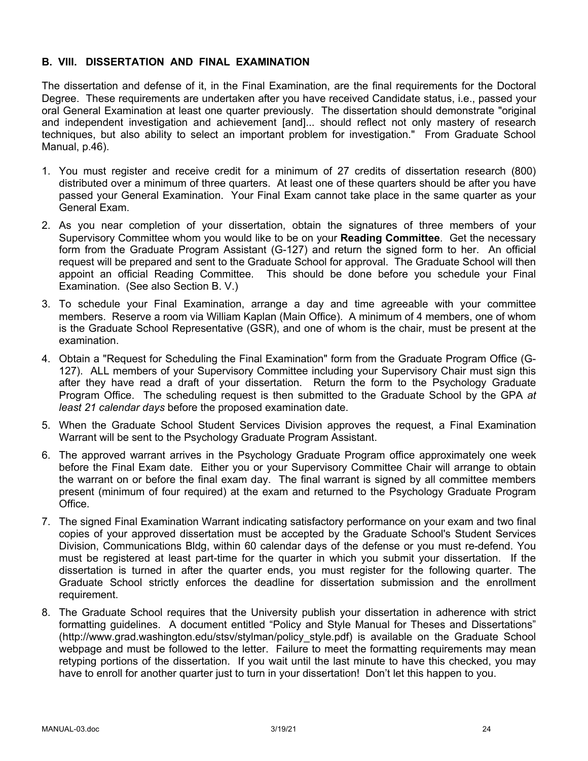### B. VIII. DISSERTATION AND FINAL EXAMINATION

The dissertation and defense of it, in the Final Examination, are the final requirements for the Doctoral Degree. These requirements are undertaken after you have received Candidate status, i.e., passed your oral General Examination at least one quarter previously. The dissertation should demonstrate "original and independent investigation and achievement [and]... should reflect not only mastery of research techniques, but also ability to select an important problem for investigation." From Graduate School Manual, p.46).

1. You must register and receive credit for a minimum of 27 credits of dissertation research (800) distributed over a minimum of three quarters. At least one of these quarters should be after you have passed your General Examination. Your Final Exam cannot take place in the same quarter as your General Exam.
2. As you near completion of your dissertation, obtain the signatures of three members of your Supervisory Committee whom you would like to be on your **Reading Committee**. Get the necessary form from the Graduate Program Assistant (G-127) and return the signed form to her. An official request will be prepared and sent to the Graduate School for approval. The Graduate School will then appoint an official Reading Committee. This should be done before you schedule your Final Examination. (See also Section B. V.)
3. To schedule your Final Examination, arrange a day and time agreeable with your committee members. Reserve a room via William Kaplan (Main Office). A minimum of 4 members, one of whom is the Graduate School Representative (GSR), and one of whom is the chair, must be present at the examination.
4. Obtain a "Request for Scheduling the Final Examination" form from the Graduate Program Office (G-127). ALL members of your Supervisory Committee including your Supervisory Chair must sign this after they have read a draft of your dissertation. Return the form to the Psychology Graduate Program Office. The scheduling request is then submitted to the Graduate School by the GPA *at least 21 calendar days* before the proposed examination date.
5. When the Graduate School Student Services Division approves the request, a Final Examination Warrant will be sent to the Psychology Graduate Program Assistant.
6. The approved warrant arrives in the Psychology Graduate Program office approximately one week before the Final Exam date. Either you or your Supervisory Committee Chair will arrange to obtain the warrant on or before the final exam day. The final warrant is signed by all committee members present (minimum of four required) at the exam and returned to the Psychology Graduate Program Office.
7. The signed Final Examination Warrant indicating satisfactory performance on your exam and two final copies of your approved dissertation must be accepted by the Graduate School's Student Services Division, Communications Bldg, within 60 calendar days of the defense or you must re-defend. You must be registered at least part-time for the quarter in which you submit your dissertation. If the dissertation is turned in after the quarter ends, you must register for the following quarter. The Graduate School strictly enforces the deadline for dissertation submission and the enrollment requirement.
8. The Graduate School requires that the University publish your dissertation in adherence with strict formatting guidelines. A document entitled "Policy and Style Manual for Theses and Dissertations" (http://www.grad.washington.edu/stsv/stylman/policy_style.pdf) is available on the Graduate School webpage and must be followed to the letter. Failure to meet the formatting requirements may mean retyping portions of the dissertation. If you wait until the last minute to have this checked, you may have to enroll for another quarter just to turn in your dissertation! Don't let this happen to you.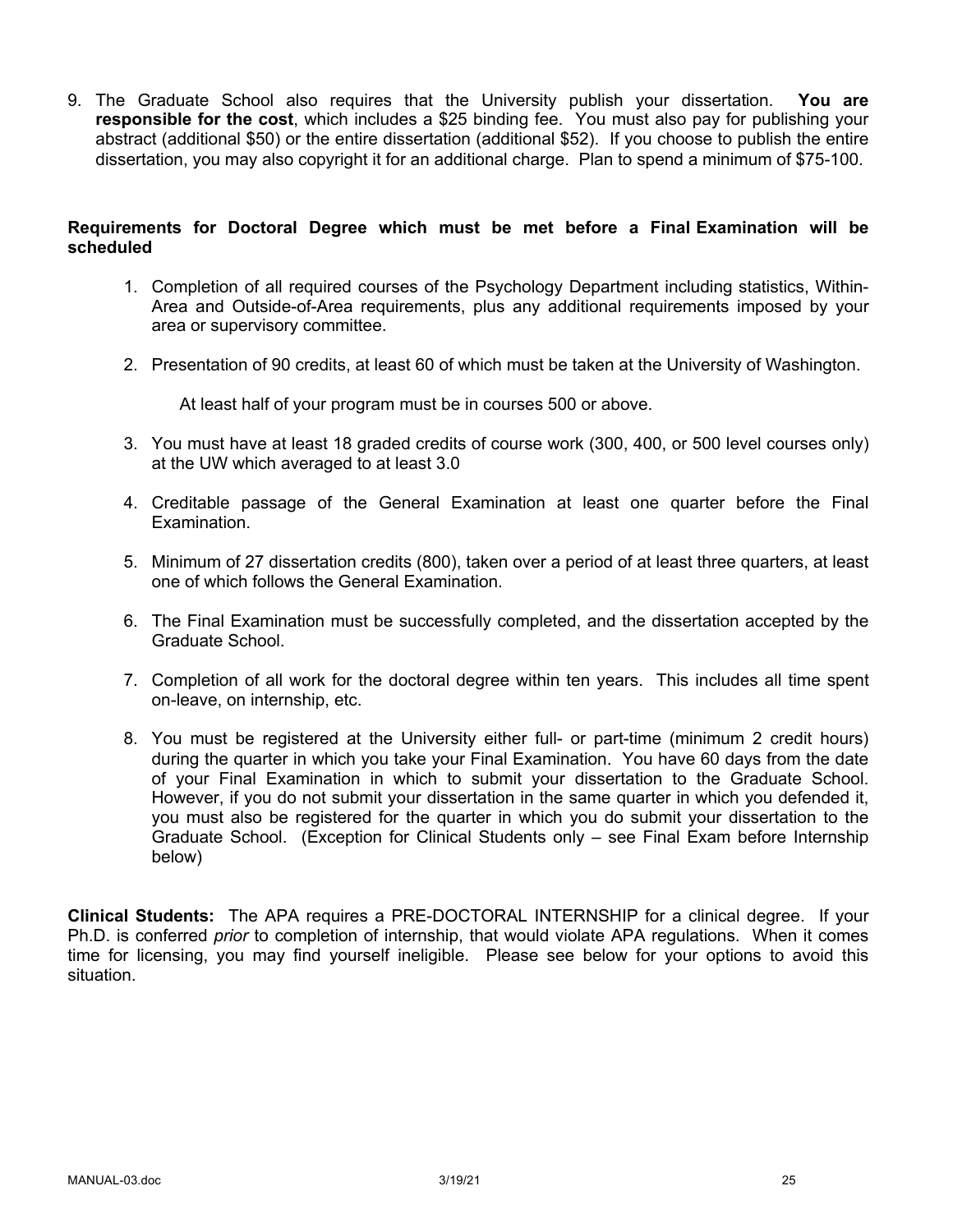9. The Graduate School also requires that the University publish your dissertation. **You are responsible for the cost**, which includes a $25 binding fee. You must also pay for publishing your abstract (additional $50) or the entire dissertation (additional $52). If you choose to publish the entire dissertation, you may also copyright it for an additional charge. Plan to spend a minimum of $75-100.

**Requirements for Doctoral Degree which must be met before a Final Examination will be scheduled**

1. Completion of all required courses of the Psychology Department including statistics, Within-Area and Outside-of-Area requirements, plus any additional requirements imposed by your area or supervisory committee.

2. Presentation of 90 credits, at least 60 of which must be taken at the University of Washington.

   At least half of your program must be in courses 500 or above.

3. You must have at least 18 graded credits of course work (300, 400, or 500 level courses only) at the UW which averaged to at least 3.0

4. Creditable passage of the General Examination at least one quarter before the Final Examination.

5. Minimum of 27 dissertation credits (800), taken over a period of at least three quarters, at least one of which follows the General Examination.

6. The Final Examination must be successfully completed, and the dissertation accepted by the Graduate School.

7. Completion of all work for the doctoral degree within ten years. This includes all time spent on-leave, on internship, etc.

8. You must be registered at the University either full- or part-time (minimum 2 credit hours) during the quarter in which you take your Final Examination. You have 60 days from the date of your Final Examination in which to submit your dissertation to the Graduate School. However, if you do not submit your dissertation in the same quarter in which you defended it, you must also be registered for the quarter in which you do submit your dissertation to the Graduate School. (Exception for Clinical Students only – see Final Exam before Internship below)

**Clinical Students:** The APA requires a PRE-DOCTORAL INTERNSHIP for a clinical degree. If your Ph.D. is conferred *prior* to completion of internship, that would violate APA regulations. When it comes time for licensing, you may find yourself ineligible. Please see below for your options to avoid this situation.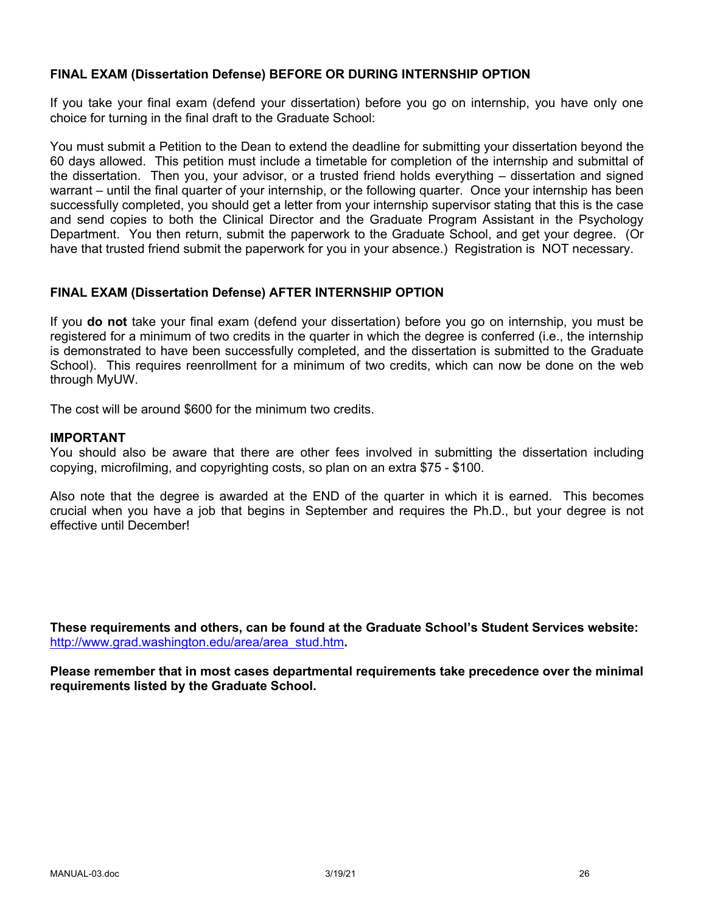### FINAL EXAM (Dissertation Defense) BEFORE OR DURING INTERNSHIP OPTION

If you take your final exam (defend your dissertation) before you go on internship, you have only one choice for turning in the final draft to the Graduate School:

You must submit a Petition to the Dean to extend the deadline for submitting your dissertation beyond the 60 days allowed. This petition must include a timetable for completion of the internship and submittal of the dissertation. Then you, your advisor, or a trusted friend holds everything – dissertation and signed warrant – until the final quarter of your internship, or the following quarter. Once your internship has been successfully completed, you should get a letter from your internship supervisor stating that this is the case and send copies to both the Clinical Director and the Graduate Program Assistant in the Psychology Department. You then return, submit the paperwork to the Graduate School, and get your degree. (Or have that trusted friend submit the paperwork for you in your absence.) Registration is NOT necessary.

### FINAL EXAM (Dissertation Defense) AFTER INTERNSHIP OPTION

If you **do not** take your final exam (defend your dissertation) before you go on internship, you must be registered for a minimum of two credits in the quarter in which the degree is conferred (i.e., the internship is demonstrated to have been successfully completed, and the dissertation is submitted to the Graduate School). This requires reenrollment for a minimum of two credits, which can now be done on the web through MyUW.

The cost will be around $600 for the minimum two credits.

**IMPORTANT**

You should also be aware that there are other fees involved in submitting the dissertation including copying, microfilming, and copyrighting costs, so plan on an extra $75 - $100.

Also note that the degree is awarded at the END of the quarter in which it is earned. This becomes crucial when you have a job that begins in September and requires the Ph.D., but your degree is not effective until December!

**These requirements and others, can be found at the Graduate School's Student Services website:** http://www.grad.washington.edu/area/area_stud.htm**.**

**Please remember that in most cases departmental requirements take precedence over the minimal requirements listed by the Graduate School.**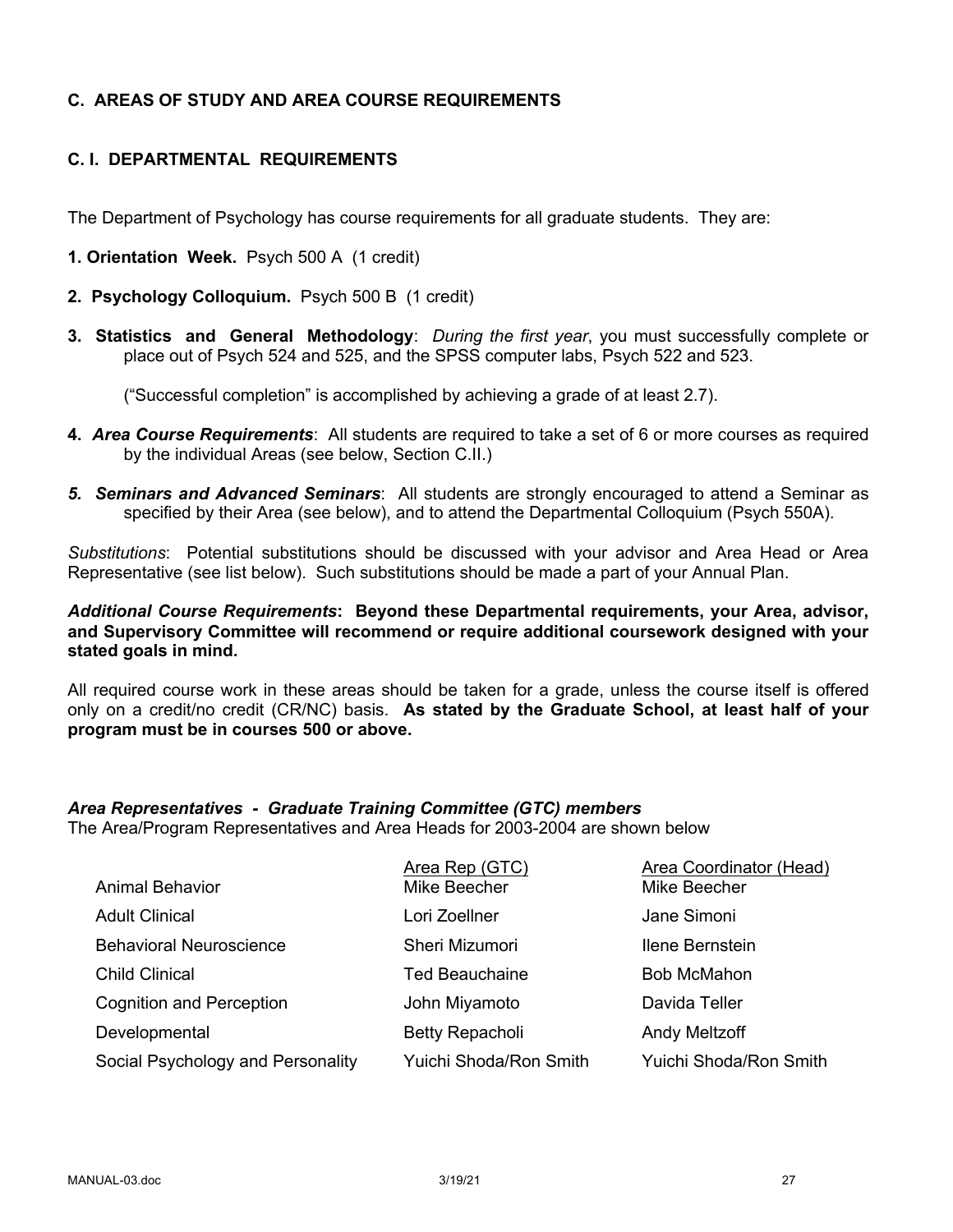## C. AREAS OF STUDY AND AREA COURSE REQUIREMENTS

### C. I. DEPARTMENTAL REQUIREMENTS

The Department of Psychology has course requirements for all graduate students. They are:

**1. Orientation Week.** Psych 500 A (1 credit)

**2. Psychology Colloquium.** Psych 500 B (1 credit)

**3. Statistics and General Methodology**: *During the first year*, you must successfully complete or place out of Psych 524 and 525, and the SPSS computer labs, Psych 522 and 523.

("Successful completion" is accomplished by achieving a grade of at least 2.7).

**4.** ***Area Course Requirements***: All students are required to take a set of 6 or more courses as required by the individual Areas (see below, Section C.II.)

***5. Seminars and Advanced Seminars***: All students are strongly encouraged to attend a Seminar as specified by their Area (see below), and to attend the Departmental Colloquium (Psych 550A).

*Substitutions*: Potential substitutions should be discussed with your advisor and Area Head or Area Representative (see list below). Such substitutions should be made a part of your Annual Plan.

***Additional Course Requirements*****: Beyond these Departmental requirements, your Area, advisor, and Supervisory Committee will recommend or require additional coursework designed with your stated goals in mind.**

All required course work in these areas should be taken for a grade, unless the course itself is offered only on a credit/no credit (CR/NC) basis. **As stated by the Graduate School, at least half of your program must be in courses 500 or above.**

***Area Representatives - Graduate Training Committee (GTC) members***
The Area/Program Representatives and Area Heads for 2003-2004 are shown below

| | Area Rep (GTC) | Area Coordinator (Head) |
|---|---|---|
| Animal Behavior | Mike Beecher | Mike Beecher |
| Adult Clinical | Lori Zoellner | Jane Simoni |
| Behavioral Neuroscience | Sheri Mizumori | Ilene Bernstein |
| Child Clinical | Ted Beauchaine | Bob McMahon |
| Cognition and Perception | John Miyamoto | Davida Teller |
| Developmental | Betty Repacholi | Andy Meltzoff |
| Social Psychology and Personality | Yuichi Shoda/Ron Smith | Yuichi Shoda/Ron Smith |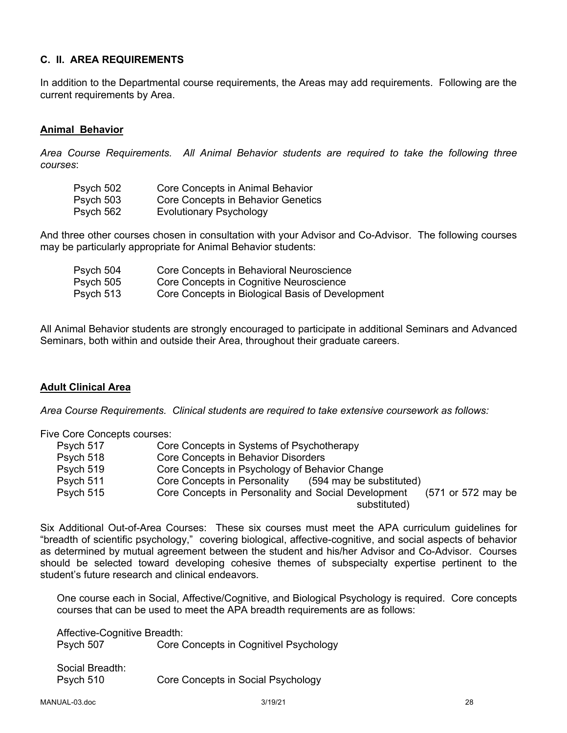### C. II. AREA REQUIREMENTS

In addition to the Departmental course requirements, the Areas may add requirements. Following are the current requirements by Area.

#### Animal Behavior

*Area Course Requirements. All Animal Behavior students are required to take the following three courses*:

| | |
|---|---|
| Psych 502 | Core Concepts in Animal Behavior |
| Psych 503 | Core Concepts in Behavior Genetics |
| Psych 562 | Evolutionary Psychology |

And three other courses chosen in consultation with your Advisor and Co-Advisor. The following courses may be particularly appropriate for Animal Behavior students:

| | |
|---|---|
| Psych 504 | Core Concepts in Behavioral Neuroscience |
| Psych 505 | Core Concepts in Cognitive Neuroscience |
| Psych 513 | Core Concepts in Biological Basis of Development |

All Animal Behavior students are strongly encouraged to participate in additional Seminars and Advanced Seminars, both within and outside their Area, throughout their graduate careers.

#### Adult Clinical Area

*Area Course Requirements. Clinical students are required to take extensive coursework as follows:*

Five Core Concepts courses:

| | | |
|---|---|---|
| Psych 517 | Core Concepts in Systems of Psychotherapy | |
| Psych 518 | Core Concepts in Behavior Disorders | |
| Psych 519 | Core Concepts in Psychology of Behavior Change | |
| Psych 511 | Core Concepts in Personality | (594 may be substituted) |
| Psych 515 | Core Concepts in Personality and Social Development | (571 or 572 may be substituted) |

Six Additional Out-of-Area Courses: These six courses must meet the APA curriculum guidelines for "breadth of scientific psychology," covering biological, affective-cognitive, and social aspects of behavior as determined by mutual agreement between the student and his/her Advisor and Co-Advisor. Courses should be selected toward developing cohesive themes of subspecialty expertise pertinent to the student's future research and clinical endeavors.

One course each in Social, Affective/Cognitive, and Biological Psychology is required. Core concepts courses that can be used to meet the APA breadth requirements are as follows:

Affective-Cognitive Breadth:
Psych 507 Core Concepts in Cognitivel Psychology

Social Breadth:
Psych 510 Core Concepts in Social Psychology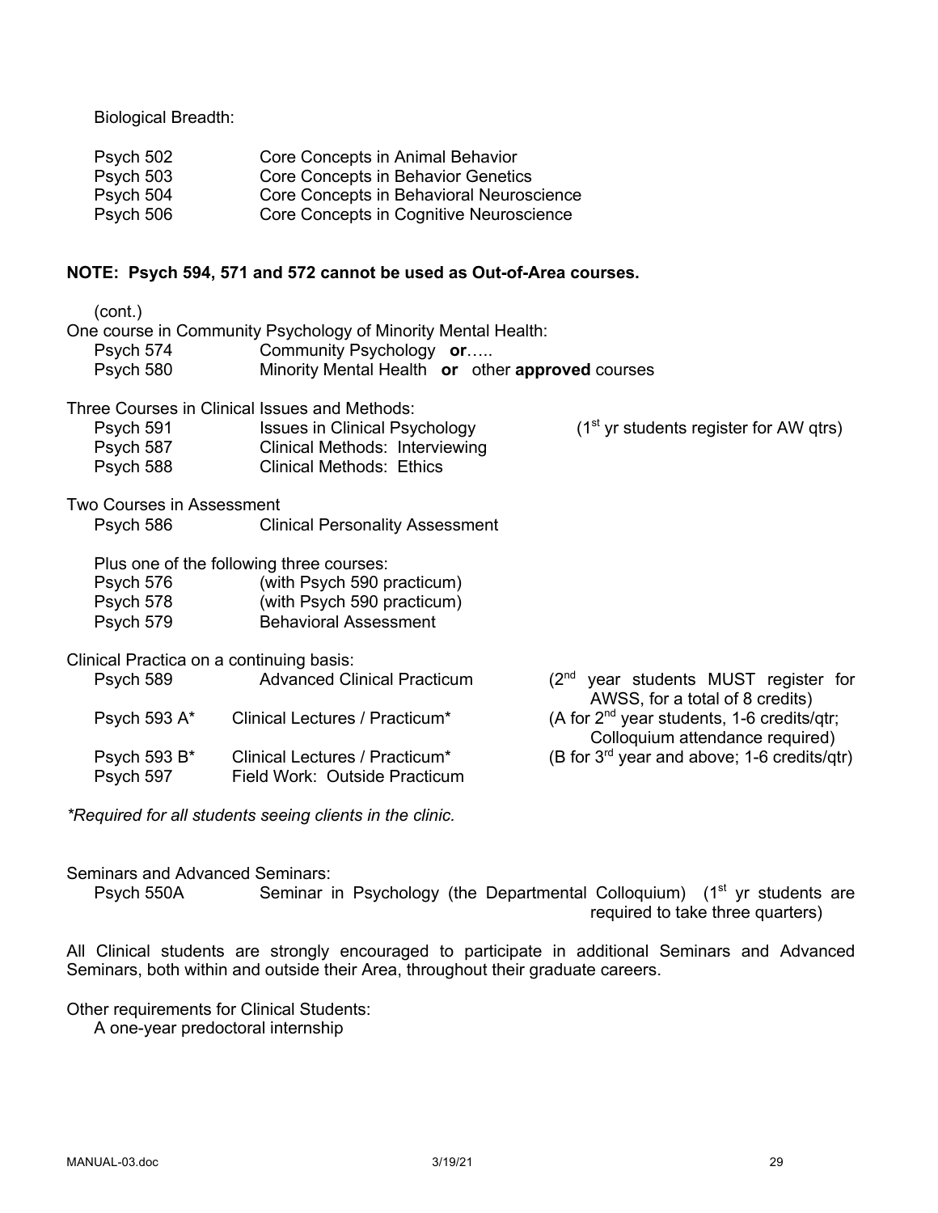Biological Breadth:

| | |
|---|---|
| Psych 502 | Core Concepts in Animal Behavior |
| Psych 503 | Core Concepts in Behavior Genetics |
| Psych 504 | Core Concepts in Behavioral Neuroscience |
| Psych 506 | Core Concepts in Cognitive Neuroscience |

**NOTE: Psych 594, 571 and 572 cannot be used as Out-of-Area courses.**

(cont.)

One course in Community Psychology of Minority Mental Health:

| | |
|---|---|
| Psych 574 | Community Psychology **or**….. |
| Psych 580 | Minority Mental Health **or** other **approved** courses |

Three Courses in Clinical Issues and Methods:

| | | |
|---|---|---|
| Psych 591 | Issues in Clinical Psychology | (1st yr students register for AW qtrs) |
| Psych 587 | Clinical Methods: Interviewing | |
| Psych 588 | Clinical Methods: Ethics | |

Two Courses in Assessment

| | |
|---|---|
| Psych 586 | Clinical Personality Assessment |

Plus one of the following three courses:

| | |
|---|---|
| Psych 576 | (with Psych 590 practicum) |
| Psych 578 | (with Psych 590 practicum) |
| Psych 579 | Behavioral Assessment |

Clinical Practica on a continuing basis:

| | | |
|---|---|---|
| Psych 589 | Advanced Clinical Practicum | (2nd year students MUST register for AWSS, for a total of 8 credits) |
| Psych 593 A* | Clinical Lectures / Practicum* | (A for 2nd year students, 1-6 credits/qtr; Colloquium attendance required) |
| Psych 593 B* | Clinical Lectures / Practicum* | (B for 3rd year and above; 1-6 credits/qtr) |
| Psych 597 | Field Work: Outside Practicum | |

*\*Required for all students seeing clients in the clinic.*

Seminars and Advanced Seminars:

| | |
|---|---|
| Psych 550A | Seminar in Psychology (the Departmental Colloquium) (1st yr students are required to take three quarters) |

All Clinical students are strongly encouraged to participate in additional Seminars and Advanced Seminars, both within and outside their Area, throughout their graduate careers.

Other requirements for Clinical Students:

A one-year predoctoral internship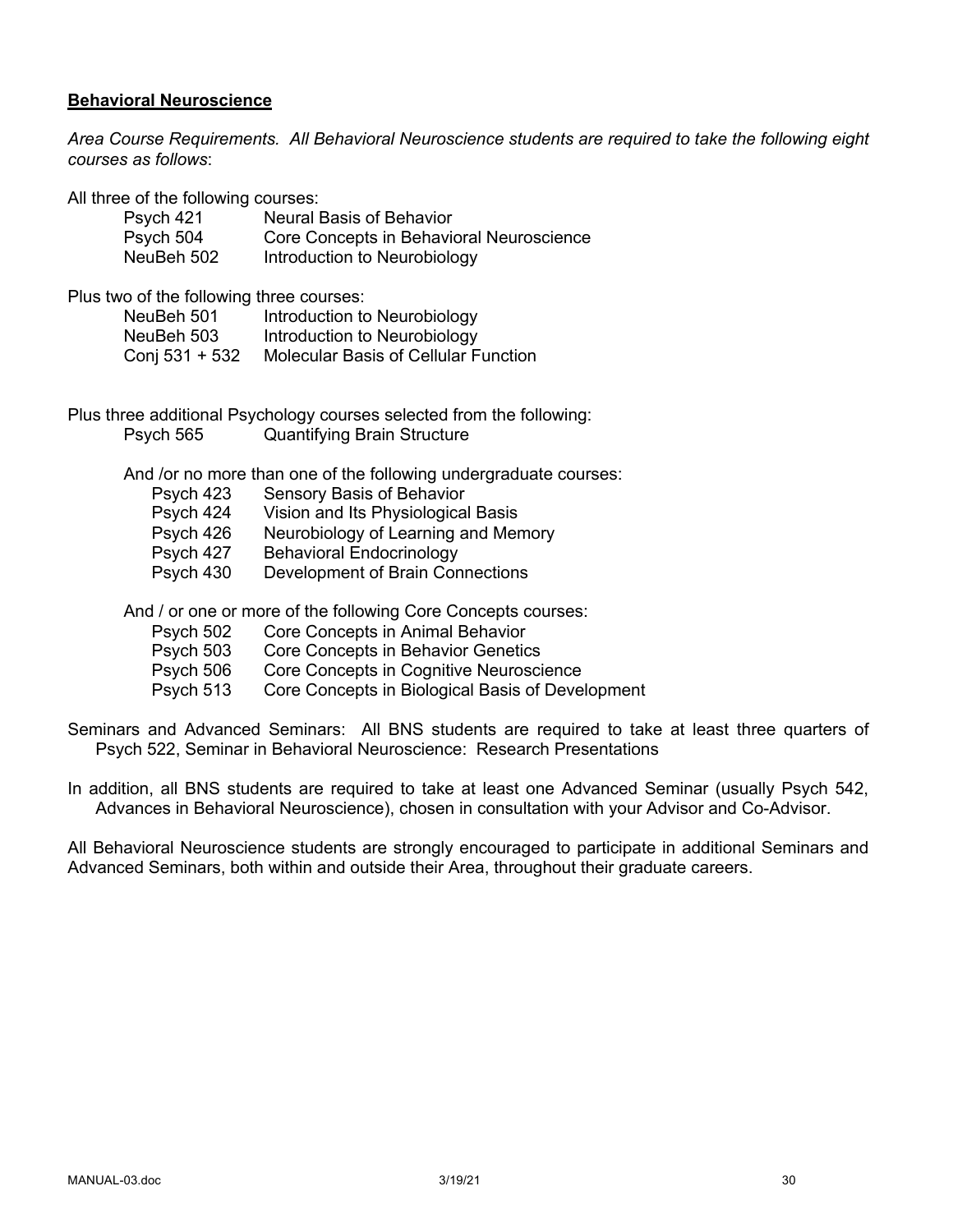## Behavioral Neuroscience

*Area Course Requirements. All Behavioral Neuroscience students are required to take the following eight courses as follows*:

All three of the following courses:

| | |
|---|---|
| Psych 421 | Neural Basis of Behavior |
| Psych 504 | Core Concepts in Behavioral Neuroscience |
| NeuBeh 502 | Introduction to Neurobiology |

Plus two of the following three courses:

| | |
|---|---|
| NeuBeh 501 | Introduction to Neurobiology |
| NeuBeh 503 | Introduction to Neurobiology |
| Conj 531 + 532 | Molecular Basis of Cellular Function |

Plus three additional Psychology courses selected from the following:

| | |
|---|---|
| Psych 565 | Quantifying Brain Structure |

And /or no more than one of the following undergraduate courses:

| | |
|---|---|
| Psych 423 | Sensory Basis of Behavior |
| Psych 424 | Vision and Its Physiological Basis |
| Psych 426 | Neurobiology of Learning and Memory |
| Psych 427 | Behavioral Endocrinology |
| Psych 430 | Development of Brain Connections |

And / or one or more of the following Core Concepts courses:

| | |
|---|---|
| Psych 502 | Core Concepts in Animal Behavior |
| Psych 503 | Core Concepts in Behavior Genetics |
| Psych 506 | Core Concepts in Cognitive Neuroscience |
| Psych 513 | Core Concepts in Biological Basis of Development |

Seminars and Advanced Seminars: All BNS students are required to take at least three quarters of Psych 522, Seminar in Behavioral Neuroscience: Research Presentations

In addition, all BNS students are required to take at least one Advanced Seminar (usually Psych 542, Advances in Behavioral Neuroscience), chosen in consultation with your Advisor and Co-Advisor.

All Behavioral Neuroscience students are strongly encouraged to participate in additional Seminars and Advanced Seminars, both within and outside their Area, throughout their graduate careers.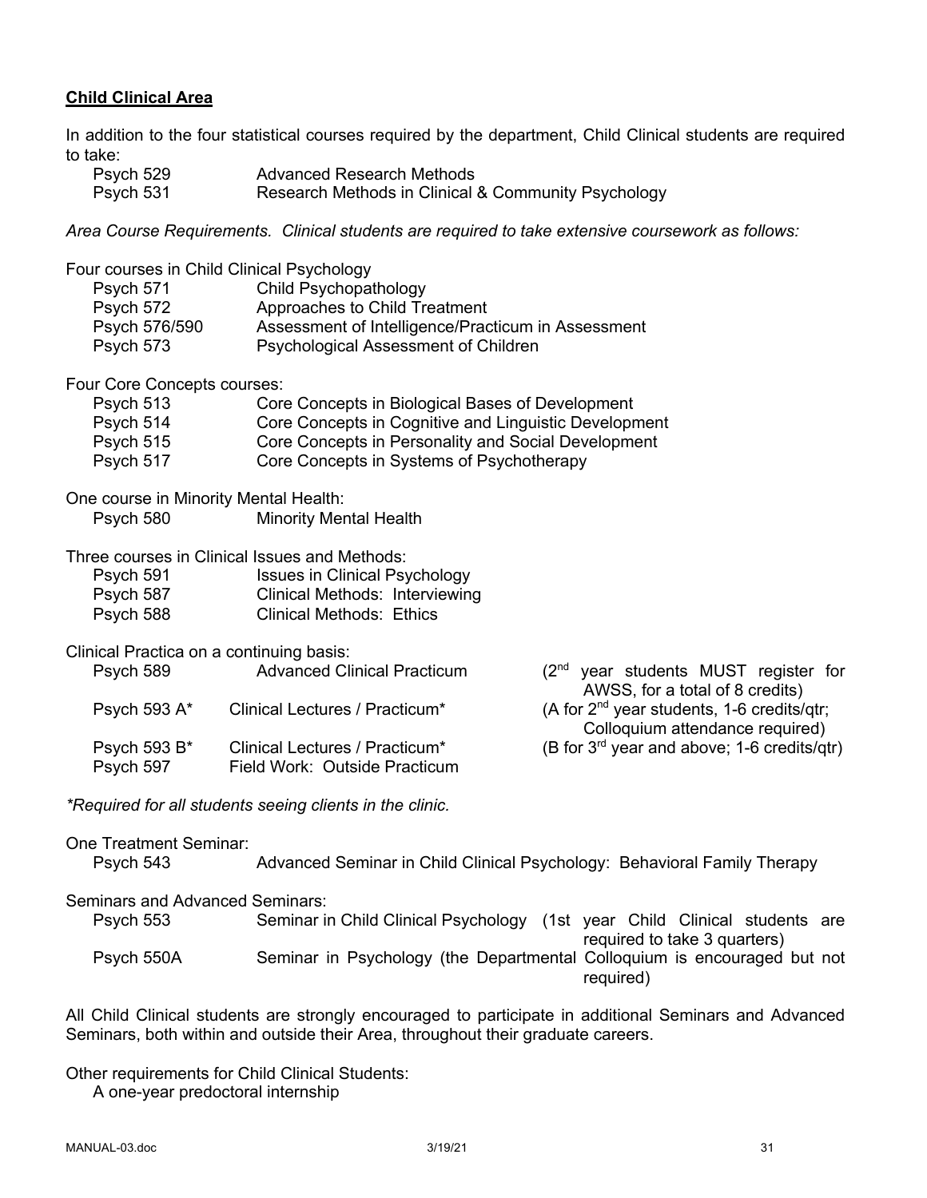## Child Clinical Area

In addition to the four statistical courses required by the department, Child Clinical students are required to take:

| | |
|---|---|
| Psych 529 | Advanced Research Methods |
| Psych 531 | Research Methods in Clinical & Community Psychology |

*Area Course Requirements. Clinical students are required to take extensive coursework as follows:*

Four courses in Child Clinical Psychology

| | |
|---|---|
| Psych 571 | Child Psychopathology |
| Psych 572 | Approaches to Child Treatment |
| Psych 576/590 | Assessment of Intelligence/Practicum in Assessment |
| Psych 573 | Psychological Assessment of Children |

Four Core Concepts courses:

| | |
|---|---|
| Psych 513 | Core Concepts in Biological Bases of Development |
| Psych 514 | Core Concepts in Cognitive and Linguistic Development |
| Psych 515 | Core Concepts in Personality and Social Development |
| Psych 517 | Core Concepts in Systems of Psychotherapy |

One course in Minority Mental Health:

| | |
|---|---|
| Psych 580 | Minority Mental Health |

Three courses in Clinical Issues and Methods:

| | |
|---|---|
| Psych 591 | Issues in Clinical Psychology |
| Psych 587 | Clinical Methods: Interviewing |
| Psych 588 | Clinical Methods: Ethics |

Clinical Practica on a continuing basis:

| | | |
|---|---|---|
| Psych 589 | Advanced Clinical Practicum | (2nd year students MUST register for AWSS, for a total of 8 credits) |
| Psych 593 A* | Clinical Lectures / Practicum* | (A for 2nd year students, 1-6 credits/qtr; Colloquium attendance required) |
| Psych 593 B* | Clinical Lectures / Practicum* | (B for 3rd year and above; 1-6 credits/qtr) |
| Psych 597 | Field Work: Outside Practicum | |

*\*Required for all students seeing clients in the clinic.*

One Treatment Seminar:

| | |
|---|---|
| Psych 543 | Advanced Seminar in Child Clinical Psychology: Behavioral Family Therapy |

Seminars and Advanced Seminars:

| | | |
|---|---|---|
| Psych 553 | Seminar in Child Clinical Psychology | (1st year Child Clinical students are required to take 3 quarters) |
| Psych 550A | Seminar in Psychology | (the Departmental Colloquium is encouraged but not required) |

All Child Clinical students are strongly encouraged to participate in additional Seminars and Advanced Seminars, both within and outside their Area, throughout their graduate careers.

Other requirements for Child Clinical Students:

A one-year predoctoral internship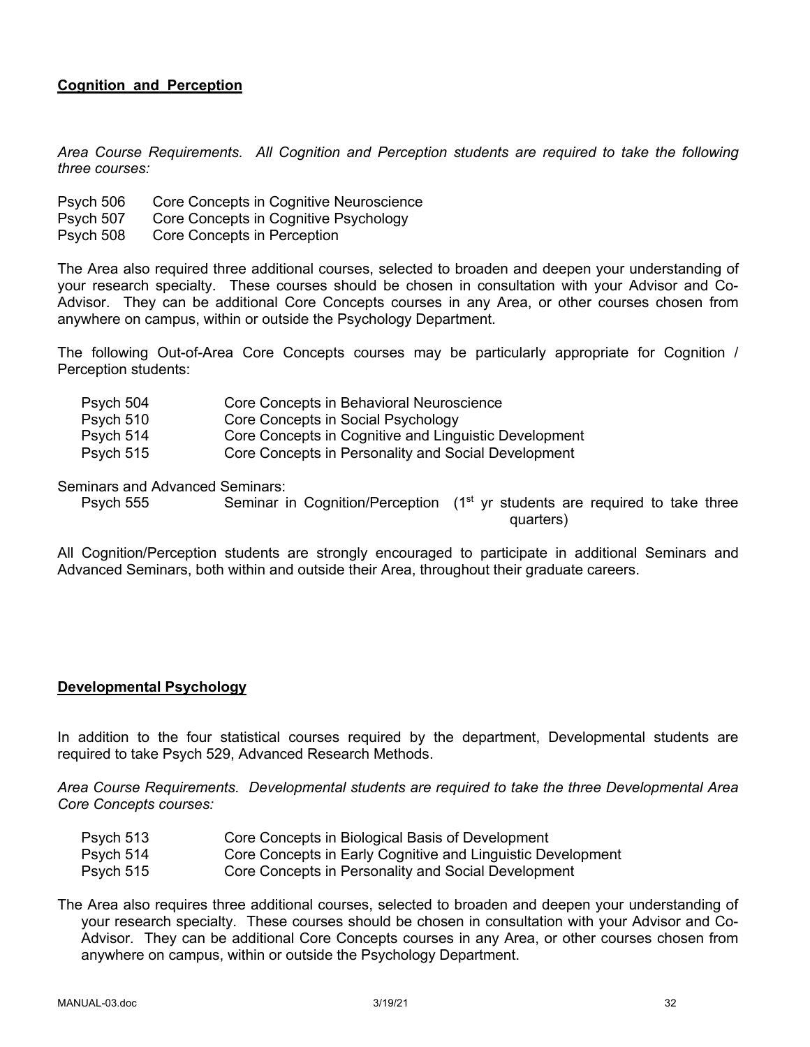## Cognition and Perception

*Area Course Requirements. All Cognition and Perception students are required to take the following three courses:*

Psych 506 Core Concepts in Cognitive Neuroscience
Psych 507 Core Concepts in Cognitive Psychology
Psych 508 Core Concepts in Perception

The Area also required three additional courses, selected to broaden and deepen your understanding of your research specialty. These courses should be chosen in consultation with your Advisor and Co-Advisor. They can be additional Core Concepts courses in any Area, or other courses chosen from anywhere on campus, within or outside the Psychology Department.

The following Out-of-Area Core Concepts courses may be particularly appropriate for Cognition / Perception students:

Psych 504 Core Concepts in Behavioral Neuroscience
Psych 510 Core Concepts in Social Psychology
Psych 514 Core Concepts in Cognitive and Linguistic Development
Psych 515 Core Concepts in Personality and Social Development

Seminars and Advanced Seminars:
Psych 555 Seminar in Cognition/Perception (1st yr students are required to take three quarters)

All Cognition/Perception students are strongly encouraged to participate in additional Seminars and Advanced Seminars, both within and outside their Area, throughout their graduate careers.

## Developmental Psychology

In addition to the four statistical courses required by the department, Developmental students are required to take Psych 529, Advanced Research Methods.

*Area Course Requirements. Developmental students are required to take the three Developmental Area Core Concepts courses:*

Psych 513 Core Concepts in Biological Basis of Development
Psych 514 Core Concepts in Early Cognitive and Linguistic Development
Psych 515 Core Concepts in Personality and Social Development

The Area also requires three additional courses, selected to broaden and deepen your understanding of your research specialty. These courses should be chosen in consultation with your Advisor and Co-Advisor. They can be additional Core Concepts courses in any Area, or other courses chosen from anywhere on campus, within or outside the Psychology Department.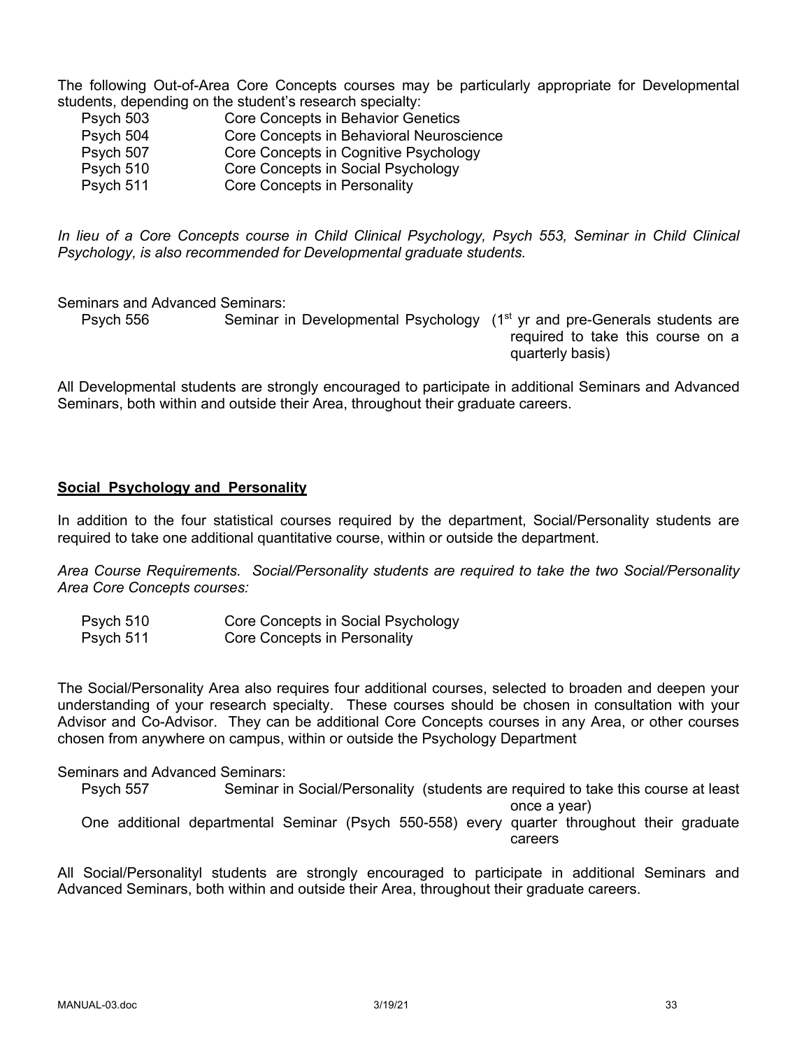The following Out-of-Area Core Concepts courses may be particularly appropriate for Developmental students, depending on the student's research specialty:

| | |
|---|---|
| Psych 503 | Core Concepts in Behavior Genetics |
| Psych 504 | Core Concepts in Behavioral Neuroscience |
| Psych 507 | Core Concepts in Cognitive Psychology |
| Psych 510 | Core Concepts in Social Psychology |
| Psych 511 | Core Concepts in Personality |

*In lieu of a Core Concepts course in Child Clinical Psychology, Psych 553, Seminar in Child Clinical Psychology, is also recommended for Developmental graduate students.*

Seminars and Advanced Seminars:

Psych 556 — Seminar in Developmental Psychology (1st yr and pre-Generals students are required to take this course on a quarterly basis)

All Developmental students are strongly encouraged to participate in additional Seminars and Advanced Seminars, both within and outside their Area, throughout their graduate careers.

## **Social Psychology and Personality**

In addition to the four statistical courses required by the department, Social/Personality students are required to take one additional quantitative course, within or outside the department.

*Area Course Requirements. Social/Personality students are required to take the two Social/Personality Area Core Concepts courses:*

| | |
|---|---|
| Psych 510 | Core Concepts in Social Psychology |
| Psych 511 | Core Concepts in Personality |

The Social/Personality Area also requires four additional courses, selected to broaden and deepen your understanding of your research specialty. These courses should be chosen in consultation with your Advisor and Co-Advisor. They can be additional Core Concepts courses in any Area, or other courses chosen from anywhere on campus, within or outside the Psychology Department

Seminars and Advanced Seminars:

Psych 557 — Seminar in Social/Personality (students are required to take this course at least once a year)

One additional departmental Seminar (Psych 550-558) every quarter throughout their graduate careers

All Social/Personalityl students are strongly encouraged to participate in additional Seminars and Advanced Seminars, both within and outside their Area, throughout their graduate careers.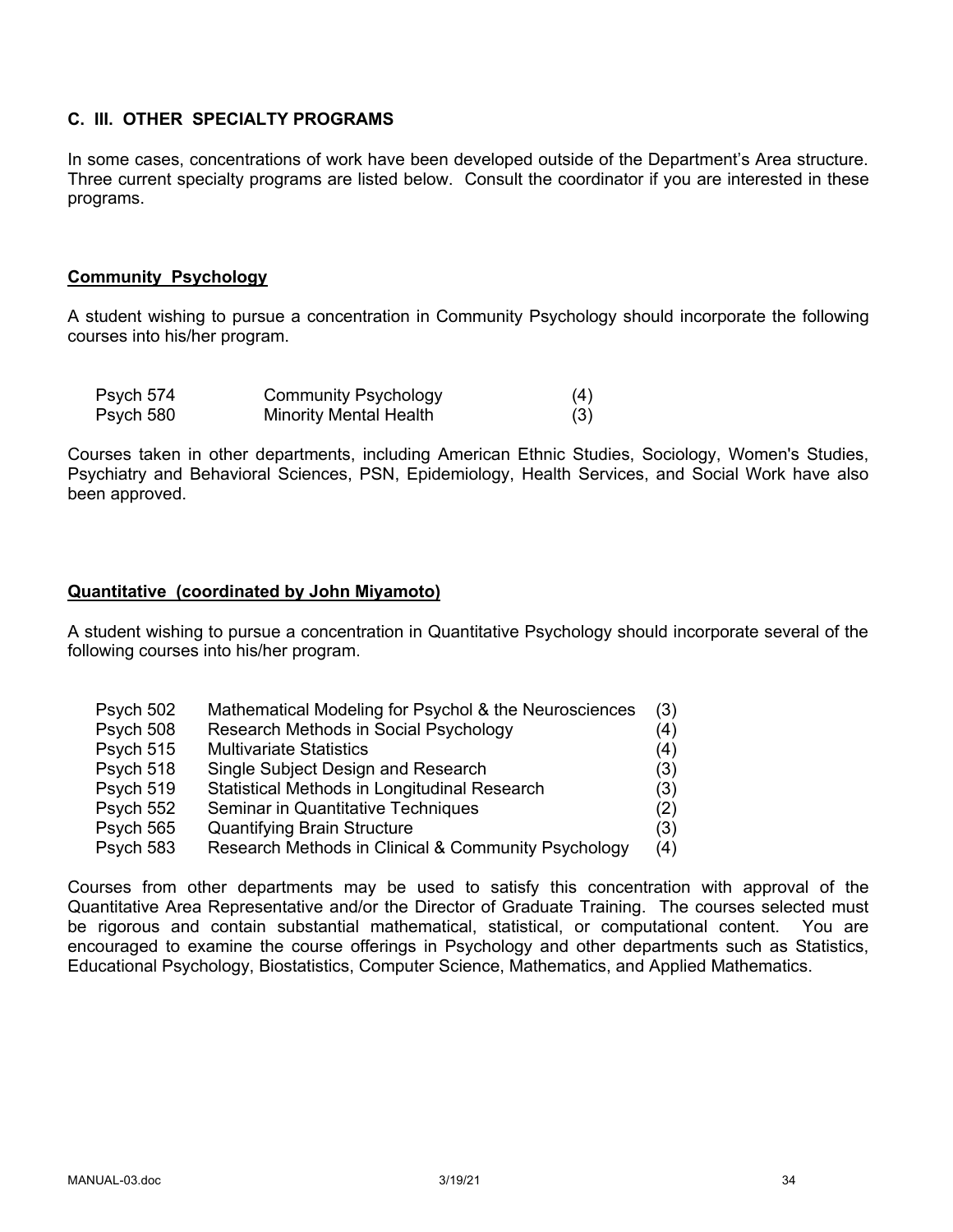## C. III. OTHER SPECIALTY PROGRAMS

In some cases, concentrations of work have been developed outside of the Department's Area structure. Three current specialty programs are listed below. Consult the coordinator if you are interested in these programs.

### Community Psychology

A student wishing to pursue a concentration in Community Psychology should incorporate the following courses into his/her program.

| | | |
|---|---|---|
| Psych 574 | Community Psychology | (4) |
| Psych 580 | Minority Mental Health | (3) |

Courses taken in other departments, including American Ethnic Studies, Sociology, Women's Studies, Psychiatry and Behavioral Sciences, PSN, Epidemiology, Health Services, and Social Work have also been approved.

### Quantitative (coordinated by John Miyamoto)

A student wishing to pursue a concentration in Quantitative Psychology should incorporate several of the following courses into his/her program.

| | | |
|---|---|---|
| Psych 502 | Mathematical Modeling for Psychol & the Neurosciences | (3) |
| Psych 508 | Research Methods in Social Psychology | (4) |
| Psych 515 | Multivariate Statistics | (4) |
| Psych 518 | Single Subject Design and Research | (3) |
| Psych 519 | Statistical Methods in Longitudinal Research | (3) |
| Psych 552 | Seminar in Quantitative Techniques | (2) |
| Psych 565 | Quantifying Brain Structure | (3) |
| Psych 583 | Research Methods in Clinical & Community Psychology | (4) |

Courses from other departments may be used to satisfy this concentration with approval of the Quantitative Area Representative and/or the Director of Graduate Training. The courses selected must be rigorous and contain substantial mathematical, statistical, or computational content. You are encouraged to examine the course offerings in Psychology and other departments such as Statistics, Educational Psychology, Biostatistics, Computer Science, Mathematics, and Applied Mathematics.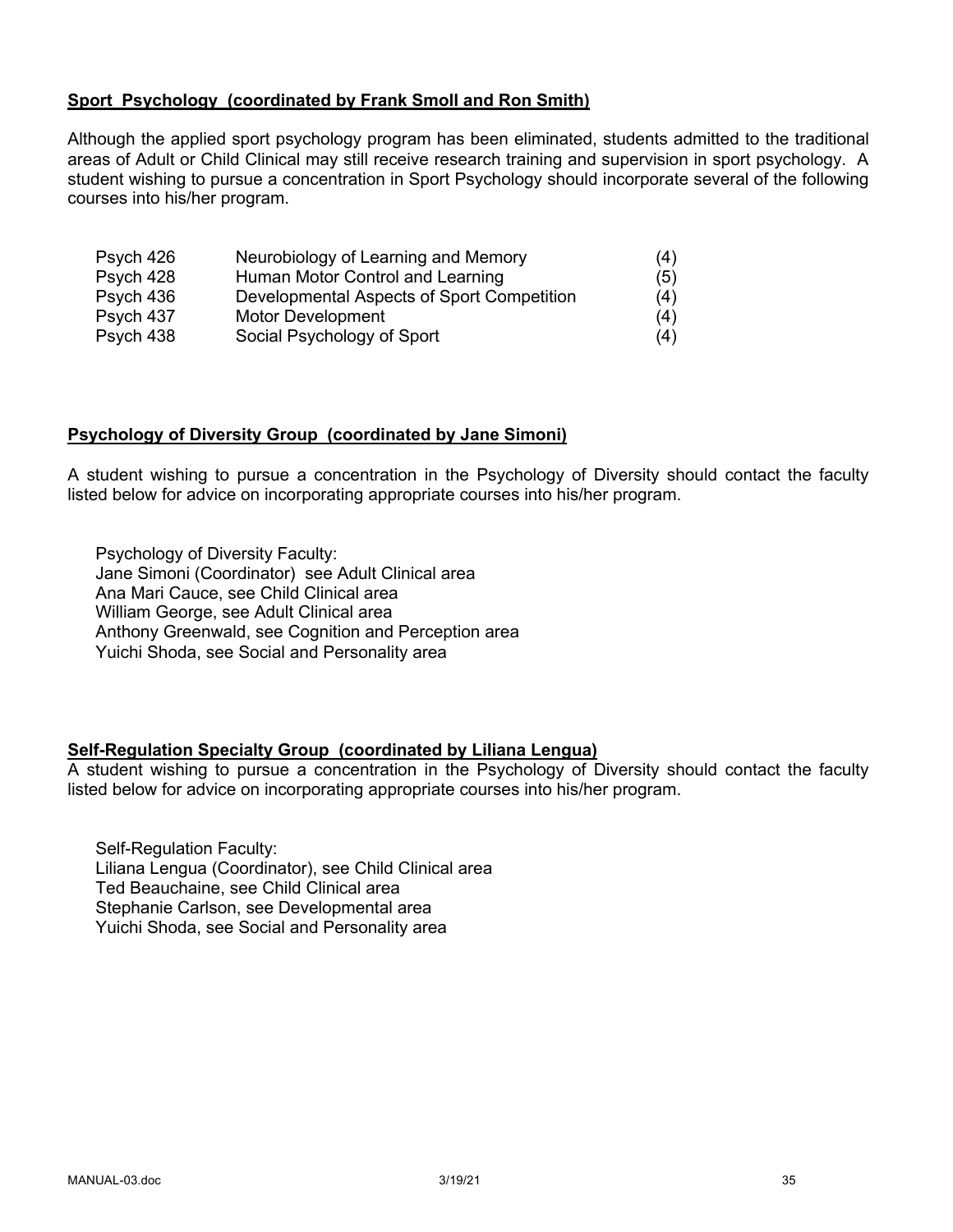**Sport Psychology (coordinated by Frank Smoll and Ron Smith)**

Although the applied sport psychology program has been eliminated, students admitted to the traditional areas of Adult or Child Clinical may still receive research training and supervision in sport psychology. A student wishing to pursue a concentration in Sport Psychology should incorporate several of the following courses into his/her program.

| | | |
|---|---|---|
| Psych 426 | Neurobiology of Learning and Memory | (4) |
| Psych 428 | Human Motor Control and Learning | (5) |
| Psych 436 | Developmental Aspects of Sport Competition | (4) |
| Psych 437 | Motor Development | (4) |
| Psych 438 | Social Psychology of Sport | (4) |

**Psychology of Diversity Group (coordinated by Jane Simoni)**

A student wishing to pursue a concentration in the Psychology of Diversity should contact the faculty listed below for advice on incorporating appropriate courses into his/her program.

Psychology of Diversity Faculty:
Jane Simoni (Coordinator) see Adult Clinical area
Ana Mari Cauce, see Child Clinical area
William George, see Adult Clinical area
Anthony Greenwald, see Cognition and Perception area
Yuichi Shoda, see Social and Personality area

**Self-Regulation Specialty Group (coordinated by Liliana Lengua)**

A student wishing to pursue a concentration in the Psychology of Diversity should contact the faculty listed below for advice on incorporating appropriate courses into his/her program.

Self-Regulation Faculty:
Liliana Lengua (Coordinator), see Child Clinical area
Ted Beauchaine, see Child Clinical area
Stephanie Carlson, see Developmental area
Yuichi Shoda, see Social and Personality area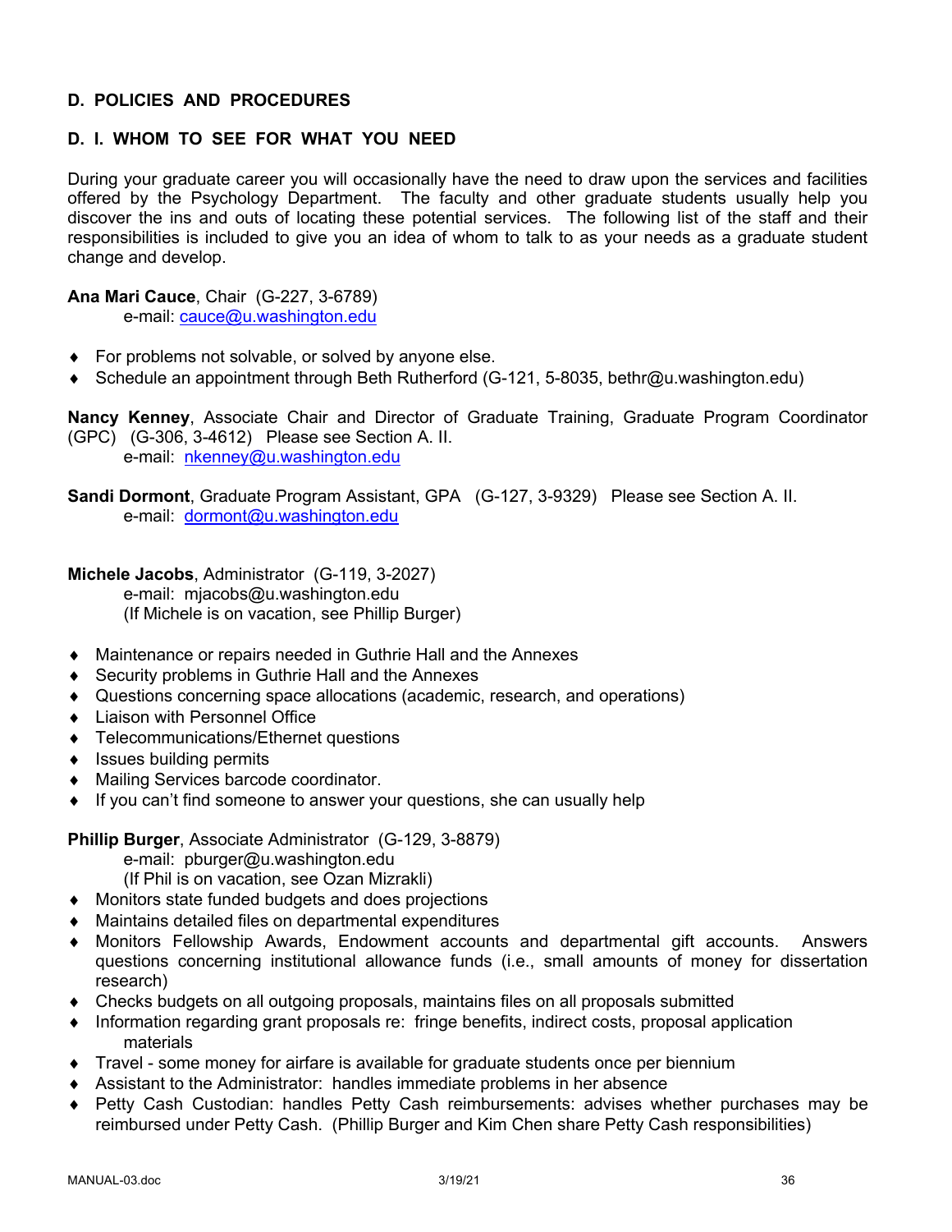## D. POLICIES AND PROCEDURES

### D. I. WHOM TO SEE FOR WHAT YOU NEED

During your graduate career you will occasionally have the need to draw upon the services and facilities offered by the Psychology Department. The faculty and other graduate students usually help you discover the ins and outs of locating these potential services. The following list of the staff and their responsibilities is included to give you an idea of whom to talk to as your needs as a graduate student change and develop.

**Ana Mari Cauce**, Chair (G-227, 3-6789)
e-mail: cauce@u.washington.edu

- For problems not solvable, or solved by anyone else.
- Schedule an appointment through Beth Rutherford (G-121, 5-8035, bethr@u.washington.edu)

**Nancy Kenney**, Associate Chair and Director of Graduate Training, Graduate Program Coordinator (GPC) (G-306, 3-4612) Please see Section A. II.
e-mail: nkenney@u.washington.edu

**Sandi Dormont**, Graduate Program Assistant, GPA (G-127, 3-9329) Please see Section A. II.
e-mail: dormont@u.washington.edu

**Michele Jacobs**, Administrator (G-119, 3-2027)
e-mail: mjacobs@u.washington.edu
(If Michele is on vacation, see Phillip Burger)

- Maintenance or repairs needed in Guthrie Hall and the Annexes
- Security problems in Guthrie Hall and the Annexes
- Questions concerning space allocations (academic, research, and operations)
- Liaison with Personnel Office
- Telecommunications/Ethernet questions
- Issues building permits
- Mailing Services barcode coordinator.
- If you can't find someone to answer your questions, she can usually help

**Phillip Burger**, Associate Administrator (G-129, 3-8879)
e-mail: pburger@u.washington.edu
(If Phil is on vacation, see Ozan Mizrakli)

- Monitors state funded budgets and does projections
- Maintains detailed files on departmental expenditures
- Monitors Fellowship Awards, Endowment accounts and departmental gift accounts. Answers questions concerning institutional allowance funds (i.e., small amounts of money for dissertation research)
- Checks budgets on all outgoing proposals, maintains files on all proposals submitted
- Information regarding grant proposals re: fringe benefits, indirect costs, proposal application materials
- Travel - some money for airfare is available for graduate students once per biennium
- Assistant to the Administrator: handles immediate problems in her absence
- Petty Cash Custodian: handles Petty Cash reimbursements: advises whether purchases may be reimbursed under Petty Cash. (Phillip Burger and Kim Chen share Petty Cash responsibilities)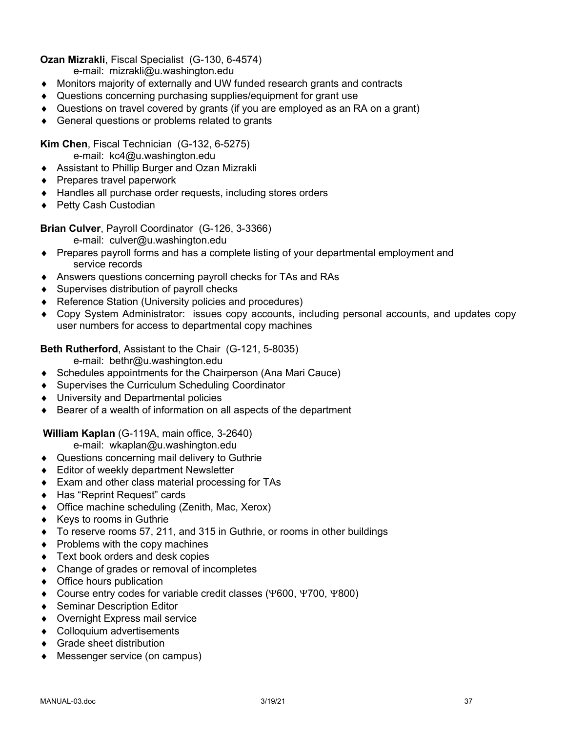**Ozan Mizrakli**, Fiscal Specialist (G-130, 6-4574)
e-mail: mizrakli@u.washington.edu

- Monitors majority of externally and UW funded research grants and contracts
- Questions concerning purchasing supplies/equipment for grant use
- Questions on travel covered by grants (if you are employed as an RA on a grant)
- General questions or problems related to grants

**Kim Chen**, Fiscal Technician (G-132, 6-5275)
e-mail: kc4@u.washington.edu

- Assistant to Phillip Burger and Ozan Mizrakli
- Prepares travel paperwork
- Handles all purchase order requests, including stores orders
- Petty Cash Custodian

**Brian Culver**, Payroll Coordinator (G-126, 3-3366)
e-mail: culver@u.washington.edu

- Prepares payroll forms and has a complete listing of your departmental employment and service records
- Answers questions concerning payroll checks for TAs and RAs
- Supervises distribution of payroll checks
- Reference Station (University policies and procedures)
- Copy System Administrator: issues copy accounts, including personal accounts, and updates copy user numbers for access to departmental copy machines

**Beth Rutherford**, Assistant to the Chair (G-121, 5-8035)
e-mail: bethr@u.washington.edu

- Schedules appointments for the Chairperson (Ana Mari Cauce)
- Supervises the Curriculum Scheduling Coordinator
- University and Departmental policies
- Bearer of a wealth of information on all aspects of the department

**William Kaplan** (G-119A, main office, 3-2640)
e-mail: wkaplan@u.washington.edu

- Questions concerning mail delivery to Guthrie
- Editor of weekly department Newsletter
- Exam and other class material processing for TAs
- Has "Reprint Request" cards
- Office machine scheduling (Zenith, Mac, Xerox)
- Keys to rooms in Guthrie
- To reserve rooms 57, 211, and 315 in Guthrie, or rooms in other buildings
- Problems with the copy machines
- Text book orders and desk copies
- Change of grades or removal of incompletes
- Office hours publication
- Course entry codes for variable credit classes (Ψ600, Ψ700, Ψ800)
- Seminar Description Editor
- Overnight Express mail service
- Colloquium advertisements
- Grade sheet distribution
- Messenger service (on campus)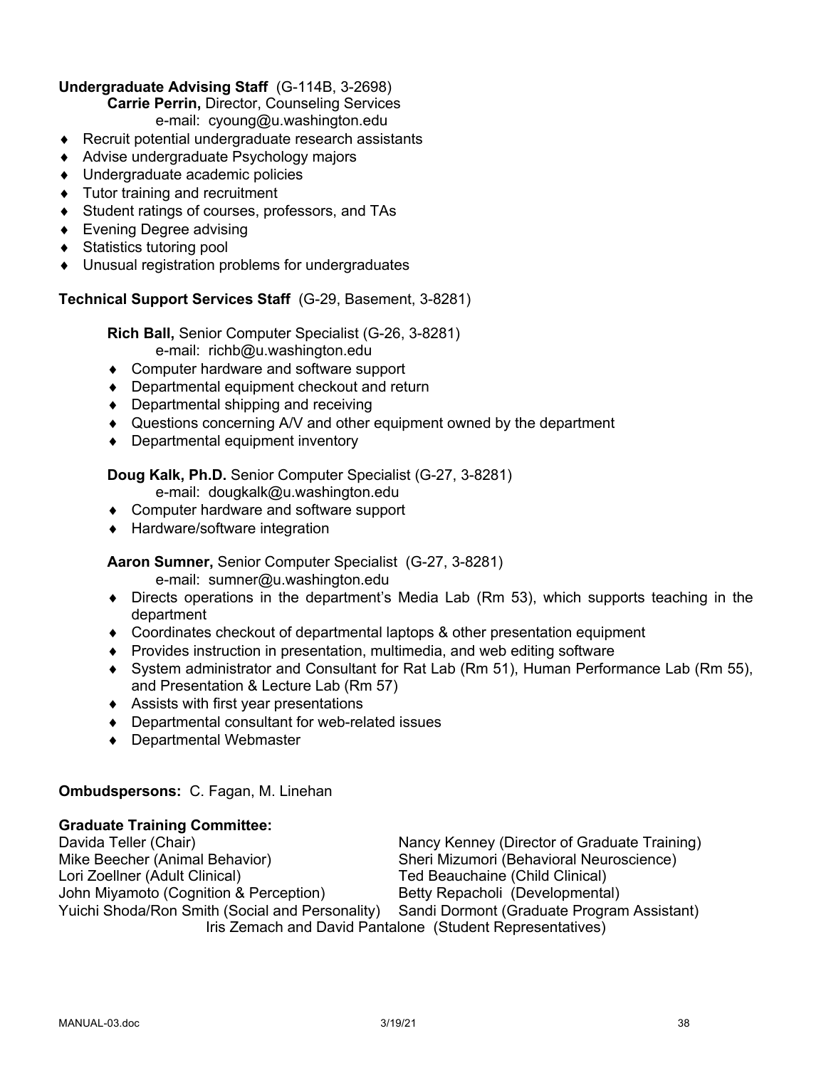**Undergraduate Advising Staff** (G-114B, 3-2698)

**Carrie Perrin,** Director, Counseling Services
e-mail: cyoung@u.washington.edu

- Recruit potential undergraduate research assistants
- Advise undergraduate Psychology majors
- Undergraduate academic policies
- Tutor training and recruitment
- Student ratings of courses, professors, and TAs
- Evening Degree advising
- Statistics tutoring pool
- Unusual registration problems for undergraduates

**Technical Support Services Staff** (G-29, Basement, 3-8281)

**Rich Ball,** Senior Computer Specialist (G-26, 3-8281)
e-mail: richb@u.washington.edu

- Computer hardware and software support
- Departmental equipment checkout and return
- Departmental shipping and receiving
- Questions concerning A/V and other equipment owned by the department
- Departmental equipment inventory

**Doug Kalk, Ph.D.** Senior Computer Specialist (G-27, 3-8281)
e-mail: dougkalk@u.washington.edu

- Computer hardware and software support
- Hardware/software integration

**Aaron Sumner,** Senior Computer Specialist (G-27, 3-8281)
e-mail: sumner@u.washington.edu

- Directs operations in the department's Media Lab (Rm 53), which supports teaching in the department
- Coordinates checkout of departmental laptops & other presentation equipment
- Provides instruction in presentation, multimedia, and web editing software
- System administrator and Consultant for Rat Lab (Rm 51), Human Performance Lab (Rm 55), and Presentation & Lecture Lab (Rm 57)
- Assists with first year presentations
- Departmental consultant for web-related issues
- Departmental Webmaster

**Ombudspersons:** C. Fagan, M. Linehan

**Graduate Training Committee:**

Davida Teller (Chair)
Nancy Kenney (Director of Graduate Training)
Mike Beecher (Animal Behavior)
Sheri Mizumori (Behavioral Neuroscience)
Lori Zoellner (Adult Clinical)
Ted Beauchaine (Child Clinical)
John Miyamoto (Cognition & Perception)
Betty Repacholi (Developmental)
Yuichi Shoda/Ron Smith (Social and Personality)
Sandi Dormont (Graduate Program Assistant)
Iris Zemach and David Pantalone (Student Representatives)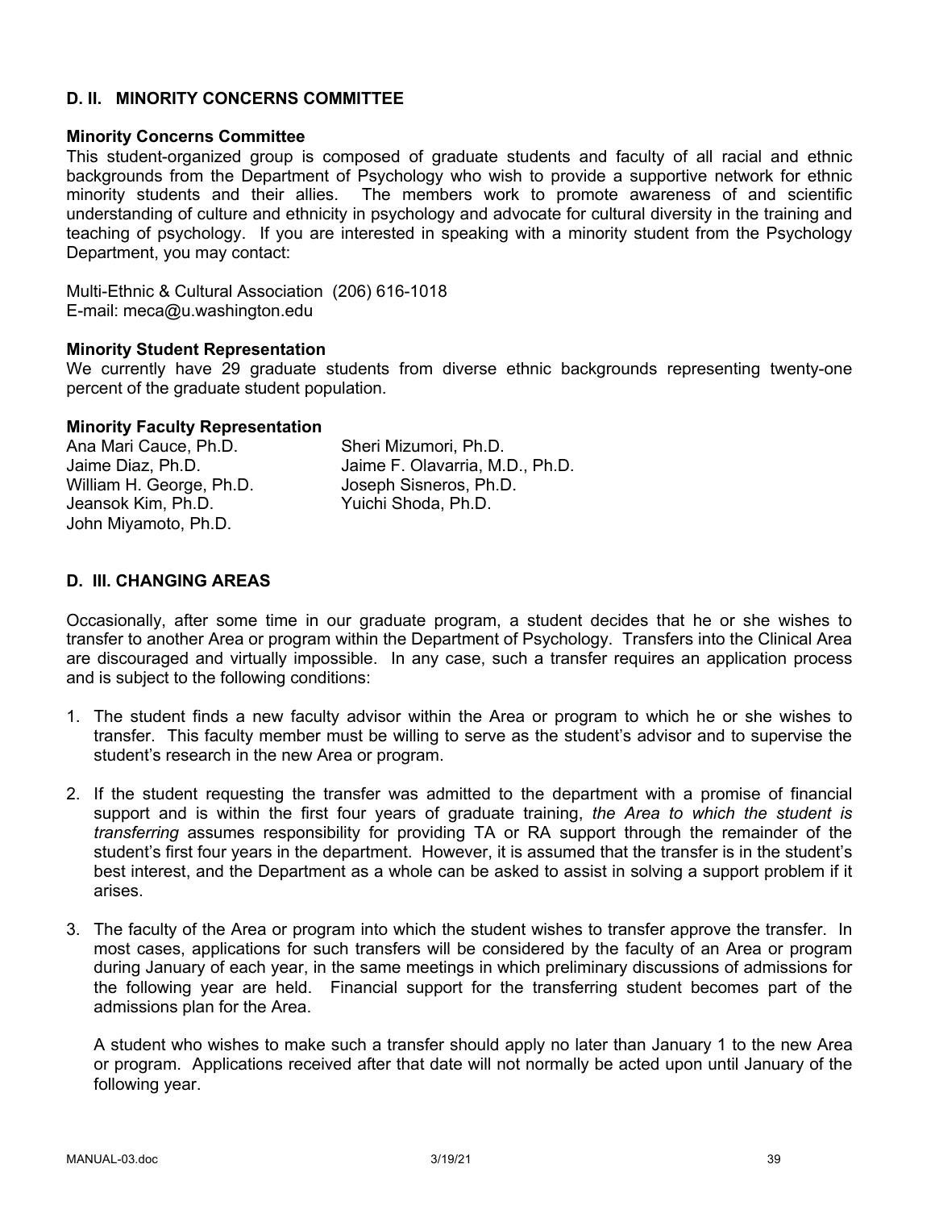## D. II. MINORITY CONCERNS COMMITTEE

### Minority Concerns Committee

This student-organized group is composed of graduate students and faculty of all racial and ethnic backgrounds from the Department of Psychology who wish to provide a supportive network for ethnic minority students and their allies. The members work to promote awareness of and scientific understanding of culture and ethnicity in psychology and advocate for cultural diversity in the training and teaching of psychology. If you are interested in speaking with a minority student from the Psychology Department, you may contact:

Multi-Ethnic & Cultural Association (206) 616-1018
E-mail: meca@u.washington.edu

### Minority Student Representation

We currently have 29 graduate students from diverse ethnic backgrounds representing twenty-one percent of the graduate student population.

### Minority Faculty Representation

Ana Mari Cauce, Ph.D.
Jaime Diaz, Ph.D.
William H. George, Ph.D.
Jeansok Kim, Ph.D.
John Miyamoto, Ph.D.
Sheri Mizumori, Ph.D.
Jaime F. Olavarria, M.D., Ph.D.
Joseph Sisneros, Ph.D.
Yuichi Shoda, Ph.D.

## D. III. CHANGING AREAS

Occasionally, after some time in our graduate program, a student decides that he or she wishes to transfer to another Area or program within the Department of Psychology. Transfers into the Clinical Area are discouraged and virtually impossible. In any case, such a transfer requires an application process and is subject to the following conditions:

1. The student finds a new faculty advisor within the Area or program to which he or she wishes to transfer. This faculty member must be willing to serve as the student's advisor and to supervise the student's research in the new Area or program.

2. If the student requesting the transfer was admitted to the department with a promise of financial support and is within the first four years of graduate training, *the Area to which the student is transferring* assumes responsibility for providing TA or RA support through the remainder of the student's first four years in the department. However, it is assumed that the transfer is in the student's best interest, and the Department as a whole can be asked to assist in solving a support problem if it arises.

3. The faculty of the Area or program into which the student wishes to transfer approve the transfer. In most cases, applications for such transfers will be considered by the faculty of an Area or program during January of each year, in the same meetings in which preliminary discussions of admissions for the following year are held. Financial support for the transferring student becomes part of the admissions plan for the Area.

   A student who wishes to make such a transfer should apply no later than January 1 to the new Area or program. Applications received after that date will not normally be acted upon until January of the following year.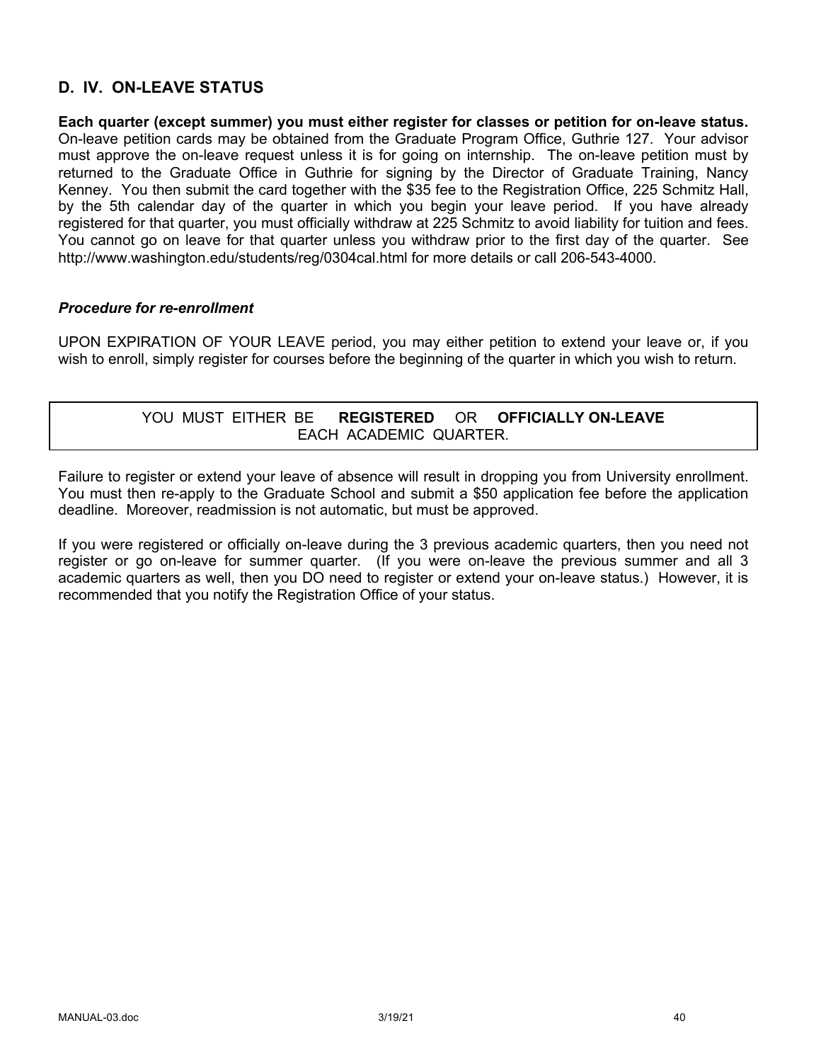## D. IV. ON-LEAVE STATUS

**Each quarter (except summer) you must either register for classes or petition for on-leave status.** On-leave petition cards may be obtained from the Graduate Program Office, Guthrie 127. Your advisor must approve the on-leave request unless it is for going on internship. The on-leave petition must by returned to the Graduate Office in Guthrie for signing by the Director of Graduate Training, Nancy Kenney. You then submit the card together with the $35 fee to the Registration Office, 225 Schmitz Hall, by the 5th calendar day of the quarter in which you begin your leave period. If you have already registered for that quarter, you must officially withdraw at 225 Schmitz to avoid liability for tuition and fees. You cannot go on leave for that quarter unless you withdraw prior to the first day of the quarter. See http://www.washington.edu/students/reg/0304cal.html for more details or call 206-543-4000.

### *Procedure for re-enrollment*

UPON EXPIRATION OF YOUR LEAVE period, you may either petition to extend your leave or, if you wish to enroll, simply register for courses before the beginning of the quarter in which you wish to return.

> YOU MUST EITHER BE **REGISTERED** OR **OFFICIALLY ON-LEAVE** EACH ACADEMIC QUARTER.

Failure to register or extend your leave of absence will result in dropping you from University enrollment. You must then re-apply to the Graduate School and submit a $50 application fee before the application deadline. Moreover, readmission is not automatic, but must be approved.

If you were registered or officially on-leave during the 3 previous academic quarters, then you need not register or go on-leave for summer quarter. (If you were on-leave the previous summer and all 3 academic quarters as well, then you DO need to register or extend your on-leave status.) However, it is recommended that you notify the Registration Office of your status.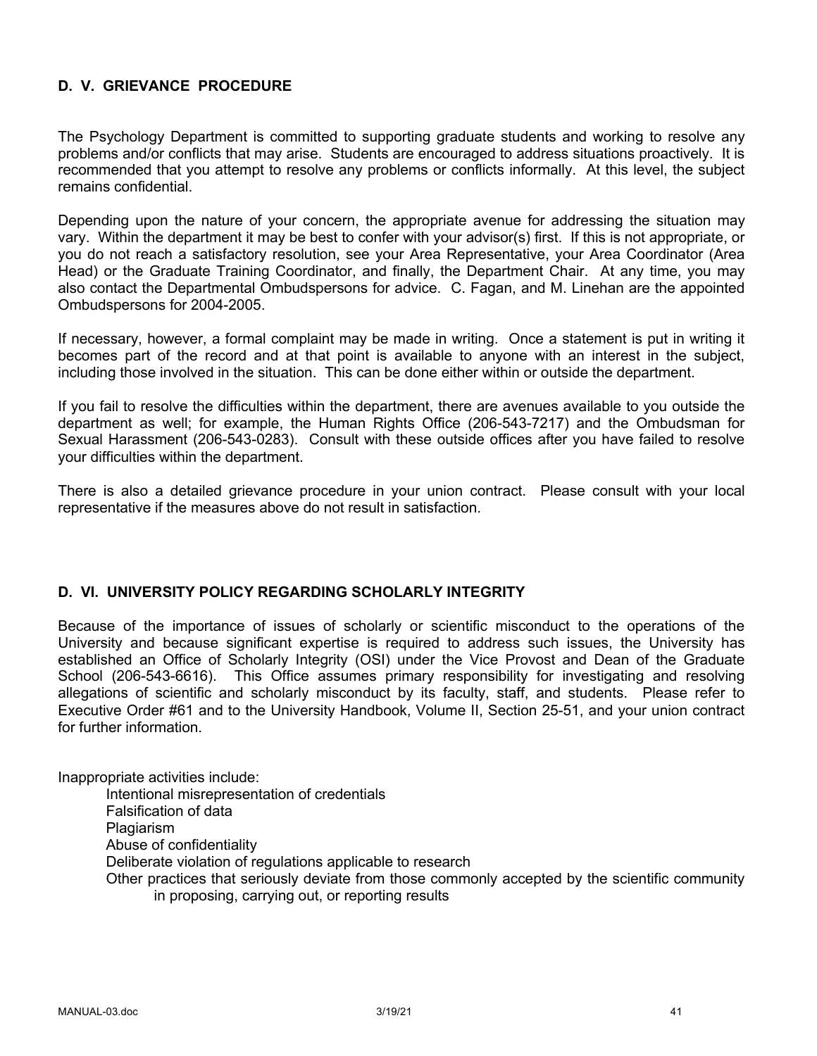## D. V. GRIEVANCE PROCEDURE

The Psychology Department is committed to supporting graduate students and working to resolve any problems and/or conflicts that may arise. Students are encouraged to address situations proactively. It is recommended that you attempt to resolve any problems or conflicts informally. At this level, the subject remains confidential.

Depending upon the nature of your concern, the appropriate avenue for addressing the situation may vary. Within the department it may be best to confer with your advisor(s) first. If this is not appropriate, or you do not reach a satisfactory resolution, see your Area Representative, your Area Coordinator (Area Head) or the Graduate Training Coordinator, and finally, the Department Chair. At any time, you may also contact the Departmental Ombudspersons for advice. C. Fagan, and M. Linehan are the appointed Ombudspersons for 2004-2005.

If necessary, however, a formal complaint may be made in writing. Once a statement is put in writing it becomes part of the record and at that point is available to anyone with an interest in the subject, including those involved in the situation. This can be done either within or outside the department.

If you fail to resolve the difficulties within the department, there are avenues available to you outside the department as well; for example, the Human Rights Office (206-543-7217) and the Ombudsman for Sexual Harassment (206-543-0283). Consult with these outside offices after you have failed to resolve your difficulties within the department.

There is also a detailed grievance procedure in your union contract. Please consult with your local representative if the measures above do not result in satisfaction.

## D. VI. UNIVERSITY POLICY REGARDING SCHOLARLY INTEGRITY

Because of the importance of issues of scholarly or scientific misconduct to the operations of the University and because significant expertise is required to address such issues, the University has established an Office of Scholarly Integrity (OSI) under the Vice Provost and Dean of the Graduate School (206-543-6616). This Office assumes primary responsibility for investigating and resolving allegations of scientific and scholarly misconduct by its faculty, staff, and students. Please refer to Executive Order #61 and to the University Handbook, Volume II, Section 25-51, and your union contract for further information.

Inappropriate activities include:

- Intentional misrepresentation of credentials
- Falsification of data
- Plagiarism
- Abuse of confidentiality
- Deliberate violation of regulations applicable to research
- Other practices that seriously deviate from those commonly accepted by the scientific community in proposing, carrying out, or reporting results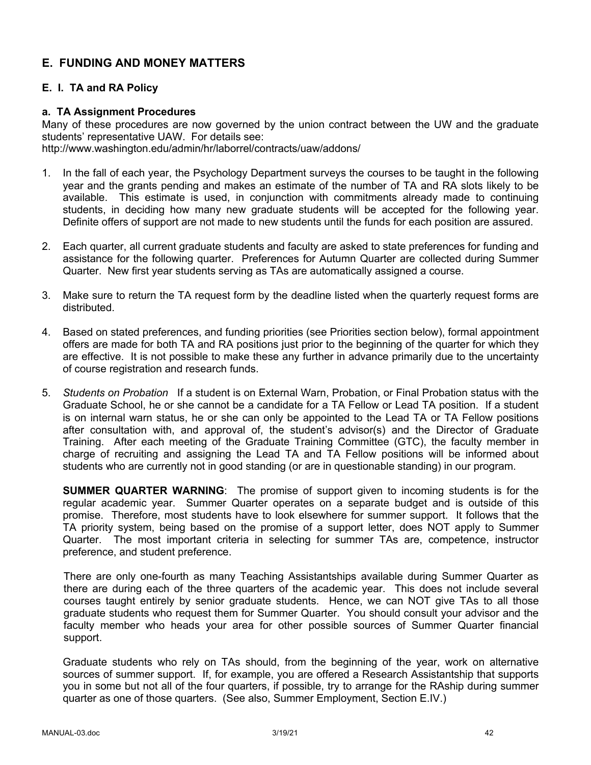## E. FUNDING AND MONEY MATTERS

### E. I. TA and RA Policy

#### a. TA Assignment Procedures

Many of these procedures are now governed by the union contract between the UW and the graduate students' representative UAW. For details see:
http://www.washington.edu/admin/hr/laborrel/contracts/uaw/addons/

1. In the fall of each year, the Psychology Department surveys the courses to be taught in the following year and the grants pending and makes an estimate of the number of TA and RA slots likely to be available. This estimate is used, in conjunction with commitments already made to continuing students, in deciding how many new graduate students will be accepted for the following year. Definite offers of support are not made to new students until the funds for each position are assured.

2. Each quarter, all current graduate students and faculty are asked to state preferences for funding and assistance for the following quarter. Preferences for Autumn Quarter are collected during Summer Quarter. New first year students serving as TAs are automatically assigned a course.

3. Make sure to return the TA request form by the deadline listed when the quarterly request forms are distributed.

4. Based on stated preferences, and funding priorities (see Priorities section below), formal appointment offers are made for both TA and RA positions just prior to the beginning of the quarter for which they are effective. It is not possible to make these any further in advance primarily due to the uncertainty of course registration and research funds.

5. *Students on Probation* If a student is on External Warn, Probation, or Final Probation status with the Graduate School, he or she cannot be a candidate for a TA Fellow or Lead TA position. If a student is on internal warn status, he or she can only be appointed to the Lead TA or TA Fellow positions after consultation with, and approval of, the student's advisor(s) and the Director of Graduate Training. After each meeting of the Graduate Training Committee (GTC), the faculty member in charge of recruiting and assigning the Lead TA and TA Fellow positions will be informed about students who are currently not in good standing (or are in questionable standing) in our program.

   **SUMMER QUARTER WARNING**: The promise of support given to incoming students is for the regular academic year. Summer Quarter operates on a separate budget and is outside of this promise. Therefore, most students have to look elsewhere for summer support. It follows that the TA priority system, being based on the promise of a support letter, does NOT apply to Summer Quarter. The most important criteria in selecting for summer TAs are, competence, instructor preference, and student preference.

   There are only one-fourth as many Teaching Assistantships available during Summer Quarter as there are during each of the three quarters of the academic year. This does not include several courses taught entirely by senior graduate students. Hence, we can NOT give TAs to all those graduate students who request them for Summer Quarter. You should consult your advisor and the faculty member who heads your area for other possible sources of Summer Quarter financial support.

   Graduate students who rely on TAs should, from the beginning of the year, work on alternative sources of summer support. If, for example, you are offered a Research Assistantship that supports you in some but not all of the four quarters, if possible, try to arrange for the RAship during summer quarter as one of those quarters. (See also, Summer Employment, Section E.IV.)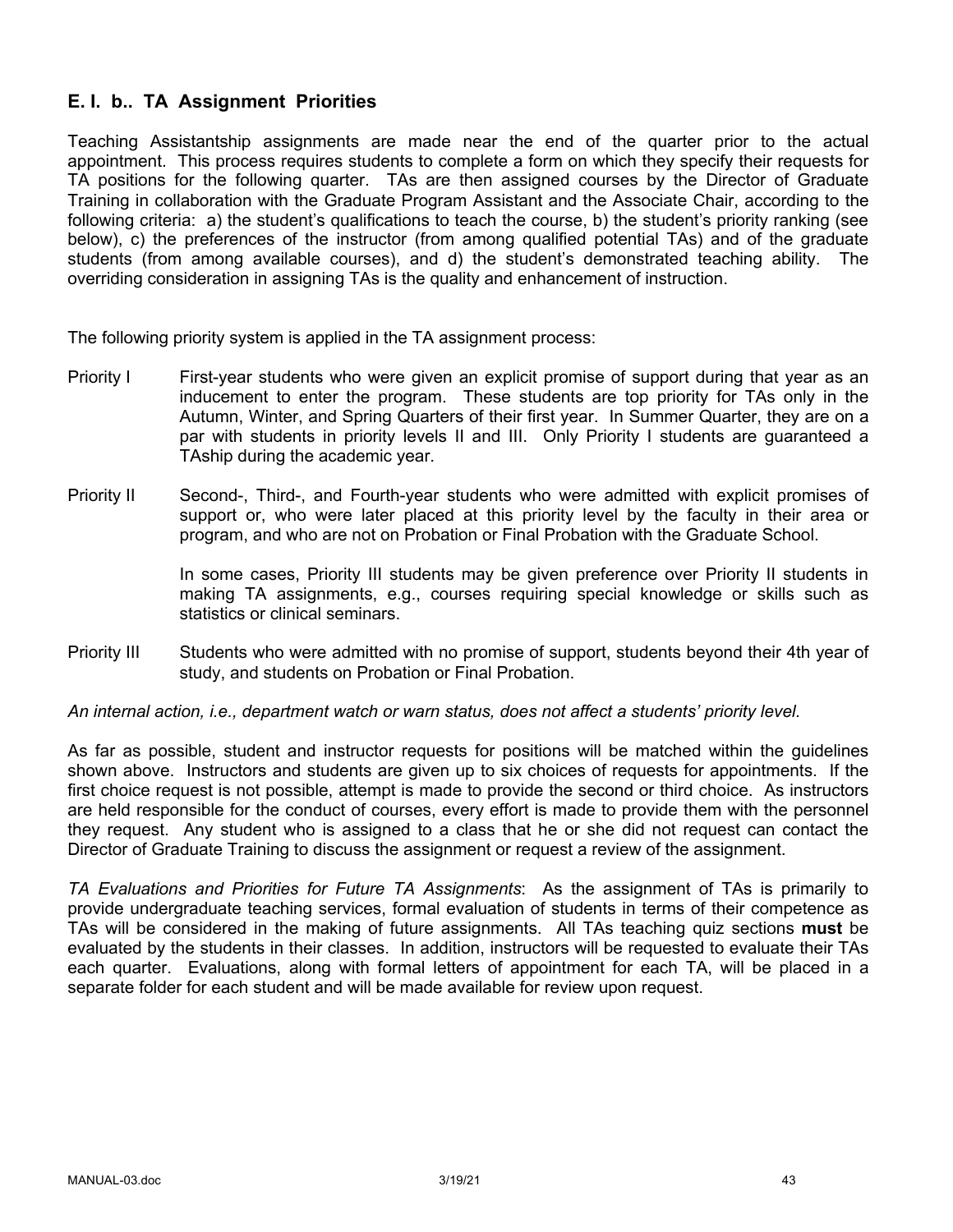## E. I. b.. TA Assignment Priorities

Teaching Assistantship assignments are made near the end of the quarter prior to the actual appointment. This process requires students to complete a form on which they specify their requests for TA positions for the following quarter. TAs are then assigned courses by the Director of Graduate Training in collaboration with the Graduate Program Assistant and the Associate Chair, according to the following criteria: a) the student's qualifications to teach the course, b) the student's priority ranking (see below), c) the preferences of the instructor (from among qualified potential TAs) and of the graduate students (from among available courses), and d) the student's demonstrated teaching ability. The overriding consideration in assigning TAs is the quality and enhancement of instruction.

The following priority system is applied in the TA assignment process:

Priority I — First-year students who were given an explicit promise of support during that year as an inducement to enter the program. These students are top priority for TAs only in the Autumn, Winter, and Spring Quarters of their first year. In Summer Quarter, they are on a par with students in priority levels II and III. Only Priority I students are guaranteed a TAship during the academic year.

Priority II — Second-, Third-, and Fourth-year students who were admitted with explicit promises of support or, who were later placed at this priority level by the faculty in their area or program, and who are not on Probation or Final Probation with the Graduate School.

In some cases, Priority III students may be given preference over Priority II students in making TA assignments, e.g., courses requiring special knowledge or skills such as statistics or clinical seminars.

Priority III — Students who were admitted with no promise of support, students beyond their 4th year of study, and students on Probation or Final Probation.

*An internal action, i.e., department watch or warn status, does not affect a students' priority level.*

As far as possible, student and instructor requests for positions will be matched within the guidelines shown above. Instructors and students are given up to six choices of requests for appointments. If the first choice request is not possible, attempt is made to provide the second or third choice. As instructors are held responsible for the conduct of courses, every effort is made to provide them with the personnel they request. Any student who is assigned to a class that he or she did not request can contact the Director of Graduate Training to discuss the assignment or request a review of the assignment.

*TA Evaluations and Priorities for Future TA Assignments*: As the assignment of TAs is primarily to provide undergraduate teaching services, formal evaluation of students in terms of their competence as TAs will be considered in the making of future assignments. All TAs teaching quiz sections **must** be evaluated by the students in their classes. In addition, instructors will be requested to evaluate their TAs each quarter. Evaluations, along with formal letters of appointment for each TA, will be placed in a separate folder for each student and will be made available for review upon request.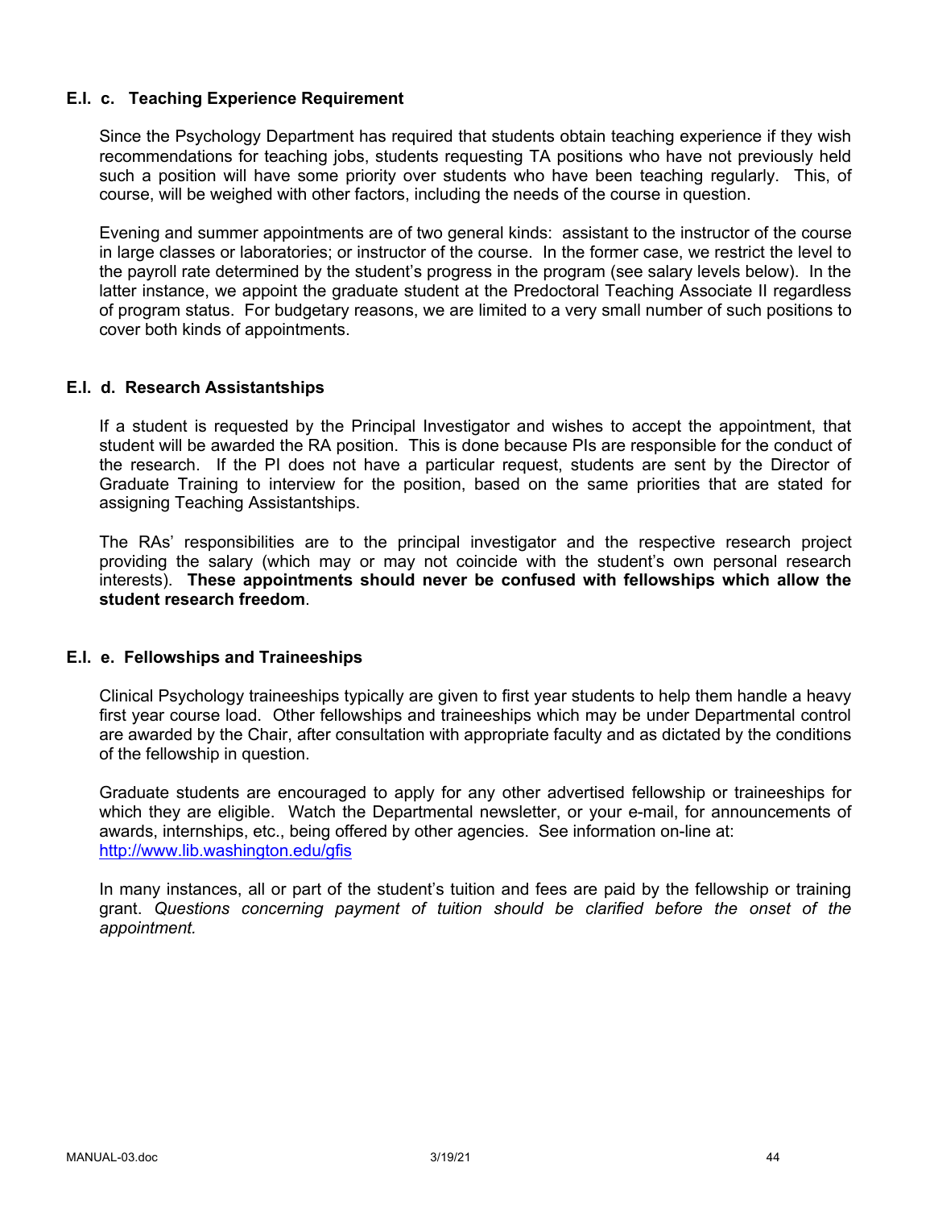### E.I. c. Teaching Experience Requirement

Since the Psychology Department has required that students obtain teaching experience if they wish recommendations for teaching jobs, students requesting TA positions who have not previously held such a position will have some priority over students who have been teaching regularly. This, of course, will be weighed with other factors, including the needs of the course in question.

Evening and summer appointments are of two general kinds: assistant to the instructor of the course in large classes or laboratories; or instructor of the course. In the former case, we restrict the level to the payroll rate determined by the student's progress in the program (see salary levels below). In the latter instance, we appoint the graduate student at the Predoctoral Teaching Associate II regardless of program status. For budgetary reasons, we are limited to a very small number of such positions to cover both kinds of appointments.

### E.I. d. Research Assistantships

If a student is requested by the Principal Investigator and wishes to accept the appointment, that student will be awarded the RA position. This is done because PIs are responsible for the conduct of the research. If the PI does not have a particular request, students are sent by the Director of Graduate Training to interview for the position, based on the same priorities that are stated for assigning Teaching Assistantships.

The RAs' responsibilities are to the principal investigator and the respective research project providing the salary (which may or may not coincide with the student's own personal research interests). **These appointments should never be confused with fellowships which allow the student research freedom**.

### E.I. e. Fellowships and Traineeships

Clinical Psychology traineeships typically are given to first year students to help them handle a heavy first year course load. Other fellowships and traineeships which may be under Departmental control are awarded by the Chair, after consultation with appropriate faculty and as dictated by the conditions of the fellowship in question.

Graduate students are encouraged to apply for any other advertised fellowship or traineeships for which they are eligible. Watch the Departmental newsletter, or your e-mail, for announcements of awards, internships, etc., being offered by other agencies. See information on-line at: http://www.lib.washington.edu/gfis

In many instances, all or part of the student's tuition and fees are paid by the fellowship or training grant. *Questions concerning payment of tuition should be clarified before the onset of the appointment.*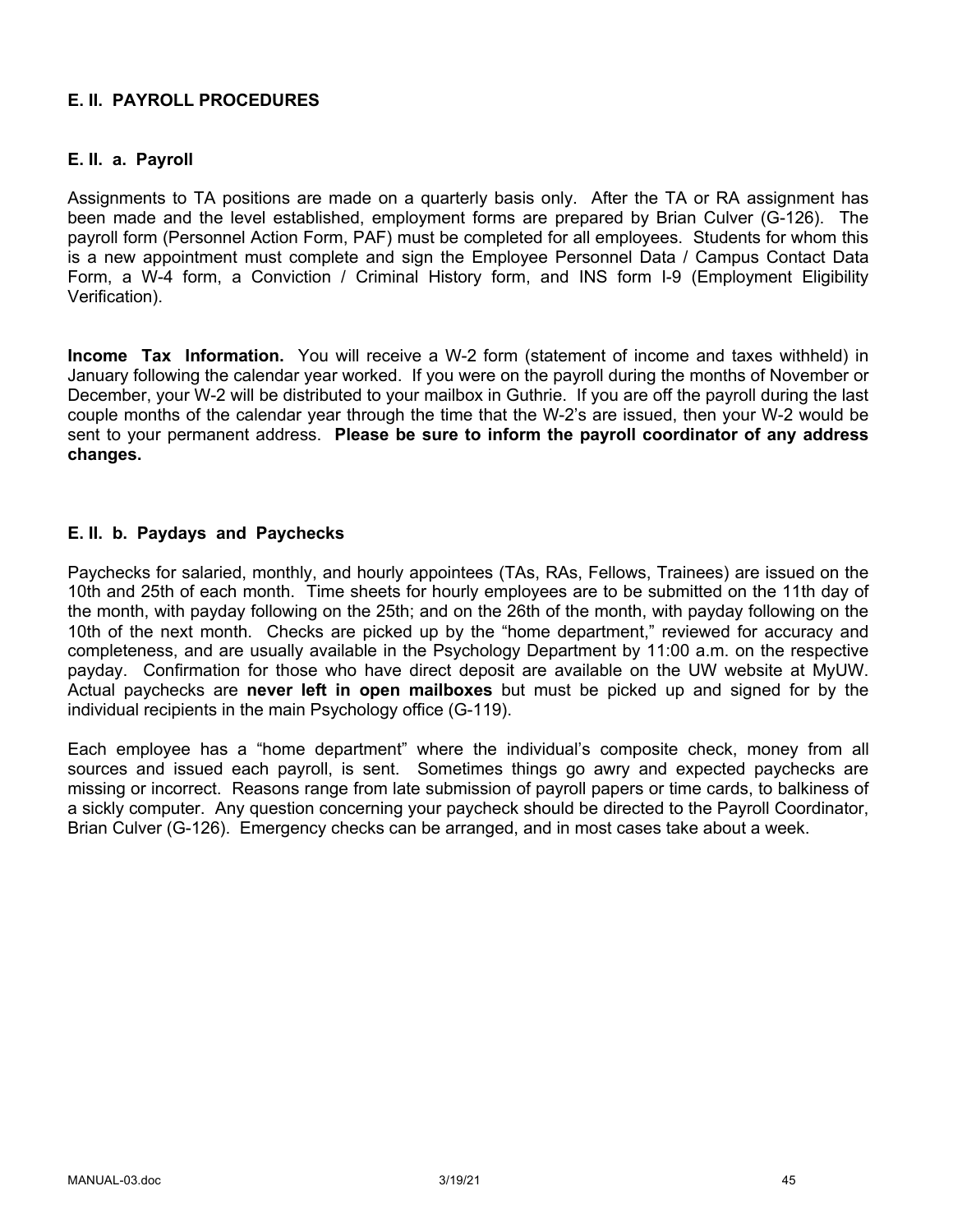## E. II. PAYROLL PROCEDURES

### E. II. a. Payroll

Assignments to TA positions are made on a quarterly basis only. After the TA or RA assignment has been made and the level established, employment forms are prepared by Brian Culver (G-126). The payroll form (Personnel Action Form, PAF) must be completed for all employees. Students for whom this is a new appointment must complete and sign the Employee Personnel Data / Campus Contact Data Form, a W-4 form, a Conviction / Criminal History form, and INS form I-9 (Employment Eligibility Verification).

**Income Tax Information.** You will receive a W-2 form (statement of income and taxes withheld) in January following the calendar year worked. If you were on the payroll during the months of November or December, your W-2 will be distributed to your mailbox in Guthrie. If you are off the payroll during the last couple months of the calendar year through the time that the W-2's are issued, then your W-2 would be sent to your permanent address. **Please be sure to inform the payroll coordinator of any address changes.**

### E. II. b. Paydays and Paychecks

Paychecks for salaried, monthly, and hourly appointees (TAs, RAs, Fellows, Trainees) are issued on the 10th and 25th of each month. Time sheets for hourly employees are to be submitted on the 11th day of the month, with payday following on the 25th; and on the 26th of the month, with payday following on the 10th of the next month. Checks are picked up by the "home department," reviewed for accuracy and completeness, and are usually available in the Psychology Department by 11:00 a.m. on the respective payday. Confirmation for those who have direct deposit are available on the UW website at MyUW. Actual paychecks are **never left in open mailboxes** but must be picked up and signed for by the individual recipients in the main Psychology office (G-119).

Each employee has a "home department" where the individual's composite check, money from all sources and issued each payroll, is sent. Sometimes things go awry and expected paychecks are missing or incorrect. Reasons range from late submission of payroll papers or time cards, to balkiness of a sickly computer. Any question concerning your paycheck should be directed to the Payroll Coordinator, Brian Culver (G-126). Emergency checks can be arranged, and in most cases take about a week.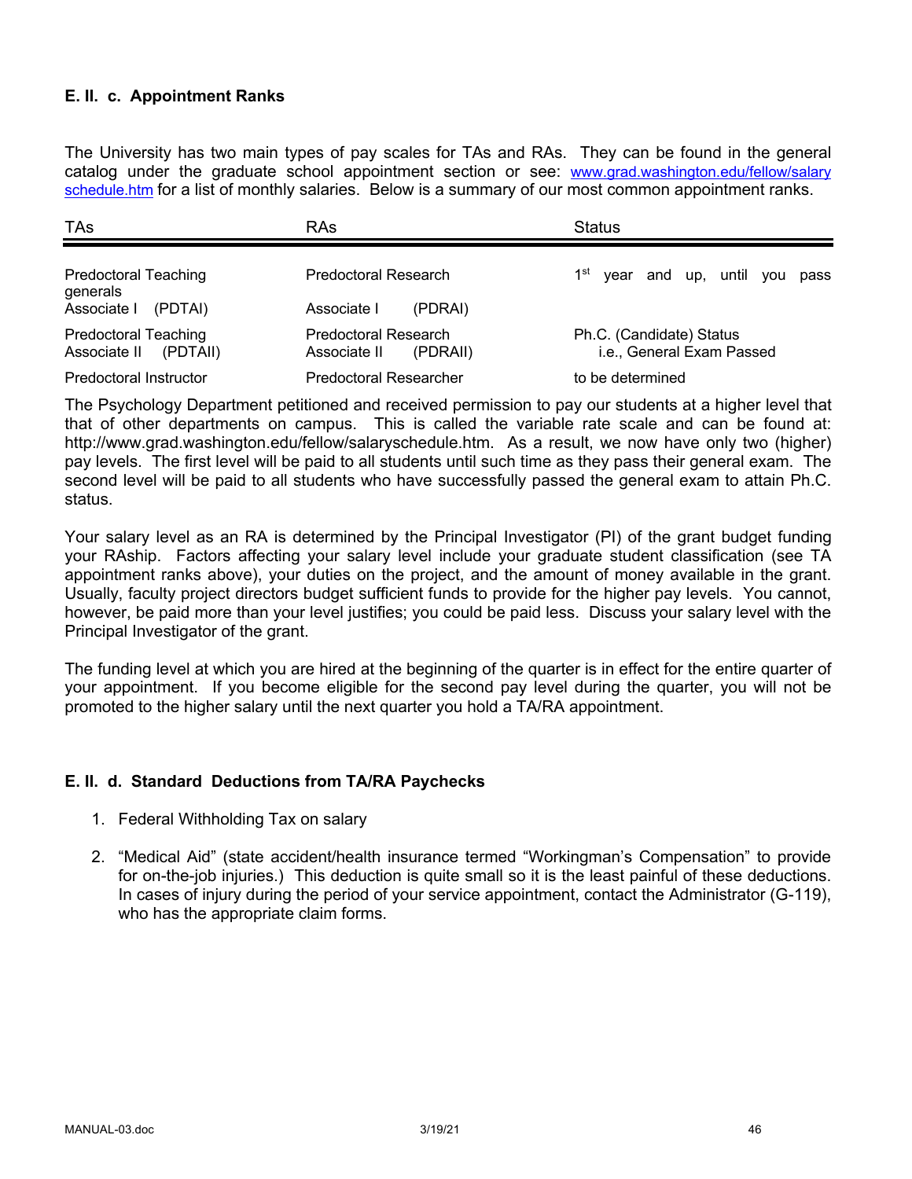### E. II. c. Appointment Ranks

The University has two main types of pay scales for TAs and RAs. They can be found in the general catalog under the graduate school appointment section or see: [www.grad.washington.edu/fellow/salary schedule.htm](www.grad.washington.edu/fellow/salaryschedule.htm) for a list of monthly salaries. Below is a summary of our most common appointment ranks.

| TAs | RAs | Status |
|---|---|---|
| Predoctoral Teaching Associate I (PDTAI) | Predoctoral Research Associate I (PDRAI) | 1st year and up, until you pass generals |
| Predoctoral Teaching Associate II (PDTAII) | Predoctoral Research Associate II (PDRAII) | Ph.C. (Candidate) Status i.e., General Exam Passed |
| Predoctoral Instructor | Predoctoral Researcher | to be determined |

The Psychology Department petitioned and received permission to pay our students at a higher level that that of other departments on campus. This is called the variable rate scale and can be found at: http://www.grad.washington.edu/fellow/salaryschedule.htm. As a result, we now have only two (higher) pay levels. The first level will be paid to all students until such time as they pass their general exam. The second level will be paid to all students who have successfully passed the general exam to attain Ph.C. status.

Your salary level as an RA is determined by the Principal Investigator (PI) of the grant budget funding your RAship. Factors affecting your salary level include your graduate student classification (see TA appointment ranks above), your duties on the project, and the amount of money available in the grant. Usually, faculty project directors budget sufficient funds to provide for the higher pay levels. You cannot, however, be paid more than your level justifies; you could be paid less. Discuss your salary level with the Principal Investigator of the grant.

The funding level at which you are hired at the beginning of the quarter is in effect for the entire quarter of your appointment. If you become eligible for the second pay level during the quarter, you will not be promoted to the higher salary until the next quarter you hold a TA/RA appointment.

### E. II. d. Standard Deductions from TA/RA Paychecks

1. Federal Withholding Tax on salary
2. "Medical Aid" (state accident/health insurance termed "Workingman's Compensation" to provide for on-the-job injuries.) This deduction is quite small so it is the least painful of these deductions. In cases of injury during the period of your service appointment, contact the Administrator (G-119), who has the appropriate claim forms.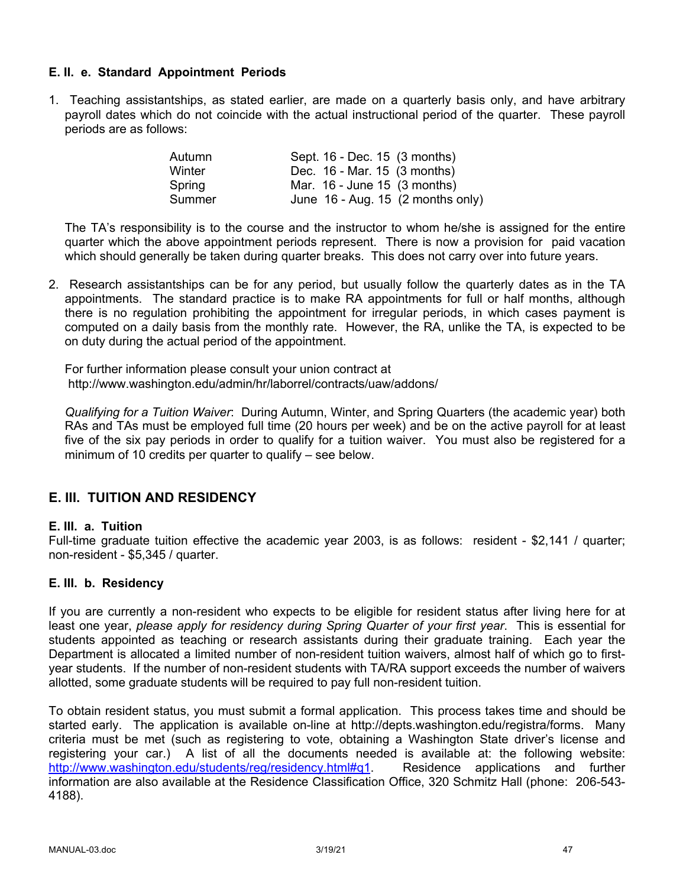### E. II. e. Standard Appointment Periods

1. Teaching assistantships, as stated earlier, are made on a quarterly basis only, and have arbitrary payroll dates which do not coincide with the actual instructional period of the quarter. These payroll periods are as follows:

   | | |
   |---|---|
   | Autumn | Sept. 16 - Dec. 15 (3 months) |
   | Winter | Dec. 16 - Mar. 15 (3 months) |
   | Spring | Mar. 16 - June 15 (3 months) |
   | Summer | June 16 - Aug. 15 (2 months only) |

   The TA's responsibility is to the course and the instructor to whom he/she is assigned for the entire quarter which the above appointment periods represent. There is now a provision for paid vacation which should generally be taken during quarter breaks. This does not carry over into future years.

2. Research assistantships can be for any period, but usually follow the quarterly dates as in the TA appointments. The standard practice is to make RA appointments for full or half months, although there is no regulation prohibiting the appointment for irregular periods, in which cases payment is computed on a daily basis from the monthly rate. However, the RA, unlike the TA, is expected to be on duty during the actual period of the appointment.

   For further information please consult your union contract at http://www.washington.edu/admin/hr/laborrel/contracts/uaw/addons/

   *Qualifying for a Tuition Waiver*: During Autumn, Winter, and Spring Quarters (the academic year) both RAs and TAs must be employed full time (20 hours per week) and be on the active payroll for at least five of the six pay periods in order to qualify for a tuition waiver. You must also be registered for a minimum of 10 credits per quarter to qualify – see below.

## E. III. TUITION AND RESIDENCY

### E. III. a. Tuition

Full-time graduate tuition effective the academic year 2003, is as follows: resident - $2,141 / quarter; non-resident - $5,345 / quarter.

### E. III. b. Residency

If you are currently a non-resident who expects to be eligible for resident status after living here for at least one year, *please apply for residency during Spring Quarter of your first year*. This is essential for students appointed as teaching or research assistants during their graduate training. Each year the Department is allocated a limited number of non-resident tuition waivers, almost half of which go to first-year students. If the number of non-resident students with TA/RA support exceeds the number of waivers allotted, some graduate students will be required to pay full non-resident tuition.

To obtain resident status, you must submit a formal application. This process takes time and should be started early. The application is available on-line at http://depts.washington.edu/registra/forms. Many criteria must be met (such as registering to vote, obtaining a Washington State driver's license and registering your car.) A list of all the documents needed is available at: the following website: http://www.washington.edu/students/reg/residency.html#q1. Residence applications and further information are also available at the Residence Classification Office, 320 Schmitz Hall (phone: 206-543-4188).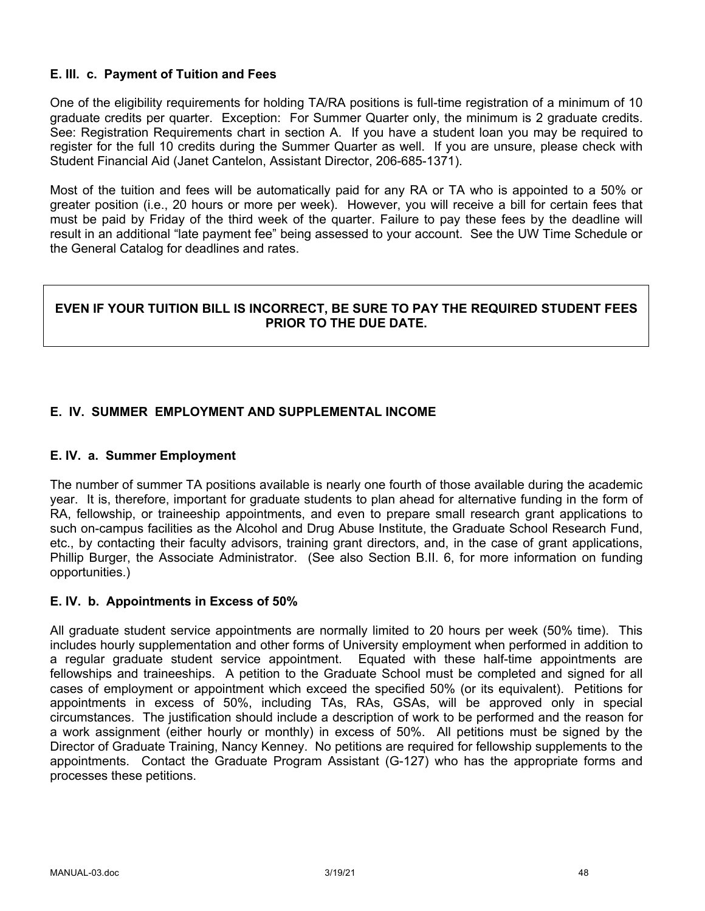### E. III. c. Payment of Tuition and Fees

One of the eligibility requirements for holding TA/RA positions is full-time registration of a minimum of 10 graduate credits per quarter. Exception: For Summer Quarter only, the minimum is 2 graduate credits. See: Registration Requirements chart in section A. If you have a student loan you may be required to register for the full 10 credits during the Summer Quarter as well. If you are unsure, please check with Student Financial Aid (Janet Cantelon, Assistant Director, 206-685-1371).

Most of the tuition and fees will be automatically paid for any RA or TA who is appointed to a 50% or greater position (i.e., 20 hours or more per week). However, you will receive a bill for certain fees that must be paid by Friday of the third week of the quarter. Failure to pay these fees by the deadline will result in an additional "late payment fee" being assessed to your account. See the UW Time Schedule or the General Catalog for deadlines and rates.

**EVEN IF YOUR TUITION BILL IS INCORRECT, BE SURE TO PAY THE REQUIRED STUDENT FEES PRIOR TO THE DUE DATE.**

## E. IV. SUMMER EMPLOYMENT AND SUPPLEMENTAL INCOME

### E. IV. a. Summer Employment

The number of summer TA positions available is nearly one fourth of those available during the academic year. It is, therefore, important for graduate students to plan ahead for alternative funding in the form of RA, fellowship, or traineeship appointments, and even to prepare small research grant applications to such on-campus facilities as the Alcohol and Drug Abuse Institute, the Graduate School Research Fund, etc., by contacting their faculty advisors, training grant directors, and, in the case of grant applications, Phillip Burger, the Associate Administrator. (See also Section B.II. 6, for more information on funding opportunities.)

### E. IV. b. Appointments in Excess of 50%

All graduate student service appointments are normally limited to 20 hours per week (50% time). This includes hourly supplementation and other forms of University employment when performed in addition to a regular graduate student service appointment. Equated with these half-time appointments are fellowships and traineeships. A petition to the Graduate School must be completed and signed for all cases of employment or appointment which exceed the specified 50% (or its equivalent). Petitions for appointments in excess of 50%, including TAs, RAs, GSAs, will be approved only in special circumstances. The justification should include a description of work to be performed and the reason for a work assignment (either hourly or monthly) in excess of 50%. All petitions must be signed by the Director of Graduate Training, Nancy Kenney. No petitions are required for fellowship supplements to the appointments. Contact the Graduate Program Assistant (G-127) who has the appropriate forms and processes these petitions.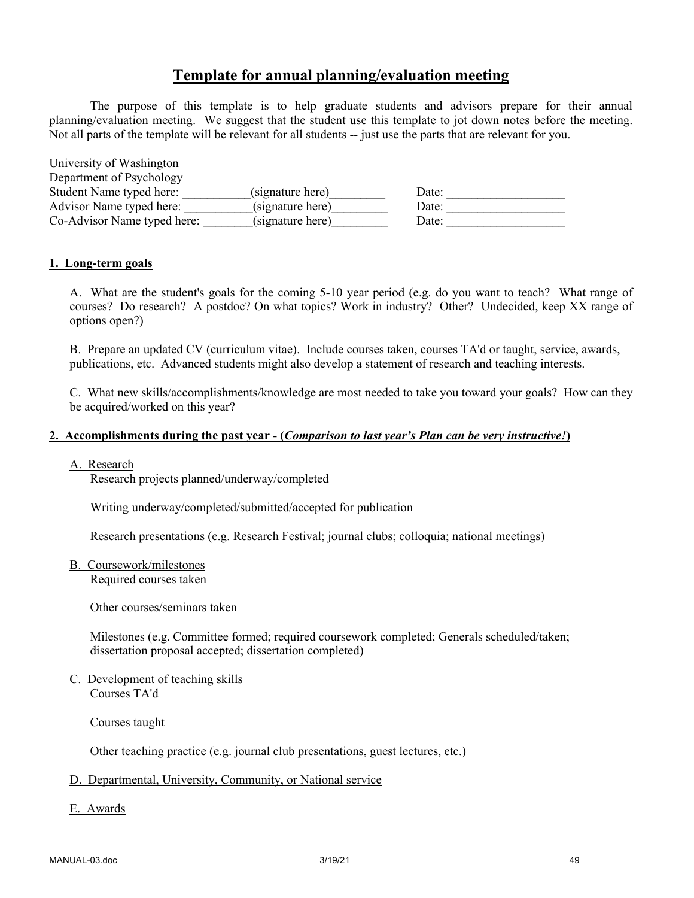# Template for annual planning/evaluation meeting

The purpose of this template is to help graduate students and advisors prepare for their annual planning/evaluation meeting. We suggest that the student use this template to jot down notes before the meeting. Not all parts of the template will be relevant for all students -- just use the parts that are relevant for you.

University of Washington
Department of Psychology
Student Name typed here: ___________(signature here)_________ Date: ___________________
Advisor Name typed here: ___________(signature here)_________ Date: ___________________
Co-Advisor Name typed here: ________(signature here)_________ Date: ___________________

## 1. Long-term goals

A. What are the student's goals for the coming 5-10 year period (e.g. do you want to teach? What range of courses? Do research? A postdoc? On what topics? Work in industry? Other? Undecided, keep XX range of options open?)

B. Prepare an updated CV (curriculum vitae). Include courses taken, courses TA'd or taught, service, awards, publications, etc. Advanced students might also develop a statement of research and teaching interests.

C. What new skills/accomplishments/knowledge are most needed to take you toward your goals? How can they be acquired/worked on this year?

## 2. Accomplishments during the past year - (*Comparison to last year's Plan can be very instructive!*)

A. Research

Research projects planned/underway/completed

Writing underway/completed/submitted/accepted for publication

Research presentations (e.g. Research Festival; journal clubs; colloquia; national meetings)

B. Coursework/milestones

Required courses taken

Other courses/seminars taken

Milestones (e.g. Committee formed; required coursework completed; Generals scheduled/taken; dissertation proposal accepted; dissertation completed)

C. Development of teaching skills

Courses TA'd

Courses taught

Other teaching practice (e.g. journal club presentations, guest lectures, etc.)

D. Departmental, University, Community, or National service

E. Awards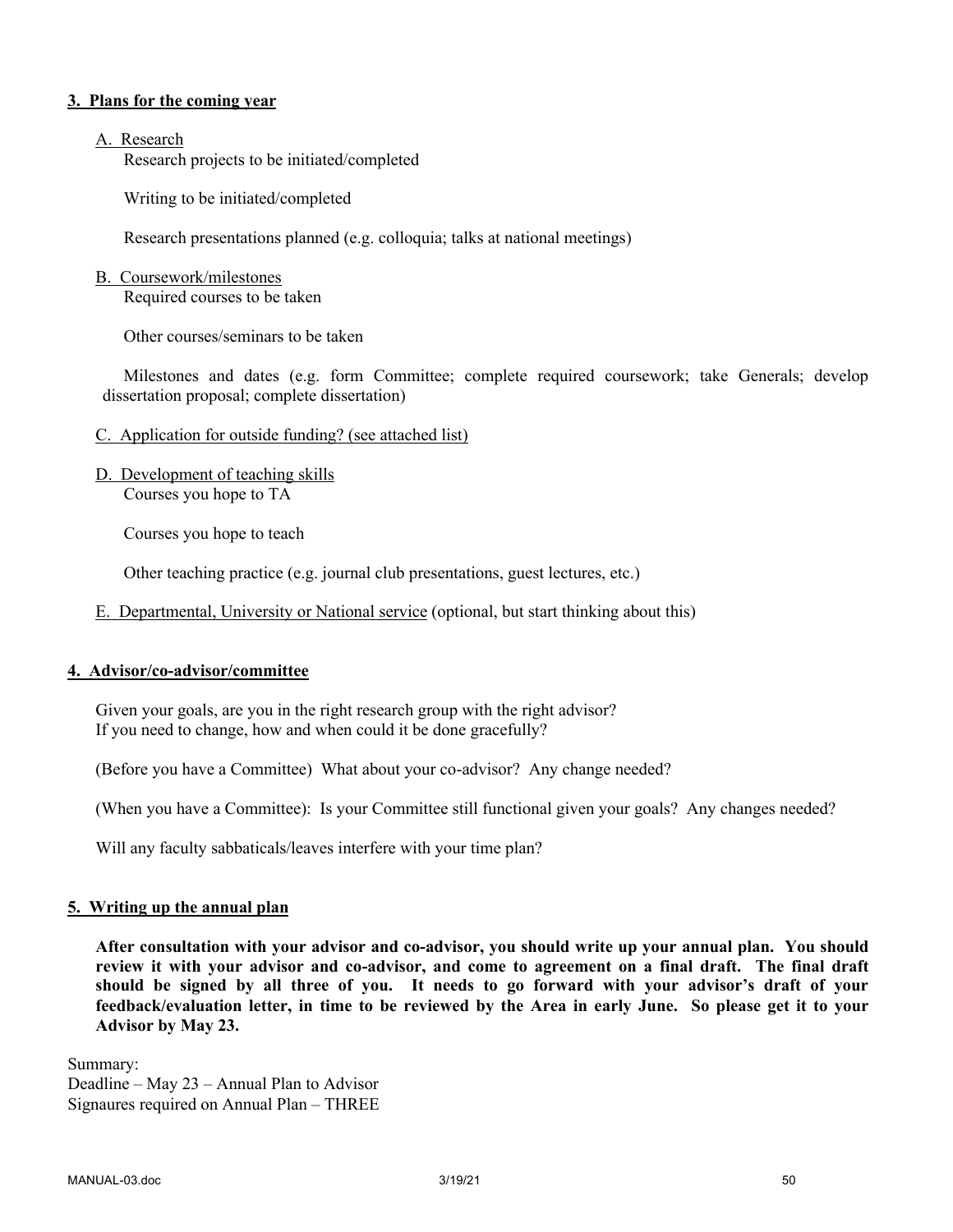**3. Plans for the coming year**

A. Research

Research projects to be initiated/completed

Writing to be initiated/completed

Research presentations planned (e.g. colloquia; talks at national meetings)

B. Coursework/milestones

Required courses to be taken

Other courses/seminars to be taken

Milestones and dates (e.g. form Committee; complete required coursework; take Generals; develop dissertation proposal; complete dissertation)

C. Application for outside funding? (see attached list)

D. Development of teaching skills

Courses you hope to TA

Courses you hope to teach

Other teaching practice (e.g. journal club presentations, guest lectures, etc.)

E. Departmental, University or National service (optional, but start thinking about this)

**4. Advisor/co-advisor/committee**

Given your goals, are you in the right research group with the right advisor?
If you need to change, how and when could it be done gracefully?

(Before you have a Committee) What about your co-advisor? Any change needed?

(When you have a Committee): Is your Committee still functional given your goals? Any changes needed?

Will any faculty sabbaticals/leaves interfere with your time plan?

**5. Writing up the annual plan**

**After consultation with your advisor and co-advisor, you should write up your annual plan. You should review it with your advisor and co-advisor, and come to agreement on a final draft. The final draft should be signed by all three of you. It needs to go forward with your advisor's draft of your feedback/evaluation letter, in time to be reviewed by the Area in early June. So please get it to your Advisor by May 23.**

Summary:
Deadline – May 23 – Annual Plan to Advisor
Signaures required on Annual Plan – THREE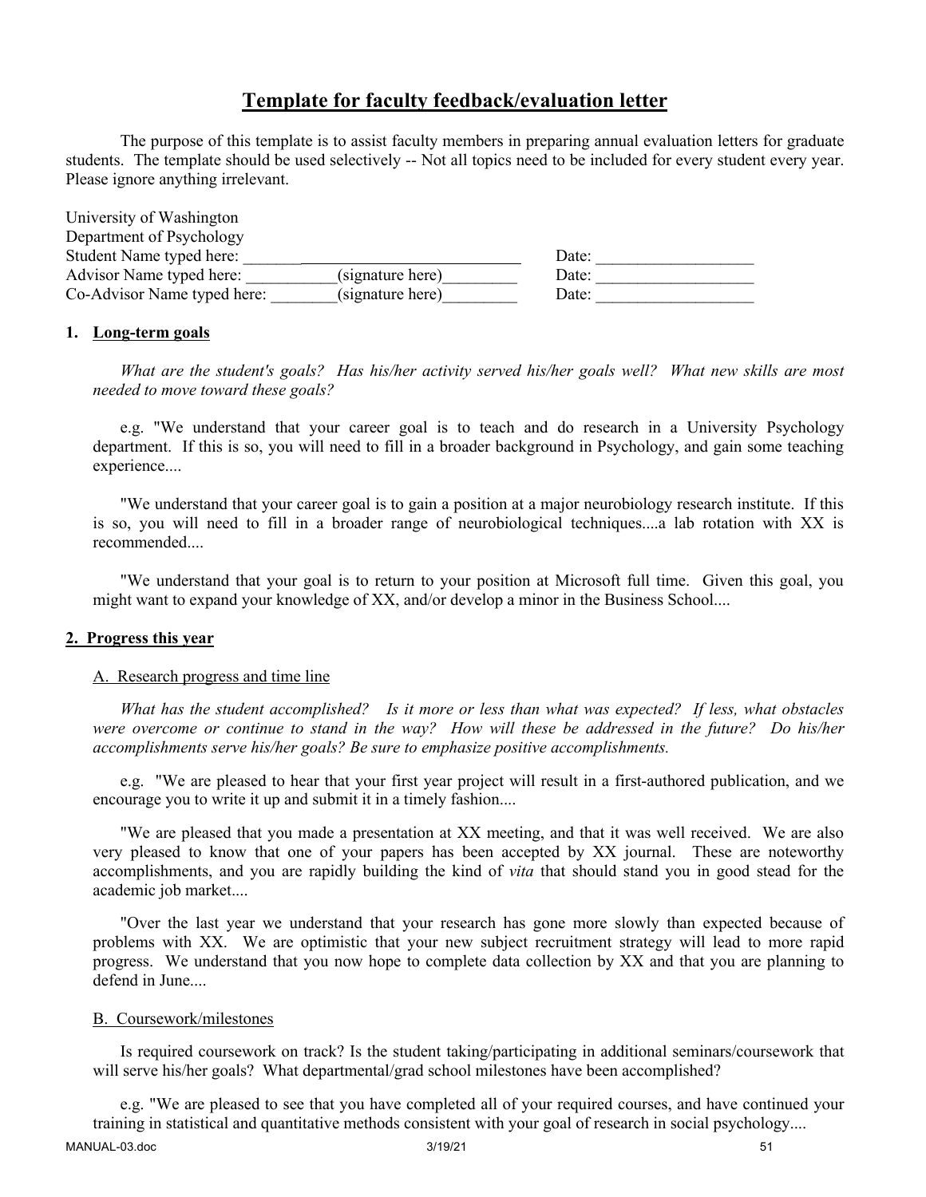# Template for faculty feedback/evaluation letter

The purpose of this template is to assist faculty members in preparing annual evaluation letters for graduate students. The template should be used selectively -- Not all topics need to be included for every student every year. Please ignore anything irrelevant.

University of Washington
Department of Psychology

| | |
|---|---|
| Student Name typed here: ___________________________________ | Date: ___________________ |
| Advisor Name typed here: ___________(signature here)_________ | Date: ___________________ |
| Co-Advisor Name typed here: ________(signature here)_________ | Date: ___________________ |

## 1. Long-term goals

*What are the student's goals? Has his/her activity served his/her goals well? What new skills are most needed to move toward these goals?*

e.g. "We understand that your career goal is to teach and do research in a University Psychology department. If this is so, you will need to fill in a broader background in Psychology, and gain some teaching experience....

"We understand that your career goal is to gain a position at a major neurobiology research institute. If this is so, you will need to fill in a broader range of neurobiological techniques....a lab rotation with XX is recommended....

"We understand that your goal is to return to your position at Microsoft full time. Given this goal, you might want to expand your knowledge of XX, and/or develop a minor in the Business School....

## 2. Progress this year

### A. Research progress and time line

*What has the student accomplished? Is it more or less than what was expected? If less, what obstacles were overcome or continue to stand in the way? How will these be addressed in the future? Do his/her accomplishments serve his/her goals? Be sure to emphasize positive accomplishments.*

e.g. "We are pleased to hear that your first year project will result in a first-authored publication, and we encourage you to write it up and submit it in a timely fashion....

"We are pleased that you made a presentation at XX meeting, and that it was well received. We are also very pleased to know that one of your papers has been accepted by XX journal. These are noteworthy accomplishments, and you are rapidly building the kind of *vita* that should stand you in good stead for the academic job market....

"Over the last year we understand that your research has gone more slowly than expected because of problems with XX. We are optimistic that your new subject recruitment strategy will lead to more rapid progress. We understand that you now hope to complete data collection by XX and that you are planning to defend in June....

### B. Coursework/milestones

Is required coursework on track? Is the student taking/participating in additional seminars/coursework that will serve his/her goals? What departmental/grad school milestones have been accomplished?

e.g. "We are pleased to see that you have completed all of your required courses, and have continued your training in statistical and quantitative methods consistent with your goal of research in social psychology....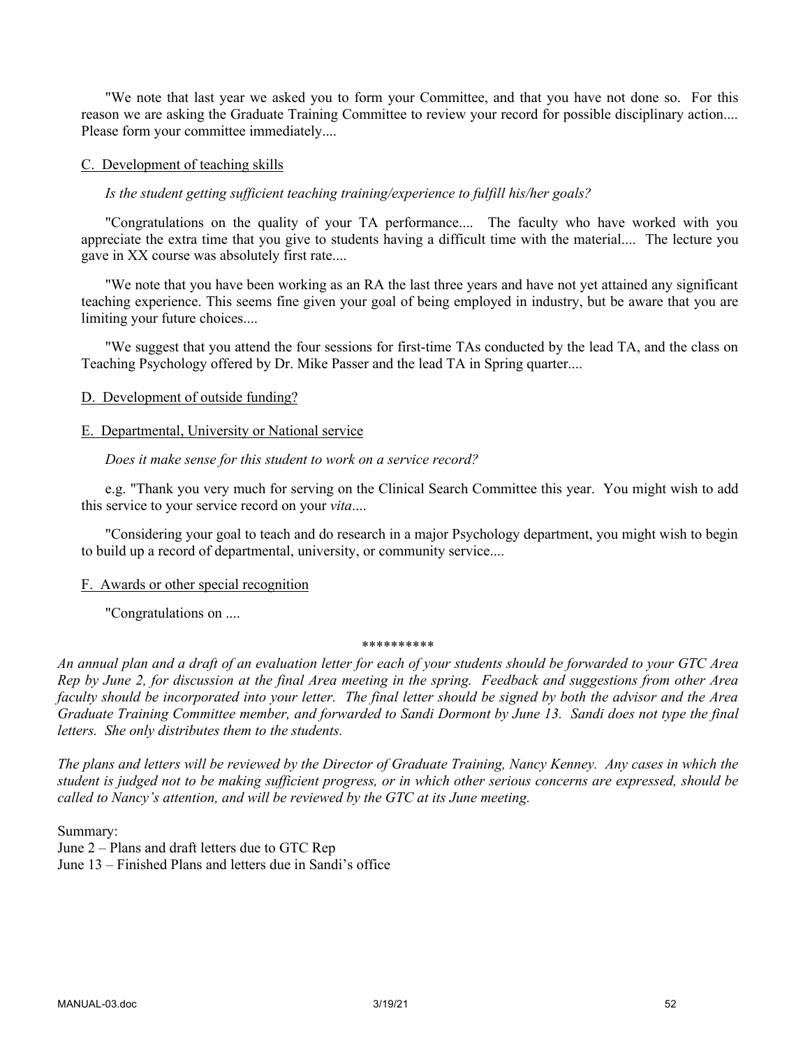"We note that last year we asked you to form your Committee, and that you have not done so. For this reason we are asking the Graduate Training Committee to review your record for possible disciplinary action.... Please form your committee immediately....

C. Development of teaching skills

*Is the student getting sufficient teaching training/experience to fulfill his/her goals?*

"Congratulations on the quality of your TA performance.... The faculty who have worked with you appreciate the extra time that you give to students having a difficult time with the material.... The lecture you gave in XX course was absolutely first rate....

"We note that you have been working as an RA the last three years and have not yet attained any significant teaching experience. This seems fine given your goal of being employed in industry, but be aware that you are limiting your future choices....

"We suggest that you attend the four sessions for first-time TAs conducted by the lead TA, and the class on Teaching Psychology offered by Dr. Mike Passer and the lead TA in Spring quarter....

D. Development of outside funding?

E. Departmental, University or National service

*Does it make sense for this student to work on a service record?*

e.g. "Thank you very much for serving on the Clinical Search Committee this year. You might wish to add this service to your service record on your *vita*....

"Considering your goal to teach and do research in a major Psychology department, you might wish to begin to build up a record of departmental, university, or community service....

F. Awards or other special recognition

"Congratulations on ....

**********

*An annual plan and a draft of an evaluation letter for each of your students should be forwarded to your GTC Area Rep by June 2, for discussion at the final Area meeting in the spring. Feedback and suggestions from other Area faculty should be incorporated into your letter. The final letter should be signed by both the advisor and the Area Graduate Training Committee member, and forwarded to Sandi Dormont by June 13. Sandi does not type the final letters. She only distributes them to the students.*

*The plans and letters will be reviewed by the Director of Graduate Training, Nancy Kenney. Any cases in which the student is judged not to be making sufficient progress, or in which other serious concerns are expressed, should be called to Nancy's attention, and will be reviewed by the GTC at its June meeting.*

Summary:
June 2 – Plans and draft letters due to GTC Rep
June 13 – Finished Plans and letters due in Sandi's office